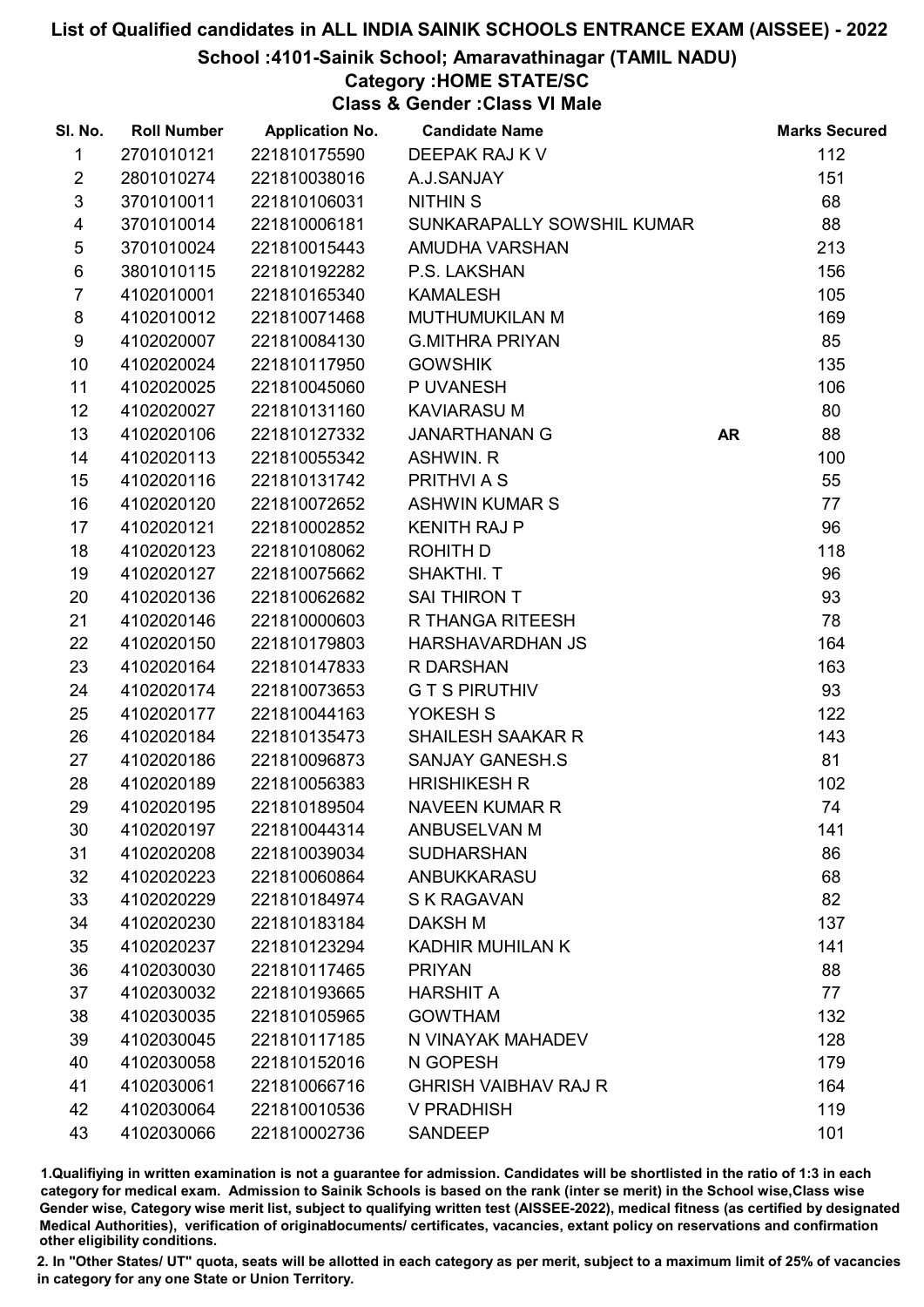# List of Qualified candidates in ALL INDIA SAINIK SCHOOLS ENTRANCE EXAM (AISSEE) - 2022

## School :4101-Sainik School; Amaravathinagar (TAMIL NADU)

### Category :HOME STATE/SC

### Class & Gender :Class VI Male

| Sl. No. | Roll Number | Application No. | Candidate Name | | Marks Secured |
|---|---|---|---|---|---|
| 1 | 2701010121 | 221810175590 | DEEPAK RAJ K V | | 112 |
| 2 | 2801010274 | 221810038016 | A.J.SANJAY | | 151 |
| 3 | 3701010011 | 221810106031 | NITHIN S | | 68 |
| 4 | 3701010014 | 221810006181 | SUNKARAPALLY SOWSHIL KUMAR | | 88 |
| 5 | 3701010024 | 221810015443 | AMUDHA VARSHAN | | 213 |
| 6 | 3801010115 | 221810192282 | P.S. LAKSHAN | | 156 |
| 7 | 4102010001 | 221810165340 | KAMALESH | | 105 |
| 8 | 4102010012 | 221810071468 | MUTHUMUKILAN M | | 169 |
| 9 | 4102020007 | 221810084130 | G.MITHRA PRIYAN | | 85 |
| 10 | 4102020024 | 221810117950 | GOWSHIK | | 135 |
| 11 | 4102020025 | 221810045060 | P UVANESH | | 106 |
| 12 | 4102020027 | 221810131160 | KAVIARASU M | | 80 |
| 13 | 4102020106 | 221810127332 | JANARTHANAN G | AR | 88 |
| 14 | 4102020113 | 221810055342 | ASHWIN. R | | 100 |
| 15 | 4102020116 | 221810131742 | PRITHVI A S | | 55 |
| 16 | 4102020120 | 221810072652 | ASHWIN KUMAR S | | 77 |
| 17 | 4102020121 | 221810002852 | KENITH RAJ P | | 96 |
| 18 | 4102020123 | 221810108062 | ROHITH D | | 118 |
| 19 | 4102020127 | 221810075662 | SHAKTHI. T | | 96 |
| 20 | 4102020136 | 221810062682 | SAI THIRON T | | 93 |
| 21 | 4102020146 | 221810000603 | R THANGA RITEESH | | 78 |
| 22 | 4102020150 | 221810179803 | HARSHAVARDHAN JS | | 164 |
| 23 | 4102020164 | 221810147833 | R DARSHAN | | 163 |
| 24 | 4102020174 | 221810073653 | G T S PIRUTHIV | | 93 |
| 25 | 4102020177 | 221810044163 | YOKESH S | | 122 |
| 26 | 4102020184 | 221810135473 | SHAILESH SAAKAR R | | 143 |
| 27 | 4102020186 | 221810096873 | SANJAY GANESH.S | | 81 |
| 28 | 4102020189 | 221810056383 | HRISHIKESH R | | 102 |
| 29 | 4102020195 | 221810189504 | NAVEEN KUMAR R | | 74 |
| 30 | 4102020197 | 221810044314 | ANBUSELVAN M | | 141 |
| 31 | 4102020208 | 221810039034 | SUDHARSHAN | | 86 |
| 32 | 4102020223 | 221810060864 | ANBUKKARASU | | 68 |
| 33 | 4102020229 | 221810184974 | S K RAGAVAN | | 82 |
| 34 | 4102020230 | 221810183184 | DAKSH M | | 137 |
| 35 | 4102020237 | 221810123294 | KADHIR MUHILAN K | | 141 |
| 36 | 4102030030 | 221810117465 | PRIYAN | | 88 |
| 37 | 4102030032 | 221810193665 | HARSHIT A | | 77 |
| 38 | 4102030035 | 221810105965 | GOWTHAM | | 132 |
| 39 | 4102030045 | 221810117185 | N VINAYAK MAHADEV | | 128 |
| 40 | 4102030058 | 221810152016 | N GOPESH | | 179 |
| 41 | 4102030061 | 221810066716 | GHRISH VAIBHAV RAJ R | | 164 |
| 42 | 4102030064 | 221810010536 | V PRADHISH | | 119 |
| 43 | 4102030066 | 221810002736 | SANDEEP | | 101 |

1.Qualifying in written examination is not a guarantee for admission. Candidates will be shortlisted in the ratio of 1:3 in each category for medical exam. Admission to Sainik Schools is based on the rank (inter se merit) in the School wise,Class wise Gender wise, Category wise merit list, subject to qualifying written test (AISSEE-2022), medical fitness (as certified by designated Medical Authorities), verification of originaldocuments/ certificates, vacancies, extant policy on reservations and confirmation other eligibility conditions.

2. In "Other States/ UT" quota, seats will be allotted in each category as per merit, subject to a maximum limit of 25% of vacancies in category for any one State or Union Territory.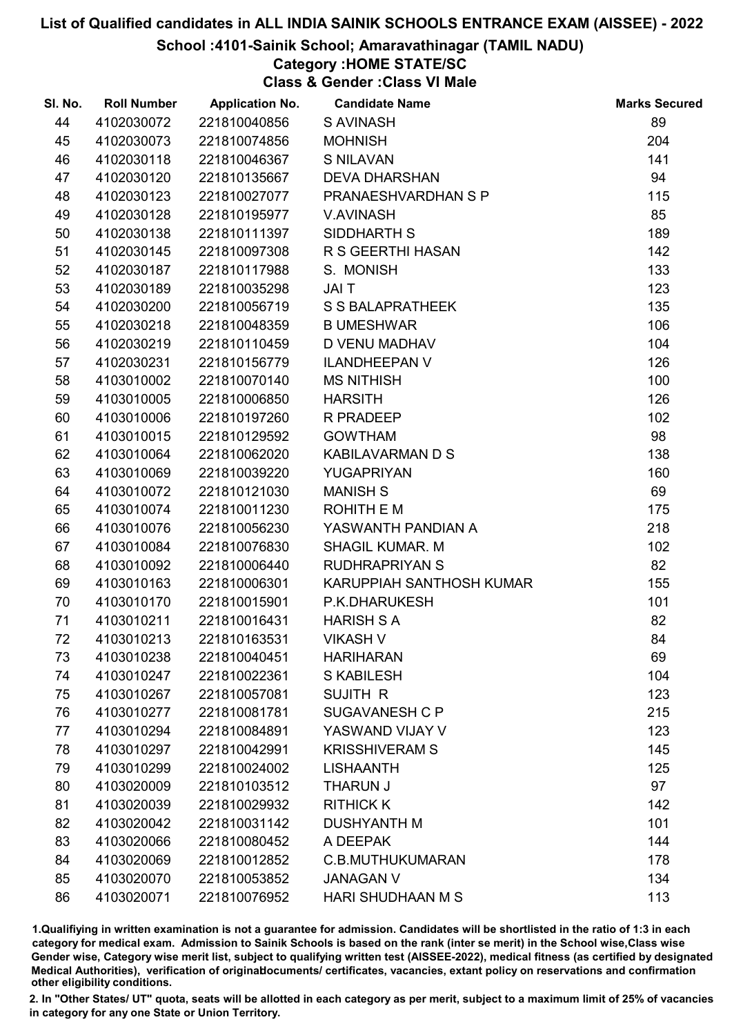# List of Qualified candidates in ALL INDIA SAINIK SCHOOLS ENTRANCE EXAM (AISSEE) - 2022

## School :4101-Sainik School; Amaravathinagar (TAMIL NADU)

### Category :HOME STATE/SC

### Class & Gender :Class VI Male

| Sl. No. | Roll Number | Application No. | Candidate Name | Marks Secured |
|---|---|---|---|---|
| 44 | 4102030072 | 221810040856 | S AVINASH | 89 |
| 45 | 4102030073 | 221810074856 | MOHNISH | 204 |
| 46 | 4102030118 | 221810046367 | S NILAVAN | 141 |
| 47 | 4102030120 | 221810135667 | DEVA DHARSHAN | 94 |
| 48 | 4102030123 | 221810027077 | PRANAESHVARDHAN S P | 115 |
| 49 | 4102030128 | 221810195977 | V.AVINASH | 85 |
| 50 | 4102030138 | 221810111397 | SIDDHARTH S | 189 |
| 51 | 4102030145 | 221810097308 | R S GEERTHI HASAN | 142 |
| 52 | 4102030187 | 221810117988 | S. MONISH | 133 |
| 53 | 4102030189 | 221810035298 | JAI T | 123 |
| 54 | 4102030200 | 221810056719 | S S BALAPRATHEEK | 135 |
| 55 | 4102030218 | 221810048359 | B UMESHWAR | 106 |
| 56 | 4102030219 | 221810110459 | D VENU MADHAV | 104 |
| 57 | 4102030231 | 221810156779 | ILANDHEEPAN V | 126 |
| 58 | 4103010002 | 221810070140 | MS NITHISH | 100 |
| 59 | 4103010005 | 221810006850 | HARSITH | 126 |
| 60 | 4103010006 | 221810197260 | R PRADEEP | 102 |
| 61 | 4103010015 | 221810129592 | GOWTHAM | 98 |
| 62 | 4103010064 | 221810062020 | KABILAVARMAN D S | 138 |
| 63 | 4103010069 | 221810039220 | YUGAPRIYAN | 160 |
| 64 | 4103010072 | 221810121030 | MANISH S | 69 |
| 65 | 4103010074 | 221810011230 | ROHITH E M | 175 |
| 66 | 4103010076 | 221810056230 | YASWANTH PANDIAN A | 218 |
| 67 | 4103010084 | 221810076830 | SHAGIL KUMAR. M | 102 |
| 68 | 4103010092 | 221810006440 | RUDHRAPRIYAN S | 82 |
| 69 | 4103010163 | 221810006301 | KARUPPIAH SANTHOSH KUMAR | 155 |
| 70 | 4103010170 | 221810015901 | P.K.DHARUKESH | 101 |
| 71 | 4103010211 | 221810016431 | HARISH S A | 82 |
| 72 | 4103010213 | 221810163531 | VIKASH V | 84 |
| 73 | 4103010238 | 221810040451 | HARIHARAN | 69 |
| 74 | 4103010247 | 221810022361 | S KABILESH | 104 |
| 75 | 4103010267 | 221810057081 | SUJITH R | 123 |
| 76 | 4103010277 | 221810081781 | SUGAVANESH C P | 215 |
| 77 | 4103010294 | 221810084891 | YASWAND VIJAY V | 123 |
| 78 | 4103010297 | 221810042991 | KRISSHIVERAM S | 145 |
| 79 | 4103010299 | 221810024002 | LISHAANTH | 125 |
| 80 | 4103020009 | 221810103512 | THARUN J | 97 |
| 81 | 4103020039 | 221810029932 | RITHICK K | 142 |
| 82 | 4103020042 | 221810031142 | DUSHYANTH M | 101 |
| 83 | 4103020066 | 221810080452 | A DEEPAK | 144 |
| 84 | 4103020069 | 221810012852 | C.B.MUTHUKUMARAN | 178 |
| 85 | 4103020070 | 221810053852 | JANAGAN V | 134 |
| 86 | 4103020071 | 221810076952 | HARI SHUDHAAN M S | 113 |

1.Qualifiying in written examination is not a guarantee for admission. Candidates will be shortlisted in the ratio of 1:3 in each category for medical exam. Admission to Sainik Schools is based on the rank (inter se merit) in the School wise,Class wise Gender wise, Category wise merit list, subject to qualifying written test (AISSEE-2022), medical fitness (as certified by designated Medical Authorities), verification of originaldocuments/ certificates, vacancies, extant policy on reservations and confirmation other eligibility conditions.

2. In "Other States/ UT" quota, seats will be allotted in each category as per merit, subject to a maximum limit of 25% of vacancies in category for any one State or Union Territory.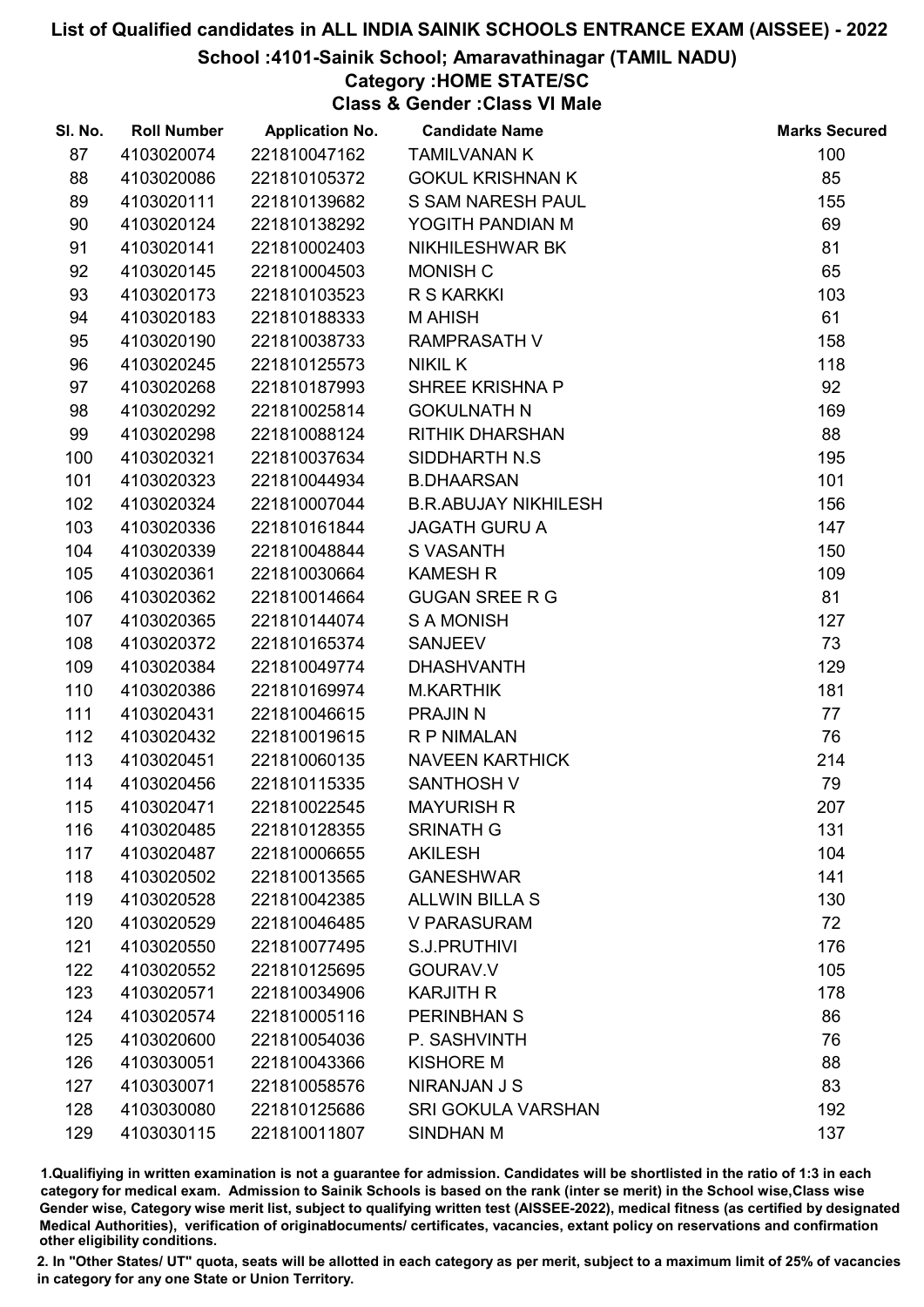# List of Qualified candidates in ALL INDIA SAINIK SCHOOLS ENTRANCE EXAM (AISSEE) - 2022

## School :4101-Sainik School; Amaravathinagar (TAMIL NADU)

### Category :HOME STATE/SC

### Class & Gender :Class VI Male

| Sl. No. | Roll Number | Application No. | Candidate Name | Marks Secured |
|---|---|---|---|---|
| 87 | 4103020074 | 221810047162 | TAMILVANAN K | 100 |
| 88 | 4103020086 | 221810105372 | GOKUL KRISHNAN K | 85 |
| 89 | 4103020111 | 221810139682 | S SAM NARESH PAUL | 155 |
| 90 | 4103020124 | 221810138292 | YOGITH PANDIAN M | 69 |
| 91 | 4103020141 | 221810002403 | NIKHILESHWAR BK | 81 |
| 92 | 4103020145 | 221810004503 | MONISH C | 65 |
| 93 | 4103020173 | 221810103523 | R S KARKKI | 103 |
| 94 | 4103020183 | 221810188333 | M AHISH | 61 |
| 95 | 4103020190 | 221810038733 | RAMPRASATH V | 158 |
| 96 | 4103020245 | 221810125573 | NIKIL K | 118 |
| 97 | 4103020268 | 221810187993 | SHREE KRISHNA P | 92 |
| 98 | 4103020292 | 221810025814 | GOKULNATH N | 169 |
| 99 | 4103020298 | 221810088124 | RITHIK DHARSHAN | 88 |
| 100 | 4103020321 | 221810037634 | SIDDHARTH N.S | 195 |
| 101 | 4103020323 | 221810044934 | B.DHAARSAN | 101 |
| 102 | 4103020324 | 221810007044 | B.R.ABUJAY NIKHILESH | 156 |
| 103 | 4103020336 | 221810161844 | JAGATH GURU A | 147 |
| 104 | 4103020339 | 221810048844 | S VASANTH | 150 |
| 105 | 4103020361 | 221810030664 | KAMESH R | 109 |
| 106 | 4103020362 | 221810014664 | GUGAN SREE R G | 81 |
| 107 | 4103020365 | 221810144074 | S A MONISH | 127 |
| 108 | 4103020372 | 221810165374 | SANJEEV | 73 |
| 109 | 4103020384 | 221810049774 | DHASHVANTH | 129 |
| 110 | 4103020386 | 221810169974 | M.KARTHIK | 181 |
| 111 | 4103020431 | 221810046615 | PRAJIN N | 77 |
| 112 | 4103020432 | 221810019615 | R P NIMALAN | 76 |
| 113 | 4103020451 | 221810060135 | NAVEEN KARTHICK | 214 |
| 114 | 4103020456 | 221810115335 | SANTHOSH V | 79 |
| 115 | 4103020471 | 221810022545 | MAYURISH R | 207 |
| 116 | 4103020485 | 221810128355 | SRINATH G | 131 |
| 117 | 4103020487 | 221810006655 | AKILESH | 104 |
| 118 | 4103020502 | 221810013565 | GANESHWAR | 141 |
| 119 | 4103020528 | 221810042385 | ALLWIN BILLA S | 130 |
| 120 | 4103020529 | 221810046485 | V PARASURAM | 72 |
| 121 | 4103020550 | 221810077495 | S.J.PRUTHIVI | 176 |
| 122 | 4103020552 | 221810125695 | GOURAV.V | 105 |
| 123 | 4103020571 | 221810034906 | KARJITH R | 178 |
| 124 | 4103020574 | 221810005116 | PERINBHAN S | 86 |
| 125 | 4103020600 | 221810054036 | P. SASHVINTH | 76 |
| 126 | 4103030051 | 221810043366 | KISHORE M | 88 |
| 127 | 4103030071 | 221810058576 | NIRANJAN J S | 83 |
| 128 | 4103030080 | 221810125686 | SRI GOKULA VARSHAN | 192 |
| 129 | 4103030115 | 221810011807 | SINDHAN M | 137 |

1.Qualifying in written examination is not a guarantee for admission. Candidates will be shortlisted in the ratio of 1:3 in each category for medical exam. Admission to Sainik Schools is based on the rank (inter se merit) in the School wise,Class wise Gender wise, Category wise merit list, subject to qualifying written test (AISSEE-2022), medical fitness (as certified by designated Medical Authorities), verification of originaldocuments/ certificates, vacancies, extant policy on reservations and confirmation other eligibility conditions.

2. In "Other States/ UT" quota, seats will be allotted in each category as per merit, subject to a maximum limit of 25% of vacancies in category for any one State or Union Territory.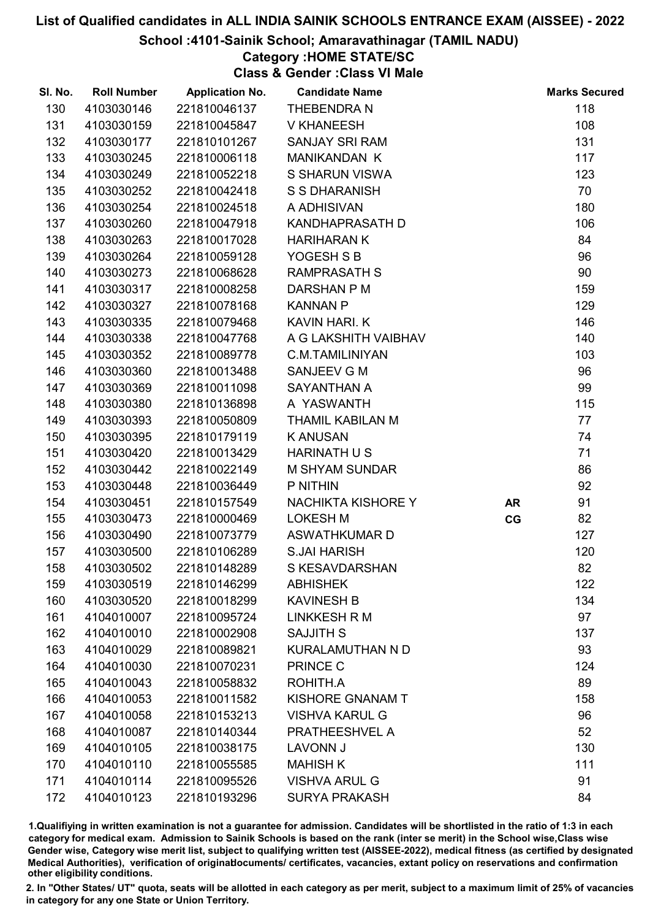# List of Qualified candidates in ALL INDIA SAINIK SCHOOLS ENTRANCE EXAM (AISSEE) - 2022

## School :4101-Sainik School; Amaravathinagar (TAMIL NADU)

### Category :HOME STATE/SC

### Class & Gender :Class VI Male

| Sl. No. | Roll Number | Application No. | Candidate Name | | Marks Secured |
|---|---|---|---|---|---|
| 130 | 4103030146 | 221810046137 | THEBENDRA N | | 118 |
| 131 | 4103030159 | 221810045847 | V KHANEESH | | 108 |
| 132 | 4103030177 | 221810101267 | SANJAY SRI RAM | | 131 |
| 133 | 4103030245 | 221810006118 | MANIKANDAN K | | 117 |
| 134 | 4103030249 | 221810052218 | S SHARUN VISWA | | 123 |
| 135 | 4103030252 | 221810042418 | S S DHARANISH | | 70 |
| 136 | 4103030254 | 221810024518 | A ADHISIVAN | | 180 |
| 137 | 4103030260 | 221810047918 | KANDHAPRASATH D | | 106 |
| 138 | 4103030263 | 221810017028 | HARIHARAN K | | 84 |
| 139 | 4103030264 | 221810059128 | YOGESH S B | | 96 |
| 140 | 4103030273 | 221810068628 | RAMPRASATH S | | 90 |
| 141 | 4103030317 | 221810008258 | DARSHAN P M | | 159 |
| 142 | 4103030327 | 221810078168 | KANNAN P | | 129 |
| 143 | 4103030335 | 221810079468 | KAVIN HARI. K | | 146 |
| 144 | 4103030338 | 221810047768 | A G LAKSHITH VAIBHAV | | 140 |
| 145 | 4103030352 | 221810089778 | C.M.TAMILINIYAN | | 103 |
| 146 | 4103030360 | 221810013488 | SANJEEV G M | | 96 |
| 147 | 4103030369 | 221810011098 | SAYANTHAN A | | 99 |
| 148 | 4103030380 | 221810136898 | A YASWANTH | | 115 |
| 149 | 4103030393 | 221810050809 | THAMIL KABILAN M | | 77 |
| 150 | 4103030395 | 221810179119 | K ANUSAN | | 74 |
| 151 | 4103030420 | 221810013429 | HARINATH U S | | 71 |
| 152 | 4103030442 | 221810022149 | M SHYAM SUNDAR | | 86 |
| 153 | 4103030448 | 221810036449 | P NITHIN | | 92 |
| 154 | 4103030451 | 221810157549 | NACHIKTA KISHORE Y | AR | 91 |
| 155 | 4103030473 | 221810000469 | LOKESH M | CG | 82 |
| 156 | 4103030490 | 221810073779 | ASWATHKUMAR D | | 127 |
| 157 | 4103030500 | 221810106289 | S.JAI HARISH | | 120 |
| 158 | 4103030502 | 221810148289 | S KESAVDARSHAN | | 82 |
| 159 | 4103030519 | 221810146299 | ABHISHEK | | 122 |
| 160 | 4103030520 | 221810018299 | KAVINESH B | | 134 |
| 161 | 4104010007 | 221810095724 | LINKKESH R M | | 97 |
| 162 | 4104010010 | 221810002908 | SAJJITH S | | 137 |
| 163 | 4104010029 | 221810089821 | KURALAMUTHAN N D | | 93 |
| 164 | 4104010030 | 221810070231 | PRINCE C | | 124 |
| 165 | 4104010043 | 221810058832 | ROHITH.A | | 89 |
| 166 | 4104010053 | 221810011582 | KISHORE GNANAM T | | 158 |
| 167 | 4104010058 | 221810153213 | VISHVA KARUL G | | 96 |
| 168 | 4104010087 | 221810140344 | PRATHEESHVEL A | | 52 |
| 169 | 4104010105 | 221810038175 | LAVONN J | | 130 |
| 170 | 4104010110 | 221810055585 | MAHISH K | | 111 |
| 171 | 4104010114 | 221810095526 | VISHVA ARUL G | | 91 |
| 172 | 4104010123 | 221810193296 | SURYA PRAKASH | | 84 |

1.Qualifiying in written examination is not a guarantee for admission. Candidates will be shortlisted in the ratio of 1:3 in each category for medical exam. Admission to Sainik Schools is based on the rank (inter se merit) in the School wise,Class wise Gender wise, Category wise merit list, subject to qualifying written test (AISSEE-2022), medical fitness (as certified by designated Medical Authorities), verification of originaldocuments/ certificates, vacancies, extant policy on reservations and confirmation other eligibility conditions.

2. In "Other States/ UT" quota, seats will be allotted in each category as per merit, subject to a maximum limit of 25% of vacancies in category for any one State or Union Territory.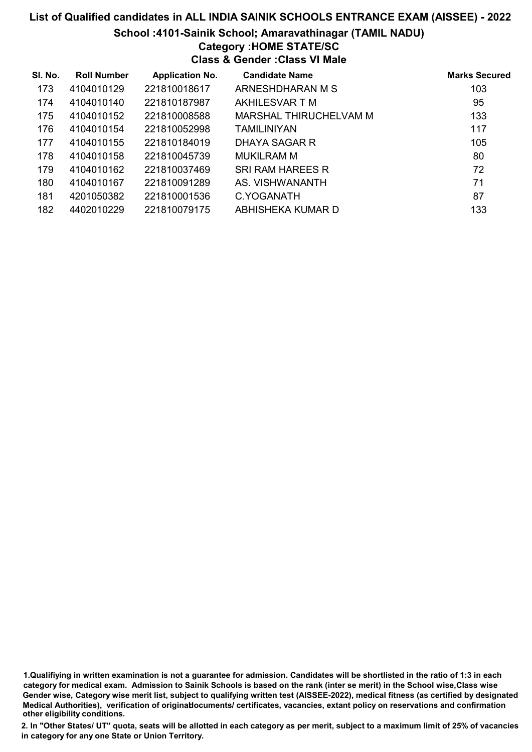# List of Qualified candidates in ALL INDIA SAINIK SCHOOLS ENTRANCE EXAM (AISSEE) - 2022

## School :4101-Sainik School; Amaravathinagar (TAMIL NADU)

### Category :HOME STATE/SC

### Class & Gender :Class VI Male

| Sl. No. | Roll Number | Application No. | Candidate Name | Marks Secured |
|---|---|---|---|---|
| 173 | 4104010129 | 221810018617 | ARNESHDHARAN M S | 103 |
| 174 | 4104010140 | 221810187987 | AKHILESVAR T M | 95 |
| 175 | 4104010152 | 221810008588 | MARSHAL THIRUCHELVAM M | 133 |
| 176 | 4104010154 | 221810052998 | TAMILINIYAN | 117 |
| 177 | 4104010155 | 221810184019 | DHAYA SAGAR R | 105 |
| 178 | 4104010158 | 221810045739 | MUKILRAM M | 80 |
| 179 | 4104010162 | 221810037469 | SRI RAM HAREES R | 72 |
| 180 | 4104010167 | 221810091289 | AS. VISHWANANTH | 71 |
| 181 | 4201050382 | 221810001536 | C.YOGANATH | 87 |
| 182 | 4402010229 | 221810079175 | ABHISHEKA KUMAR D | 133 |

1.Qualifiying in written examination is not a guarantee for admission. Candidates will be shortlisted in the ratio of 1:3 in each category for medical exam. Admission to Sainik Schools is based on the rank (inter se merit) in the School wise,Class wise Gender wise, Category wise merit list, subject to qualifying written test (AISSEE-2022), medical fitness (as certified by designated Medical Authorities), verification of originaldocuments/ certificates, vacancies, extant policy on reservations and confirmation other eligibility conditions.

2. In "Other States/ UT" quota, seats will be allotted in each category as per merit, subject to a maximum limit of 25% of vacancies in category for any one State or Union Territory.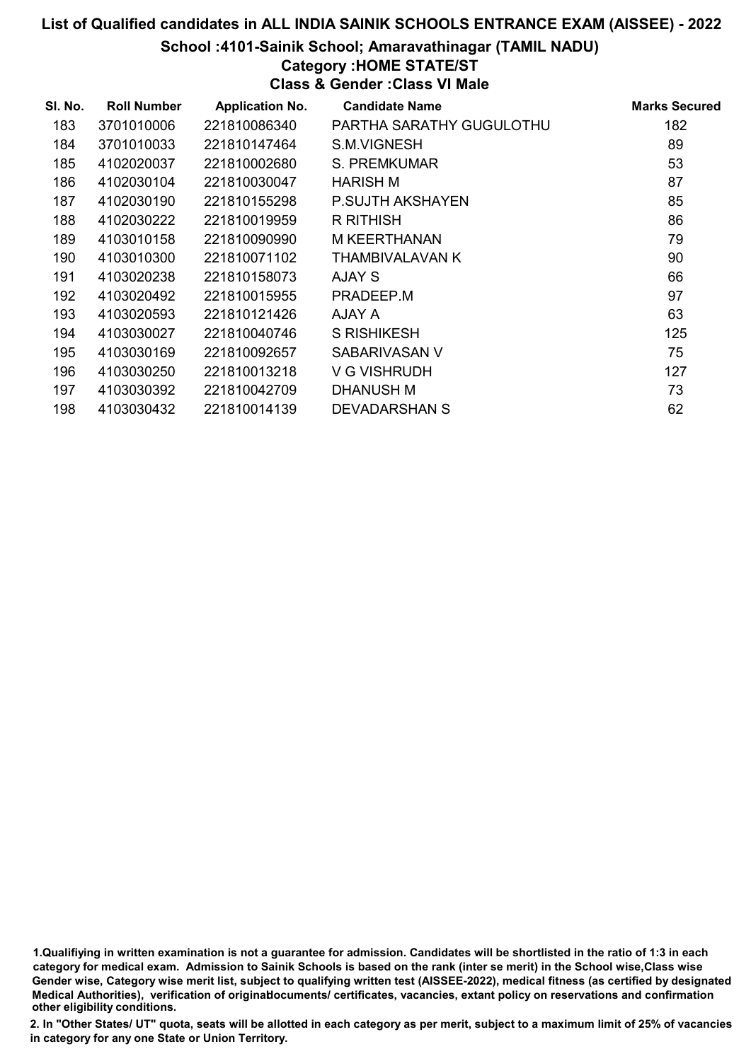# List of Qualified candidates in ALL INDIA SAINIK SCHOOLS ENTRANCE EXAM (AISSEE) - 2022

## School :4101-Sainik School; Amaravathinagar (TAMIL NADU)

### Category :HOME STATE/ST

### Class & Gender :Class VI Male

| Sl. No. | Roll Number | Application No. | Candidate Name | Marks Secured |
|---|---|---|---|---|
| 183 | 3701010006 | 221810086340 | PARTHA SARATHY GUGULOTHU | 182 |
| 184 | 3701010033 | 221810147464 | S.M.VIGNESH | 89 |
| 185 | 4102020037 | 221810002680 | S. PREMKUMAR | 53 |
| 186 | 4102030104 | 221810030047 | HARISH M | 87 |
| 187 | 4102030190 | 221810155298 | P.SUJTH AKSHAYEN | 85 |
| 188 | 4102030222 | 221810019959 | R RITHISH | 86 |
| 189 | 4103010158 | 221810090990 | M KEERTHANAN | 79 |
| 190 | 4103010300 | 221810071102 | THAMBIVALAVAN K | 90 |
| 191 | 4103020238 | 221810158073 | AJAY S | 66 |
| 192 | 4103020492 | 221810015955 | PRADEEP.M | 97 |
| 193 | 4103020593 | 221810121426 | AJAY A | 63 |
| 194 | 4103030027 | 221810040746 | S RISHIKESH | 125 |
| 195 | 4103030169 | 221810092657 | SABARIVASAN V | 75 |
| 196 | 4103030250 | 221810013218 | V G VISHRUDH | 127 |
| 197 | 4103030392 | 221810042709 | DHANUSH M | 73 |
| 198 | 4103030432 | 221810014139 | DEVADARSHAN S | 62 |

1.Qualifiying in written examination is not a guarantee for admission. Candidates will be shortlisted in the ratio of 1:3 in each category for medical exam. Admission to Sainik Schools is based on the rank (inter se merit) in the School wise,Class wise Gender wise, Category wise merit list, subject to qualifying written test (AISSEE-2022), medical fitness (as certified by designated Medical Authorities), verification of originaldocuments/ certificates, vacancies, extant policy on reservations and confirmation other eligibility conditions.

2. In "Other States/ UT" quota, seats will be allotted in each category as per merit, subject to a maximum limit of 25% of vacancies in category for any one State or Union Territory.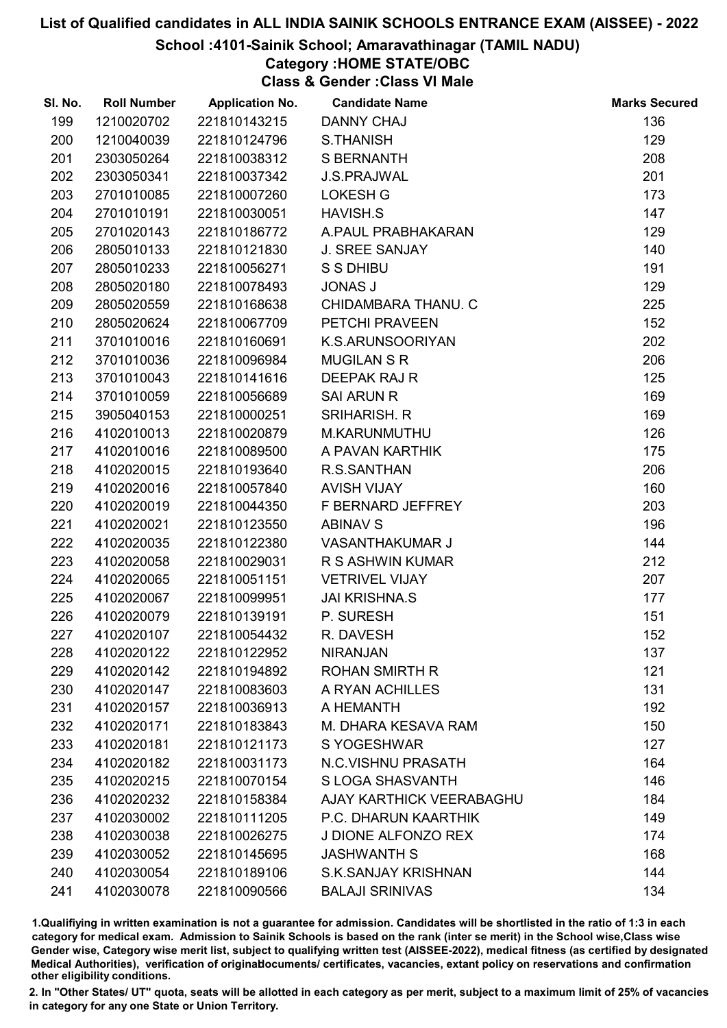# List of Qualified candidates in ALL INDIA SAINIK SCHOOLS ENTRANCE EXAM (AISSEE) - 2022

## School :4101-Sainik School; Amaravathinagar (TAMIL NADU)

### Category :HOME STATE/OBC

### Class & Gender :Class VI Male

| Sl. No. | Roll Number | Application No. | Candidate Name | Marks Secured |
|---|---|---|---|---|
| 199 | 1210020702 | 221810143215 | DANNY CHAJ | 136 |
| 200 | 1210040039 | 221810124796 | S.THANISH | 129 |
| 201 | 2303050264 | 221810038312 | S BERNANTH | 208 |
| 202 | 2303050341 | 221810037342 | J.S.PRAJWAL | 201 |
| 203 | 2701010085 | 221810007260 | LOKESH G | 173 |
| 204 | 2701010191 | 221810030051 | HAVISH.S | 147 |
| 205 | 2701020143 | 221810186772 | A.PAUL PRABHAKARAN | 129 |
| 206 | 2805010133 | 221810121830 | J. SREE SANJAY | 140 |
| 207 | 2805010233 | 221810056271 | S S DHIBU | 191 |
| 208 | 2805020180 | 221810078493 | JONAS J | 129 |
| 209 | 2805020559 | 221810168638 | CHIDAMBARA THANU. C | 225 |
| 210 | 2805020624 | 221810067709 | PETCHI PRAVEEN | 152 |
| 211 | 3701010016 | 221810160691 | K.S.ARUNSOORIYAN | 202 |
| 212 | 3701010036 | 221810096984 | MUGILAN S R | 206 |
| 213 | 3701010043 | 221810141616 | DEEPAK RAJ R | 125 |
| 214 | 3701010059 | 221810056689 | SAI ARUN R | 169 |
| 215 | 3905040153 | 221810000251 | SRIHARISH. R | 169 |
| 216 | 4102010013 | 221810020879 | M.KARUNMUTHU | 126 |
| 217 | 4102010016 | 221810089500 | A PAVAN KARTHIK | 175 |
| 218 | 4102020015 | 221810193640 | R.S.SANTHAN | 206 |
| 219 | 4102020016 | 221810057840 | AVISH VIJAY | 160 |
| 220 | 4102020019 | 221810044350 | F BERNARD JEFFREY | 203 |
| 221 | 4102020021 | 221810123550 | ABINAV S | 196 |
| 222 | 4102020035 | 221810122380 | VASANTHAKUMAR J | 144 |
| 223 | 4102020058 | 221810029031 | R S ASHWIN KUMAR | 212 |
| 224 | 4102020065 | 221810051151 | VETRIVEL VIJAY | 207 |
| 225 | 4102020067 | 221810099951 | JAI KRISHNA.S | 177 |
| 226 | 4102020079 | 221810139191 | P. SURESH | 151 |
| 227 | 4102020107 | 221810054432 | R. DAVESH | 152 |
| 228 | 4102020122 | 221810122952 | NIRANJAN | 137 |
| 229 | 4102020142 | 221810194892 | ROHAN SMIRTH R | 121 |
| 230 | 4102020147 | 221810083603 | A RYAN ACHILLES | 131 |
| 231 | 4102020157 | 221810036913 | A HEMANTH | 192 |
| 232 | 4102020171 | 221810183843 | M. DHARA KESAVA RAM | 150 |
| 233 | 4102020181 | 221810121173 | S YOGESHWAR | 127 |
| 234 | 4102020182 | 221810031173 | N.C.VISHNU PRASATH | 164 |
| 235 | 4102020215 | 221810070154 | S LOGA SHASVANTH | 146 |
| 236 | 4102020232 | 221810158384 | AJAY KARTHICK VEERABAGHU | 184 |
| 237 | 4102030002 | 221810111205 | P.C. DHARUN KAARTHIK | 149 |
| 238 | 4102030038 | 221810026275 | J DIONE ALFONZO REX | 174 |
| 239 | 4102030052 | 221810145695 | JASHWANTH S | 168 |
| 240 | 4102030054 | 221810189106 | S.K.SANJAY KRISHNAN | 144 |
| 241 | 4102030078 | 221810090566 | BALAJI SRINIVAS | 134 |

1.Qualifiying in written examination is not a guarantee for admission. Candidates will be shortlisted in the ratio of 1:3 in each category for medical exam. Admission to Sainik Schools is based on the rank (inter se merit) in the School wise,Class wise Gender wise, Category wise merit list, subject to qualifying written test (AISSEE-2022), medical fitness (as certified by designated Medical Authorities), verification of originaldocuments/ certificates, vacancies, extant policy on reservations and confirmation other eligibility conditions.

2. In "Other States/ UT" quota, seats will be allotted in each category as per merit, subject to a maximum limit of 25% of vacancies in category for any one State or Union Territory.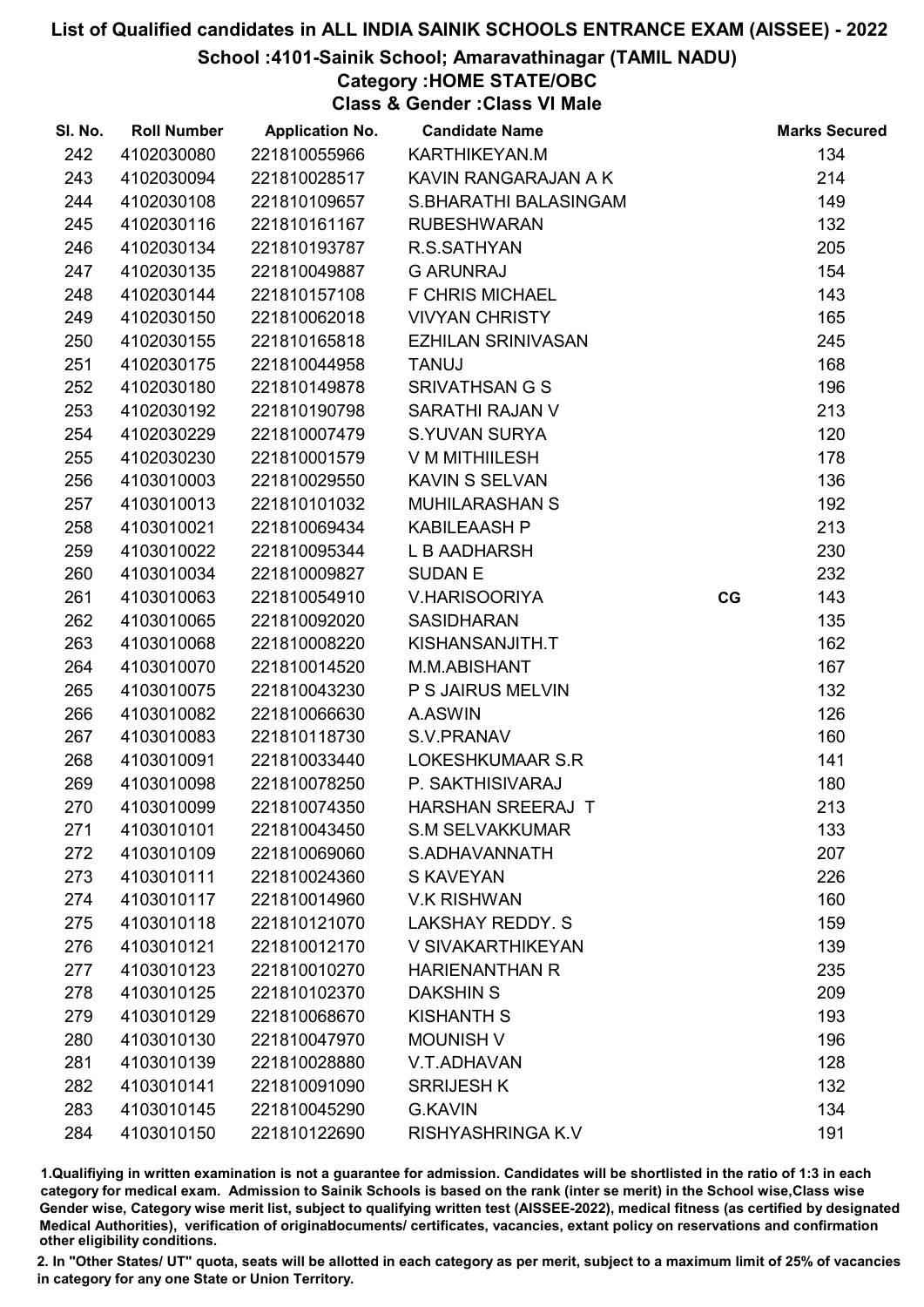# List of Qualified candidates in ALL INDIA SAINIK SCHOOLS ENTRANCE EXAM (AISSEE) - 2022

## School :4101-Sainik School; Amaravathinagar (TAMIL NADU)

### Category :HOME STATE/OBC

### Class & Gender :Class VI Male

| Sl. No. | Roll Number | Application No. | Candidate Name | | Marks Secured |
|---|---|---|---|---|---|
| 242 | 4102030080 | 221810055966 | KARTHIKEYAN.M | | 134 |
| 243 | 4102030094 | 221810028517 | KAVIN RANGARAJAN A K | | 214 |
| 244 | 4102030108 | 221810109657 | S.BHARATHI BALASINGAM | | 149 |
| 245 | 4102030116 | 221810161167 | RUBESHWARAN | | 132 |
| 246 | 4102030134 | 221810193787 | R.S.SATHYAN | | 205 |
| 247 | 4102030135 | 221810049887 | G ARUNRAJ | | 154 |
| 248 | 4102030144 | 221810157108 | F CHRIS MICHAEL | | 143 |
| 249 | 4102030150 | 221810062018 | VIVYAN CHRISTY | | 165 |
| 250 | 4102030155 | 221810165818 | EZHILAN SRINIVASAN | | 245 |
| 251 | 4102030175 | 221810044958 | TANUJ | | 168 |
| 252 | 4102030180 | 221810149878 | SRIVATHSAN G S | | 196 |
| 253 | 4102030192 | 221810190798 | SARATHI RAJAN V | | 213 |
| 254 | 4102030229 | 221810007479 | S.YUVAN SURYA | | 120 |
| 255 | 4102030230 | 221810001579 | V M MITHIILESH | | 178 |
| 256 | 4103010003 | 221810029550 | KAVIN S SELVAN | | 136 |
| 257 | 4103010013 | 221810101032 | MUHILARASHAN S | | 192 |
| 258 | 4103010021 | 221810069434 | KABILEAASH P | | 213 |
| 259 | 4103010022 | 221810095344 | L B AADHARSH | | 230 |
| 260 | 4103010034 | 221810009827 | SUDAN E | | 232 |
| 261 | 4103010063 | 221810054910 | V.HARISOORIYA | CG | 143 |
| 262 | 4103010065 | 221810092020 | SASIDHARAN | | 135 |
| 263 | 4103010068 | 221810008220 | KISHANSANJITH.T | | 162 |
| 264 | 4103010070 | 221810014520 | M.M.ABISHANT | | 167 |
| 265 | 4103010075 | 221810043230 | P S JAIRUS MELVIN | | 132 |
| 266 | 4103010082 | 221810066630 | A.ASWIN | | 126 |
| 267 | 4103010083 | 221810118730 | S.V.PRANAV | | 160 |
| 268 | 4103010091 | 221810033440 | LOKESHKUMAAR S.R | | 141 |
| 269 | 4103010098 | 221810078250 | P. SAKTHISIVARAJ | | 180 |
| 270 | 4103010099 | 221810074350 | HARSHAN SREERAJ T | | 213 |
| 271 | 4103010101 | 221810043450 | S.M SELVAKKUMAR | | 133 |
| 272 | 4103010109 | 221810069060 | S.ADHAVANNATH | | 207 |
| 273 | 4103010111 | 221810024360 | S KAVEYAN | | 226 |
| 274 | 4103010117 | 221810014960 | V.K RISHWAN | | 160 |
| 275 | 4103010118 | 221810121070 | LAKSHAY REDDY. S | | 159 |
| 276 | 4103010121 | 221810012170 | V SIVAKARTHIKEYAN | | 139 |
| 277 | 4103010123 | 221810010270 | HARIENANTHAN R | | 235 |
| 278 | 4103010125 | 221810102370 | DAKSHIN S | | 209 |
| 279 | 4103010129 | 221810068670 | KISHANTH S | | 193 |
| 280 | 4103010130 | 221810047970 | MOUNISH V | | 196 |
| 281 | 4103010139 | 221810028880 | V.T.ADHAVAN | | 128 |
| 282 | 4103010141 | 221810091090 | SRRIJESH K | | 132 |
| 283 | 4103010145 | 221810045290 | G.KAVIN | | 134 |
| 284 | 4103010150 | 221810122690 | RISHYASHRINGA K.V | | 191 |

1.Qualifiying in written examination is not a guarantee for admission. Candidates will be shortlisted in the ratio of 1:3 in each category for medical exam. Admission to Sainik Schools is based on the rank (inter se merit) in the School wise,Class wise Gender wise, Category wise merit list, subject to qualifying written test (AISSEE-2022), medical fitness (as certified by designated Medical Authorities), verification of originaldocuments/ certificates, vacancies, extant policy on reservations and confirmation other eligibility conditions.

2. In "Other States/ UT" quota, seats will be allotted in each category as per merit, subject to a maximum limit of 25% of vacancies in category for any one State or Union Territory.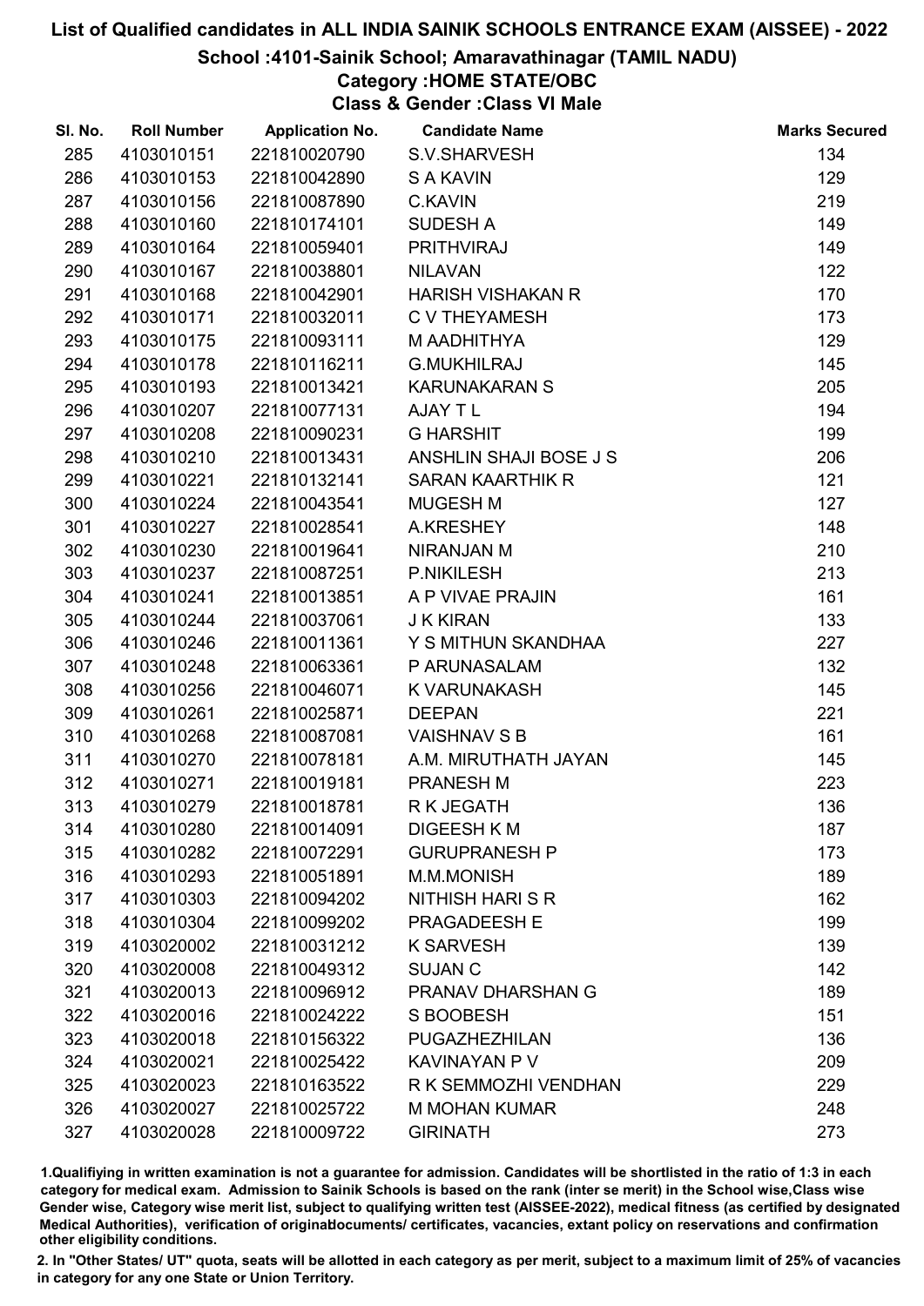# List of Qualified candidates in ALL INDIA SAINIK SCHOOLS ENTRANCE EXAM (AISSEE) - 2022

## School :4101-Sainik School; Amaravathinagar (TAMIL NADU)

### Category :HOME STATE/OBC

### Class & Gender :Class VI Male

| Sl. No. | Roll Number | Application No. | Candidate Name | Marks Secured |
|---|---|---|---|---|
| 285 | 4103010151 | 221810020790 | S.V.SHARVESH | 134 |
| 286 | 4103010153 | 221810042890 | S A KAVIN | 129 |
| 287 | 4103010156 | 221810087890 | C.KAVIN | 219 |
| 288 | 4103010160 | 221810174101 | SUDESH A | 149 |
| 289 | 4103010164 | 221810059401 | PRITHVIRAJ | 149 |
| 290 | 4103010167 | 221810038801 | NILAVAN | 122 |
| 291 | 4103010168 | 221810042901 | HARISH VISHAKAN R | 170 |
| 292 | 4103010171 | 221810032011 | C V THEYAMESH | 173 |
| 293 | 4103010175 | 221810093111 | M AADHITHYA | 129 |
| 294 | 4103010178 | 221810116211 | G.MUKHILRAJ | 145 |
| 295 | 4103010193 | 221810013421 | KARUNAKARAN S | 205 |
| 296 | 4103010207 | 221810077131 | AJAY T L | 194 |
| 297 | 4103010208 | 221810090231 | G HARSHIT | 199 |
| 298 | 4103010210 | 221810013431 | ANSHLIN SHAJI BOSE J S | 206 |
| 299 | 4103010221 | 221810132141 | SARAN KAARTHIK R | 121 |
| 300 | 4103010224 | 221810043541 | MUGESH M | 127 |
| 301 | 4103010227 | 221810028541 | A.KRESHEY | 148 |
| 302 | 4103010230 | 221810019641 | NIRANJAN M | 210 |
| 303 | 4103010237 | 221810087251 | P.NIKILESH | 213 |
| 304 | 4103010241 | 221810013851 | A P VIVAE PRAJIN | 161 |
| 305 | 4103010244 | 221810037061 | J K KIRAN | 133 |
| 306 | 4103010246 | 221810011361 | Y S MITHUN SKANDHAA | 227 |
| 307 | 4103010248 | 221810063361 | P ARUNASALAM | 132 |
| 308 | 4103010256 | 221810046071 | K VARUNAKASH | 145 |
| 309 | 4103010261 | 221810025871 | DEEPAN | 221 |
| 310 | 4103010268 | 221810087081 | VAISHNAV S B | 161 |
| 311 | 4103010270 | 221810078181 | A.M. MIRUTHATH JAYAN | 145 |
| 312 | 4103010271 | 221810019181 | PRANESH M | 223 |
| 313 | 4103010279 | 221810018781 | R K JEGATH | 136 |
| 314 | 4103010280 | 221810014091 | DIGEESH K M | 187 |
| 315 | 4103010282 | 221810072291 | GURUPRANESH P | 173 |
| 316 | 4103010293 | 221810051891 | M.M.MONISH | 189 |
| 317 | 4103010303 | 221810094202 | NITHISH HARI S R | 162 |
| 318 | 4103010304 | 221810099202 | PRAGADEESH E | 199 |
| 319 | 4103020002 | 221810031212 | K SARVESH | 139 |
| 320 | 4103020008 | 221810049312 | SUJAN C | 142 |
| 321 | 4103020013 | 221810096912 | PRANAV DHARSHAN G | 189 |
| 322 | 4103020016 | 221810024222 | S BOOBESH | 151 |
| 323 | 4103020018 | 221810156322 | PUGAZHEZHILAN | 136 |
| 324 | 4103020021 | 221810025422 | KAVINAYAN P V | 209 |
| 325 | 4103020023 | 221810163522 | R K SEMMOZHI VENDHAN | 229 |
| 326 | 4103020027 | 221810025722 | M MOHAN KUMAR | 248 |
| 327 | 4103020028 | 221810009722 | GIRINATH | 273 |

1.Qualifying in written examination is not a guarantee for admission. Candidates will be shortlisted in the ratio of 1:3 in each category for medical exam. Admission to Sainik Schools is based on the rank (inter se merit) in the School wise,Class wise Gender wise, Category wise merit list, subject to qualifying written test (AISSEE-2022), medical fitness (as certified by designated Medical Authorities), verification of originaldocuments/ certificates, vacancies, extant policy on reservations and confirmation other eligibility conditions.

2. In "Other States/ UT" quota, seats will be allotted in each category as per merit, subject to a maximum limit of 25% of vacancies in category for any one State or Union Territory.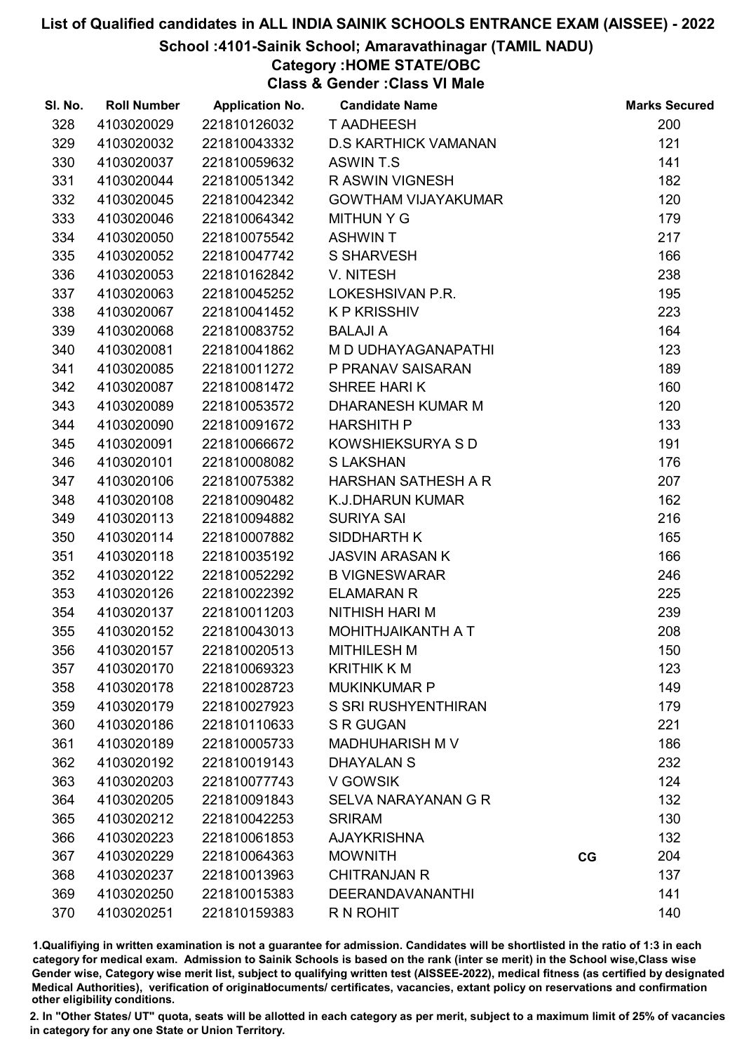# List of Qualified candidates in ALL INDIA SAINIK SCHOOLS ENTRANCE EXAM (AISSEE) - 2022

## School :4101-Sainik School; Amaravathinagar (TAMIL NADU)

### Category :HOME STATE/OBC

### Class & Gender :Class VI Male

| Sl. No. | Roll Number | Application No. | Candidate Name | | Marks Secured |
|---|---|---|---|---|---|
| 328 | 4103020029 | 221810126032 | T AADHEESH | | 200 |
| 329 | 4103020032 | 221810043332 | D.S KARTHICK VAMANAN | | 121 |
| 330 | 4103020037 | 221810059632 | ASWIN T.S | | 141 |
| 331 | 4103020044 | 221810051342 | R ASWIN VIGNESH | | 182 |
| 332 | 4103020045 | 221810042342 | GOWTHAM VIJAYAKUMAR | | 120 |
| 333 | 4103020046 | 221810064342 | MITHUN Y G | | 179 |
| 334 | 4103020050 | 221810075542 | ASHWIN T | | 217 |
| 335 | 4103020052 | 221810047742 | S SHARVESH | | 166 |
| 336 | 4103020053 | 221810162842 | V. NITESH | | 238 |
| 337 | 4103020063 | 221810045252 | LOKESHSIVAN P.R. | | 195 |
| 338 | 4103020067 | 221810041452 | K P KRISSHIV | | 223 |
| 339 | 4103020068 | 221810083752 | BALAJI A | | 164 |
| 340 | 4103020081 | 221810041862 | M D UDHAYAGANAPATHI | | 123 |
| 341 | 4103020085 | 221810011272 | P PRANAV SAISARAN | | 189 |
| 342 | 4103020087 | 221810081472 | SHREE HARI K | | 160 |
| 343 | 4103020089 | 221810053572 | DHARANESH KUMAR M | | 120 |
| 344 | 4103020090 | 221810091672 | HARSHITH P | | 133 |
| 345 | 4103020091 | 221810066672 | KOWSHIEKSURYA S D | | 191 |
| 346 | 4103020101 | 221810008082 | S LAKSHAN | | 176 |
| 347 | 4103020106 | 221810075382 | HARSHAN SATHESH A R | | 207 |
| 348 | 4103020108 | 221810090482 | K.J.DHARUN KUMAR | | 162 |
| 349 | 4103020113 | 221810094882 | SURIYA SAI | | 216 |
| 350 | 4103020114 | 221810007882 | SIDDHARTH K | | 165 |
| 351 | 4103020118 | 221810035192 | JASVIN ARASAN K | | 166 |
| 352 | 4103020122 | 221810052292 | B VIGNESWARAR | | 246 |
| 353 | 4103020126 | 221810022392 | ELAMARAN R | | 225 |
| 354 | 4103020137 | 221810011203 | NITHISH HARI M | | 239 |
| 355 | 4103020152 | 221810043013 | MOHITHJAIKANTH A T | | 208 |
| 356 | 4103020157 | 221810020513 | MITHILESH M | | 150 |
| 357 | 4103020170 | 221810069323 | KRITHIK K M | | 123 |
| 358 | 4103020178 | 221810028723 | MUKINKUMAR P | | 149 |
| 359 | 4103020179 | 221810027923 | S SRI RUSHYENTHIRAN | | 179 |
| 360 | 4103020186 | 221810110633 | S R GUGAN | | 221 |
| 361 | 4103020189 | 221810005733 | MADHUHARISH M V | | 186 |
| 362 | 4103020192 | 221810019143 | DHAYALAN S | | 232 |
| 363 | 4103020203 | 221810077743 | V GOWSIK | | 124 |
| 364 | 4103020205 | 221810091843 | SELVA NARAYANAN G R | | 132 |
| 365 | 4103020212 | 221810042253 | SRIRAM | | 130 |
| 366 | 4103020223 | 221810061853 | AJAYKRISHNA | | 132 |
| 367 | 4103020229 | 221810064363 | MOWNITH | CG | 204 |
| 368 | 4103020237 | 221810013963 | CHITRANJAN R | | 137 |
| 369 | 4103020250 | 221810015383 | DEERANDAVANANTHI | | 141 |
| 370 | 4103020251 | 221810159383 | R N ROHIT | | 140 |

1.Qualifiying in written examination is not a guarantee for admission. Candidates will be shortlisted in the ratio of 1:3 in each category for medical exam. Admission to Sainik Schools is based on the rank (inter se merit) in the School wise,Class wise Gender wise, Category wise merit list, subject to qualifying written test (AISSEE-2022), medical fitness (as certified by designated Medical Authorities), verification of originaldocuments/ certificates, vacancies, extant policy on reservations and confirmation other eligibility conditions.

2. In "Other States/ UT" quota, seats will be allotted in each category as per merit, subject to a maximum limit of 25% of vacancies in category for any one State or Union Territory.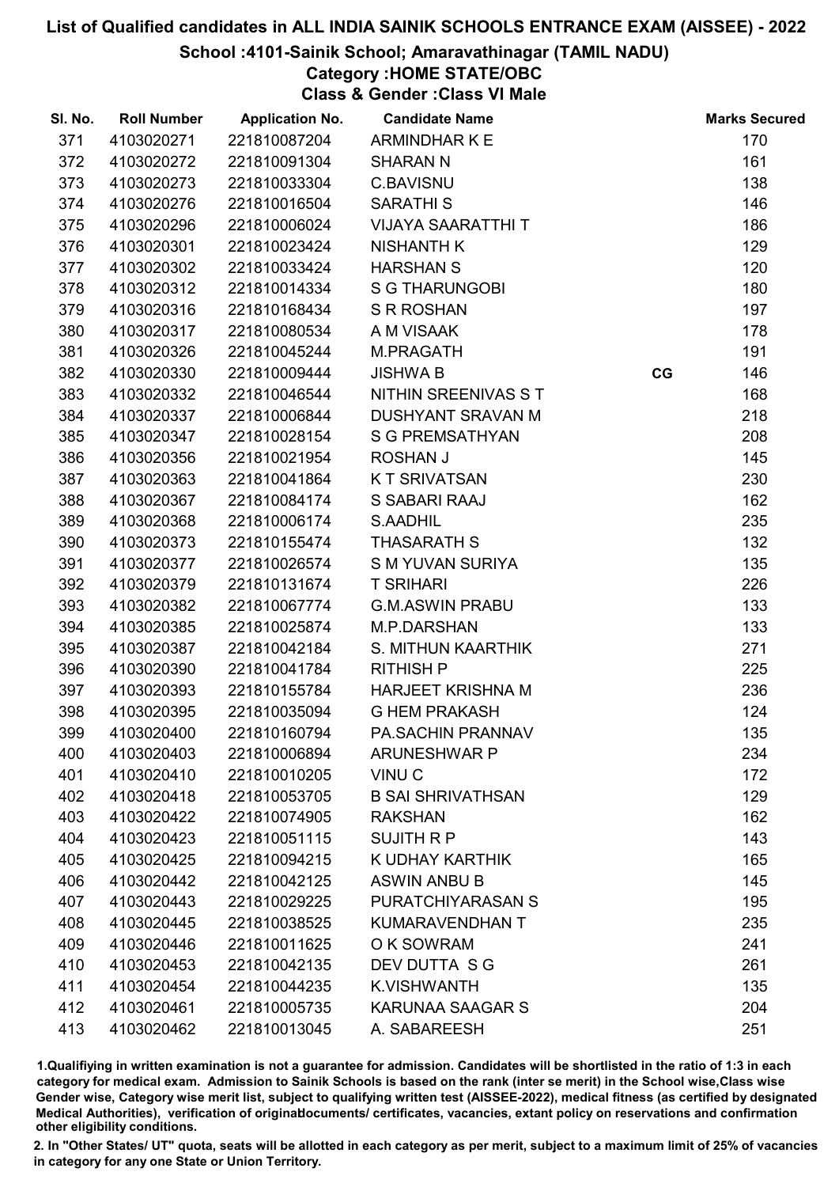# List of Qualified candidates in ALL INDIA SAINIK SCHOOLS ENTRANCE EXAM (AISSEE) - 2022

## School :4101-Sainik School; Amaravathinagar (TAMIL NADU)

### Category :HOME STATE/OBC

### Class & Gender :Class VI Male

| Sl. No. | Roll Number | Application No. | Candidate Name | | Marks Secured |
|---|---|---|---|---|---|
| 371 | 4103020271 | 221810087204 | ARMINDHAR K E | | 170 |
| 372 | 4103020272 | 221810091304 | SHARAN N | | 161 |
| 373 | 4103020273 | 221810033304 | C.BAVISNU | | 138 |
| 374 | 4103020276 | 221810016504 | SARATHI S | | 146 |
| 375 | 4103020296 | 221810006024 | VIJAYA SAARATTHI T | | 186 |
| 376 | 4103020301 | 221810023424 | NISHANTH K | | 129 |
| 377 | 4103020302 | 221810033424 | HARSHAN S | | 120 |
| 378 | 4103020312 | 221810014334 | S G THARUNGOBI | | 180 |
| 379 | 4103020316 | 221810168434 | S R ROSHAN | | 197 |
| 380 | 4103020317 | 221810080534 | A M VISAAK | | 178 |
| 381 | 4103020326 | 221810045244 | M.PRAGATH | | 191 |
| 382 | 4103020330 | 221810009444 | JISHWA B | CG | 146 |
| 383 | 4103020332 | 221810046544 | NITHIN SREENIVAS S T | | 168 |
| 384 | 4103020337 | 221810006844 | DUSHYANT SRAVAN M | | 218 |
| 385 | 4103020347 | 221810028154 | S G PREMSATHYAN | | 208 |
| 386 | 4103020356 | 221810021954 | ROSHAN J | | 145 |
| 387 | 4103020363 | 221810041864 | K T SRIVATSAN | | 230 |
| 388 | 4103020367 | 221810084174 | S SABARI RAAJ | | 162 |
| 389 | 4103020368 | 221810006174 | S.AADHIL | | 235 |
| 390 | 4103020373 | 221810155474 | THASARATH S | | 132 |
| 391 | 4103020377 | 221810026574 | S M YUVAN SURIYA | | 135 |
| 392 | 4103020379 | 221810131674 | T SRIHARI | | 226 |
| 393 | 4103020382 | 221810067774 | G.M.ASWIN PRABU | | 133 |
| 394 | 4103020385 | 221810025874 | M.P.DARSHAN | | 133 |
| 395 | 4103020387 | 221810042184 | S. MITHUN KAARTHIK | | 271 |
| 396 | 4103020390 | 221810041784 | RITHISH P | | 225 |
| 397 | 4103020393 | 221810155784 | HARJEET KRISHNA M | | 236 |
| 398 | 4103020395 | 221810035094 | G HEM PRAKASH | | 124 |
| 399 | 4103020400 | 221810160794 | PA.SACHIN PRANNAV | | 135 |
| 400 | 4103020403 | 221810006894 | ARUNESHWAR P | | 234 |
| 401 | 4103020410 | 221810010205 | VINU C | | 172 |
| 402 | 4103020418 | 221810053705 | B SAI SHRIVATHSAN | | 129 |
| 403 | 4103020422 | 221810074905 | RAKSHAN | | 162 |
| 404 | 4103020423 | 221810051115 | SUJITH R P | | 143 |
| 405 | 4103020425 | 221810094215 | K UDHAY KARTHIK | | 165 |
| 406 | 4103020442 | 221810042125 | ASWIN ANBU B | | 145 |
| 407 | 4103020443 | 221810029225 | PURATCHIYARASAN S | | 195 |
| 408 | 4103020445 | 221810038525 | KUMARAVENDHAN T | | 235 |
| 409 | 4103020446 | 221810011625 | O K SOWRAM | | 241 |
| 410 | 4103020453 | 221810042135 | DEV DUTTA S G | | 261 |
| 411 | 4103020454 | 221810044235 | K.VISHWANTH | | 135 |
| 412 | 4103020461 | 221810005735 | KARUNAA SAAGAR S | | 204 |
| 413 | 4103020462 | 221810013045 | A. SABAREESH | | 251 |

1.Qualifiying in written examination is not a guarantee for admission. Candidates will be shortlisted in the ratio of 1:3 in each category for medical exam. Admission to Sainik Schools is based on the rank (inter se merit) in the School wise,Class wise Gender wise, Category wise merit list, subject to qualifying written test (AISSEE-2022), medical fitness (as certified by designated Medical Authorities), verification of originaldocuments/ certificates, vacancies, extant policy on reservations and confirmation other eligibility conditions.

2. In "Other States/ UT" quota, seats will be allotted in each category as per merit, subject to a maximum limit of 25% of vacancies in category for any one State or Union Territory.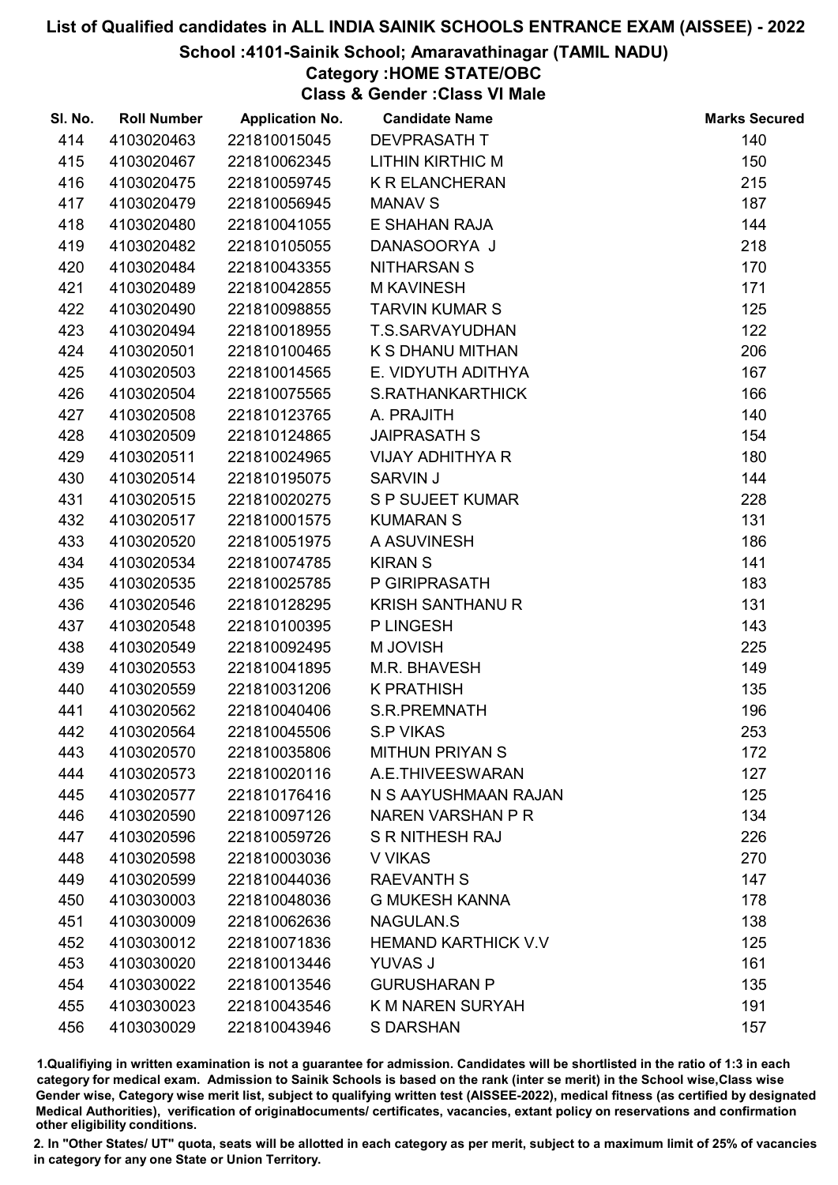# List of Qualified candidates in ALL INDIA SAINIK SCHOOLS ENTRANCE EXAM (AISSEE) - 2022

## School :4101-Sainik School; Amaravathinagar (TAMIL NADU)

### Category :HOME STATE/OBC

### Class & Gender :Class VI Male

| Sl. No. | Roll Number | Application No. | Candidate Name | Marks Secured |
|---|---|---|---|---|
| 414 | 4103020463 | 221810015045 | DEVPRASATH T | 140 |
| 415 | 4103020467 | 221810062345 | LITHIN KIRTHIC M | 150 |
| 416 | 4103020475 | 221810059745 | K R ELANCHERAN | 215 |
| 417 | 4103020479 | 221810056945 | MANAV S | 187 |
| 418 | 4103020480 | 221810041055 | E SHAHAN RAJA | 144 |
| 419 | 4103020482 | 221810105055 | DANASOORYA J | 218 |
| 420 | 4103020484 | 221810043355 | NITHARSAN S | 170 |
| 421 | 4103020489 | 221810042855 | M KAVINESH | 171 |
| 422 | 4103020490 | 221810098855 | TARVIN KUMAR S | 125 |
| 423 | 4103020494 | 221810018955 | T.S.SARVAYUDHAN | 122 |
| 424 | 4103020501 | 221810100465 | K S DHANU MITHAN | 206 |
| 425 | 4103020503 | 221810014565 | E. VIDYUTH ADITHYA | 167 |
| 426 | 4103020504 | 221810075565 | S.RATHANKARTHICK | 166 |
| 427 | 4103020508 | 221810123765 | A. PRAJITH | 140 |
| 428 | 4103020509 | 221810124865 | JAIPRASATH S | 154 |
| 429 | 4103020511 | 221810024965 | VIJAY ADHITHYA R | 180 |
| 430 | 4103020514 | 221810195075 | SARVIN J | 144 |
| 431 | 4103020515 | 221810020275 | S P SUJEET KUMAR | 228 |
| 432 | 4103020517 | 221810001575 | KUMARAN S | 131 |
| 433 | 4103020520 | 221810051975 | A ASUVINESH | 186 |
| 434 | 4103020534 | 221810074785 | KIRAN S | 141 |
| 435 | 4103020535 | 221810025785 | P GIRIPRASATH | 183 |
| 436 | 4103020546 | 221810128295 | KRISH SANTHANU R | 131 |
| 437 | 4103020548 | 221810100395 | P LINGESH | 143 |
| 438 | 4103020549 | 221810092495 | M JOVISH | 225 |
| 439 | 4103020553 | 221810041895 | M.R. BHAVESH | 149 |
| 440 | 4103020559 | 221810031206 | K PRATHISH | 135 |
| 441 | 4103020562 | 221810040406 | S.R.PREMNATH | 196 |
| 442 | 4103020564 | 221810045506 | S.P VIKAS | 253 |
| 443 | 4103020570 | 221810035806 | MITHUN PRIYAN S | 172 |
| 444 | 4103020573 | 221810020116 | A.E.THIVEESWARAN | 127 |
| 445 | 4103020577 | 221810176416 | N S AAYUSHMAAN RAJAN | 125 |
| 446 | 4103020590 | 221810097126 | NAREN VARSHAN P R | 134 |
| 447 | 4103020596 | 221810059726 | S R NITHESH RAJ | 226 |
| 448 | 4103020598 | 221810003036 | V VIKAS | 270 |
| 449 | 4103020599 | 221810044036 | RAEVANTH S | 147 |
| 450 | 4103030003 | 221810048036 | G MUKESH KANNA | 178 |
| 451 | 4103030009 | 221810062636 | NAGULAN.S | 138 |
| 452 | 4103030012 | 221810071836 | HEMAND KARTHICK V.V | 125 |
| 453 | 4103030020 | 221810013446 | YUVAS J | 161 |
| 454 | 4103030022 | 221810013546 | GURUSHARAN P | 135 |
| 455 | 4103030023 | 221810043546 | K M NAREN SURYAH | 191 |
| 456 | 4103030029 | 221810043946 | S DARSHAN | 157 |

1.Qualifiying in written examination is not a guarantee for admission. Candidates will be shortlisted in the ratio of 1:3 in each category for medical exam. Admission to Sainik Schools is based on the rank (inter se merit) in the School wise,Class wise Gender wise, Category wise merit list, subject to qualifying written test (AISSEE-2022), medical fitness (as certified by designated Medical Authorities), verification of originaldocuments/ certificates, vacancies, extant policy on reservations and confirmation other eligibility conditions.

2. In "Other States/ UT" quota, seats will be allotted in each category as per merit, subject to a maximum limit of 25% of vacancies in category for any one State or Union Territory.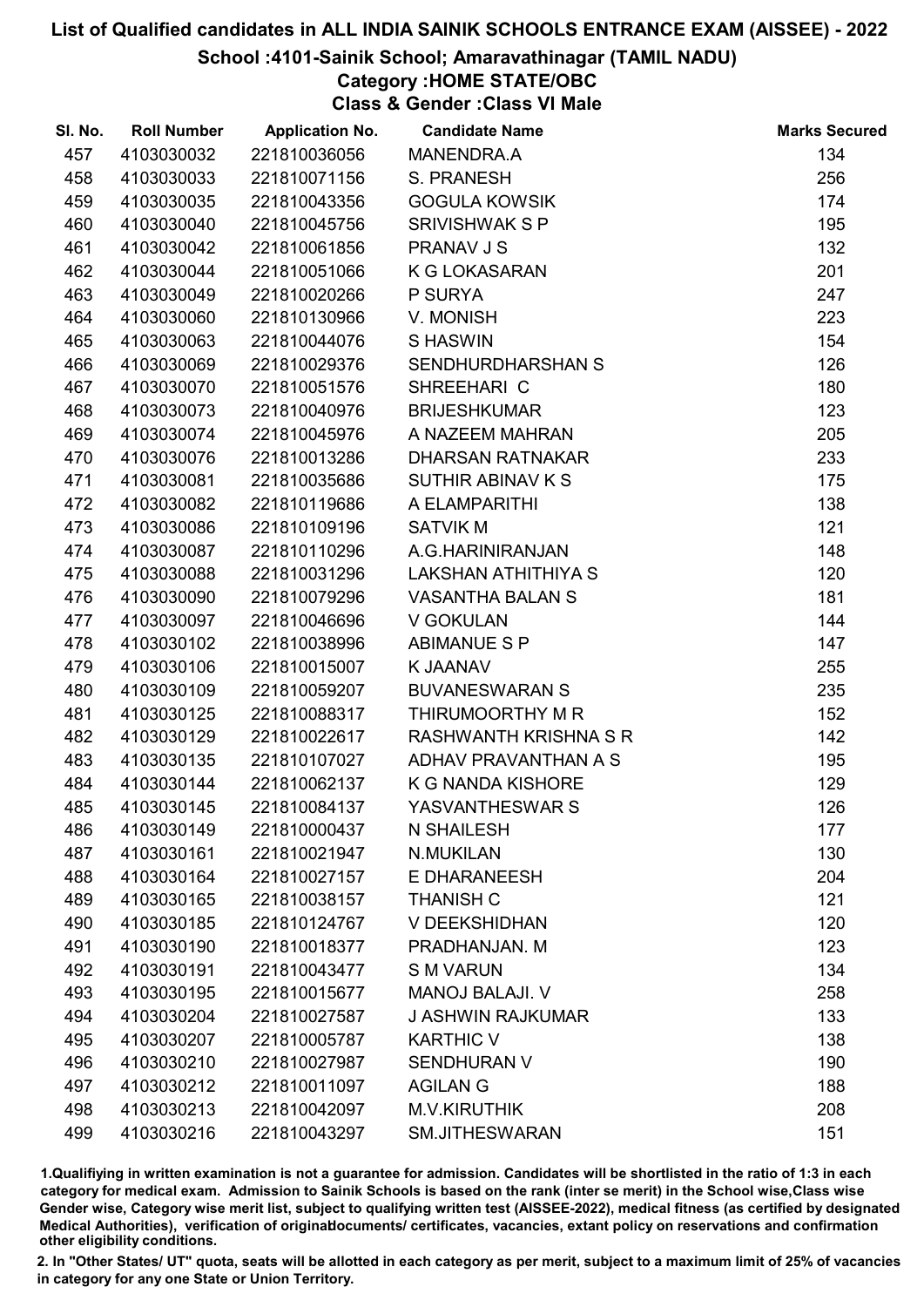# List of Qualified candidates in ALL INDIA SAINIK SCHOOLS ENTRANCE EXAM (AISSEE) - 2022

## School :4101-Sainik School; Amaravathinagar (TAMIL NADU)

### Category :HOME STATE/OBC

### Class & Gender :Class VI Male

| Sl. No. | Roll Number | Application No. | Candidate Name | Marks Secured |
|---|---|---|---|---|
| 457 | 4103030032 | 221810036056 | MANENDRA.A | 134 |
| 458 | 4103030033 | 221810071156 | S. PRANESH | 256 |
| 459 | 4103030035 | 221810043356 | GOGULA KOWSIK | 174 |
| 460 | 4103030040 | 221810045756 | SRIVISHWAK S P | 195 |
| 461 | 4103030042 | 221810061856 | PRANAV J S | 132 |
| 462 | 4103030044 | 221810051066 | K G LOKASARAN | 201 |
| 463 | 4103030049 | 221810020266 | P SURYA | 247 |
| 464 | 4103030060 | 221810130966 | V. MONISH | 223 |
| 465 | 4103030063 | 221810044076 | S HASWIN | 154 |
| 466 | 4103030069 | 221810029376 | SENDHURDHARSHAN S | 126 |
| 467 | 4103030070 | 221810051576 | SHREEHARI C | 180 |
| 468 | 4103030073 | 221810040976 | BRIJESHKUMAR | 123 |
| 469 | 4103030074 | 221810045976 | A NAZEEM MAHRAN | 205 |
| 470 | 4103030076 | 221810013286 | DHARSAN RATNAKAR | 233 |
| 471 | 4103030081 | 221810035686 | SUTHIR ABINAV K S | 175 |
| 472 | 4103030082 | 221810119686 | A ELAMPARITHI | 138 |
| 473 | 4103030086 | 221810109196 | SATVIK M | 121 |
| 474 | 4103030087 | 221810110296 | A.G.HARINIRANJAN | 148 |
| 475 | 4103030088 | 221810031296 | LAKSHAN ATHITHIYA S | 120 |
| 476 | 4103030090 | 221810079296 | VASANTHA BALAN S | 181 |
| 477 | 4103030097 | 221810046696 | V GOKULAN | 144 |
| 478 | 4103030102 | 221810038996 | ABIMANUE S P | 147 |
| 479 | 4103030106 | 221810015007 | K JAANAV | 255 |
| 480 | 4103030109 | 221810059207 | BUVANESWARAN S | 235 |
| 481 | 4103030125 | 221810088317 | THIRUMOORTHY M R | 152 |
| 482 | 4103030129 | 221810022617 | RASHWANTH KRISHNA S R | 142 |
| 483 | 4103030135 | 221810107027 | ADHAV PRAVANTHAN A S | 195 |
| 484 | 4103030144 | 221810062137 | K G NANDA KISHORE | 129 |
| 485 | 4103030145 | 221810084137 | YASVANTHESWAR S | 126 |
| 486 | 4103030149 | 221810000437 | N SHAILESH | 177 |
| 487 | 4103030161 | 221810021947 | N.MUKILAN | 130 |
| 488 | 4103030164 | 221810027157 | E DHARANEESH | 204 |
| 489 | 4103030165 | 221810038157 | THANISH C | 121 |
| 490 | 4103030185 | 221810124767 | V DEEKSHIDHAN | 120 |
| 491 | 4103030190 | 221810018377 | PRADHANJAN. M | 123 |
| 492 | 4103030191 | 221810043477 | S M VARUN | 134 |
| 493 | 4103030195 | 221810015677 | MANOJ BALAJI. V | 258 |
| 494 | 4103030204 | 221810027587 | J ASHWIN RAJKUMAR | 133 |
| 495 | 4103030207 | 221810005787 | KARTHIC V | 138 |
| 496 | 4103030210 | 221810027987 | SENDHURAN V | 190 |
| 497 | 4103030212 | 221810011097 | AGILAN G | 188 |
| 498 | 4103030213 | 221810042097 | M.V.KIRUTHIK | 208 |
| 499 | 4103030216 | 221810043297 | SM.JITHESWARAN | 151 |

1.Qualifiying in written examination is not a guarantee for admission. Candidates will be shortlisted in the ratio of 1:3 in each category for medical exam. Admission to Sainik Schools is based on the rank (inter se merit) in the School wise,Class wise Gender wise, Category wise merit list, subject to qualifying written test (AISSEE-2022), medical fitness (as certified by designated Medical Authorities), verification of originaldocuments/ certificates, vacancies, extant policy on reservations and confirmation other eligibility conditions.

2. In "Other States/ UT" quota, seats will be allotted in each category as per merit, subject to a maximum limit of 25% of vacancies in category for any one State or Union Territory.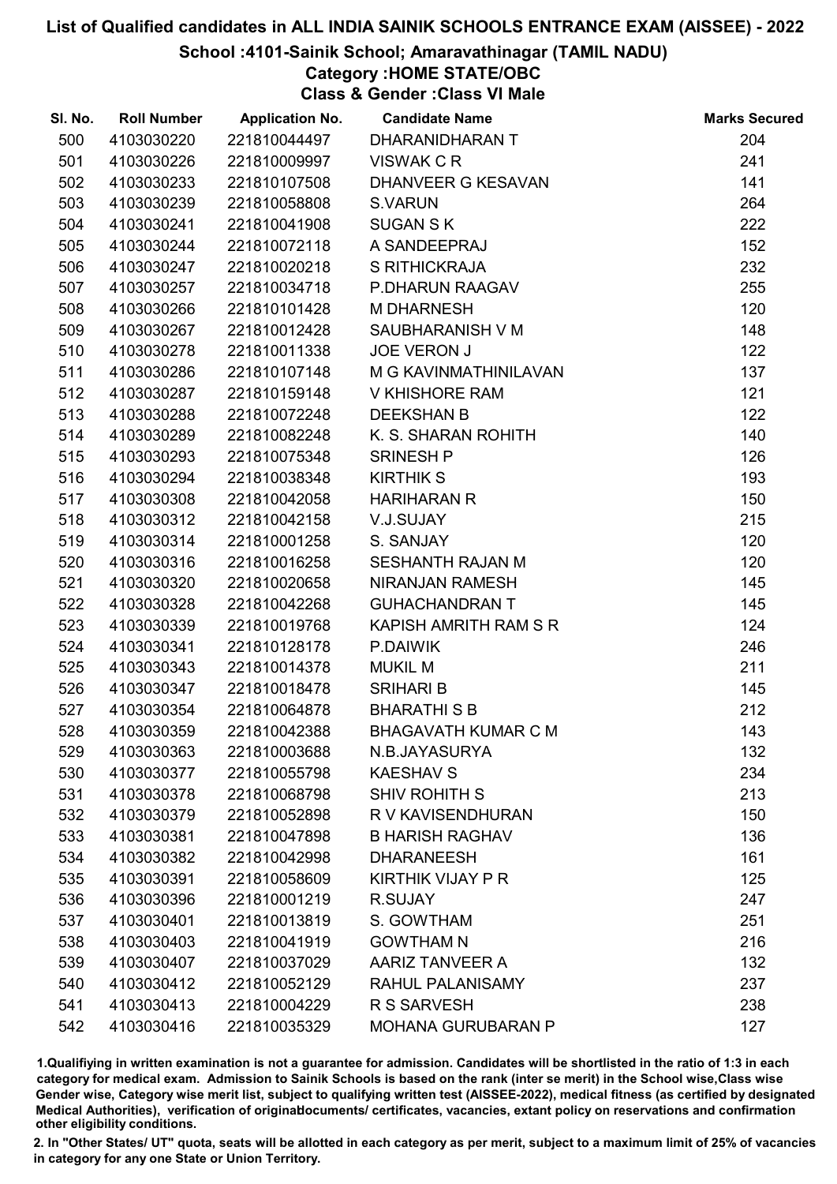# List of Qualified candidates in ALL INDIA SAINIK SCHOOLS ENTRANCE EXAM (AISSEE) - 2022

## School :4101-Sainik School; Amaravathinagar (TAMIL NADU)

### Category :HOME STATE/OBC

### Class & Gender :Class VI Male

| Sl. No. | Roll Number | Application No. | Candidate Name | Marks Secured |
|---|---|---|---|---|
| 500 | 4103030220 | 221810044497 | DHARANIDHARAN T | 204 |
| 501 | 4103030226 | 221810009997 | VISWAK C R | 241 |
| 502 | 4103030233 | 221810107508 | DHANVEER G KESAVAN | 141 |
| 503 | 4103030239 | 221810058808 | S.VARUN | 264 |
| 504 | 4103030241 | 221810041908 | SUGAN S K | 222 |
| 505 | 4103030244 | 221810072118 | A SANDEEPRAJ | 152 |
| 506 | 4103030247 | 221810020218 | S RITHICKRAJA | 232 |
| 507 | 4103030257 | 221810034718 | P.DHARUN RAAGAV | 255 |
| 508 | 4103030266 | 221810101428 | M DHARNESH | 120 |
| 509 | 4103030267 | 221810012428 | SAUBHARANISH V M | 148 |
| 510 | 4103030278 | 221810011338 | JOE VERON J | 122 |
| 511 | 4103030286 | 221810107148 | M G KAVINMATHINILAVAN | 137 |
| 512 | 4103030287 | 221810159148 | V KHISHORE RAM | 121 |
| 513 | 4103030288 | 221810072248 | DEEKSHAN B | 122 |
| 514 | 4103030289 | 221810082248 | K. S. SHARAN ROHITH | 140 |
| 515 | 4103030293 | 221810075348 | SRINESH P | 126 |
| 516 | 4103030294 | 221810038348 | KIRTHIK S | 193 |
| 517 | 4103030308 | 221810042058 | HARIHARAN R | 150 |
| 518 | 4103030312 | 221810042158 | V.J.SUJAY | 215 |
| 519 | 4103030314 | 221810001258 | S. SANJAY | 120 |
| 520 | 4103030316 | 221810016258 | SESHANTH RAJAN M | 120 |
| 521 | 4103030320 | 221810020658 | NIRANJAN RAMESH | 145 |
| 522 | 4103030328 | 221810042268 | GUHACHANDRAN T | 145 |
| 523 | 4103030339 | 221810019768 | KAPISH AMRITH RAM S R | 124 |
| 524 | 4103030341 | 221810128178 | P.DAIWIK | 246 |
| 525 | 4103030343 | 221810014378 | MUKIL M | 211 |
| 526 | 4103030347 | 221810018478 | SRIHARI B | 145 |
| 527 | 4103030354 | 221810064878 | BHARATHI S B | 212 |
| 528 | 4103030359 | 221810042388 | BHAGAVATH KUMAR C M | 143 |
| 529 | 4103030363 | 221810003688 | N.B.JAYASURYA | 132 |
| 530 | 4103030377 | 221810055798 | KAESHAV S | 234 |
| 531 | 4103030378 | 221810068798 | SHIV ROHITH S | 213 |
| 532 | 4103030379 | 221810052898 | R V KAVISENDHURAN | 150 |
| 533 | 4103030381 | 221810047898 | B HARISH RAGHAV | 136 |
| 534 | 4103030382 | 221810042998 | DHARANEESH | 161 |
| 535 | 4103030391 | 221810058609 | KIRTHIK VIJAY P R | 125 |
| 536 | 4103030396 | 221810001219 | R.SUJAY | 247 |
| 537 | 4103030401 | 221810013819 | S. GOWTHAM | 251 |
| 538 | 4103030403 | 221810041919 | GOWTHAM N | 216 |
| 539 | 4103030407 | 221810037029 | AARIZ TANVEER A | 132 |
| 540 | 4103030412 | 221810052129 | RAHUL PALANISAMY | 237 |
| 541 | 4103030413 | 221810004229 | R S SARVESH | 238 |
| 542 | 4103030416 | 221810035329 | MOHANA GURUBARAN P | 127 |

1.Qualifying in written examination is not a guarantee for admission. Candidates will be shortlisted in the ratio of 1:3 in each category for medical exam. Admission to Sainik Schools is based on the rank (inter se merit) in the School wise,Class wise Gender wise, Category wise merit list, subject to qualifying written test (AISSEE-2022), medical fitness (as certified by designated Medical Authorities), verification of originaldocuments/ certificates, vacancies, extant policy on reservations and confirmation other eligibility conditions.

2. In "Other States/ UT" quota, seats will be allotted in each category as per merit, subject to a maximum limit of 25% of vacancies in category for any one State or Union Territory.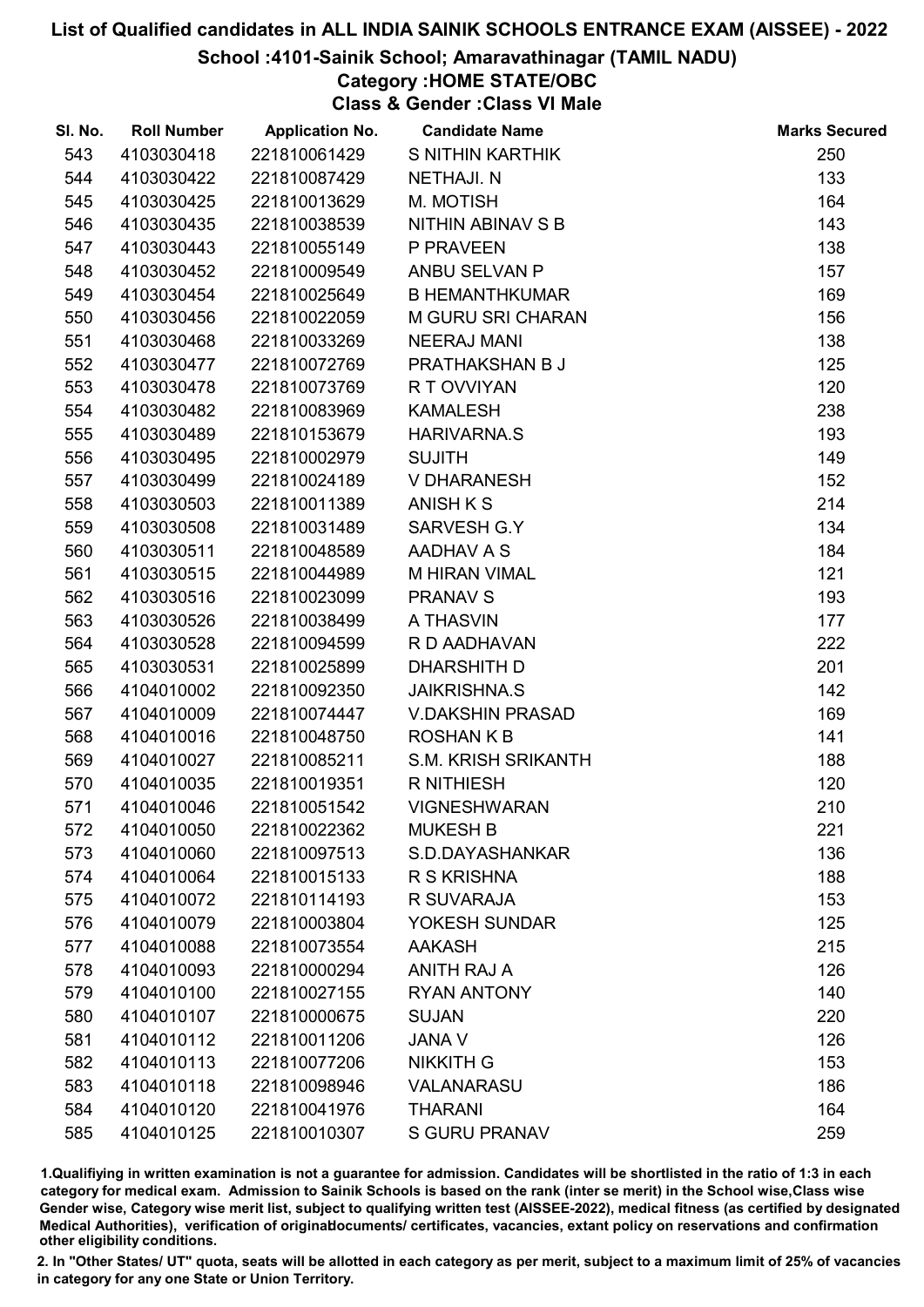# List of Qualified candidates in ALL INDIA SAINIK SCHOOLS ENTRANCE EXAM (AISSEE) - 2022

## School :4101-Sainik School; Amaravathinagar (TAMIL NADU)

### Category :HOME STATE/OBC

### Class & Gender :Class VI Male

| Sl. No. | Roll Number | Application No. | Candidate Name | Marks Secured |
|---|---|---|---|---|
| 543 | 4103030418 | 221810061429 | S NITHIN KARTHIK | 250 |
| 544 | 4103030422 | 221810087429 | NETHAJI. N | 133 |
| 545 | 4103030425 | 221810013629 | M. MOTISH | 164 |
| 546 | 4103030435 | 221810038539 | NITHIN ABINAV S B | 143 |
| 547 | 4103030443 | 221810055149 | P PRAVEEN | 138 |
| 548 | 4103030452 | 221810009549 | ANBU SELVAN P | 157 |
| 549 | 4103030454 | 221810025649 | B HEMANTHKUMAR | 169 |
| 550 | 4103030456 | 221810022059 | M GURU SRI CHARAN | 156 |
| 551 | 4103030468 | 221810033269 | NEERAJ MANI | 138 |
| 552 | 4103030477 | 221810072769 | PRATHAKSHAN B J | 125 |
| 553 | 4103030478 | 221810073769 | R T OVVIYAN | 120 |
| 554 | 4103030482 | 221810083969 | KAMALESH | 238 |
| 555 | 4103030489 | 221810153679 | HARIVARNA.S | 193 |
| 556 | 4103030495 | 221810002979 | SUJITH | 149 |
| 557 | 4103030499 | 221810024189 | V DHARANESH | 152 |
| 558 | 4103030503 | 221810011389 | ANISH K S | 214 |
| 559 | 4103030508 | 221810031489 | SARVESH G.Y | 134 |
| 560 | 4103030511 | 221810048589 | AADHAV A S | 184 |
| 561 | 4103030515 | 221810044989 | M HIRAN VIMAL | 121 |
| 562 | 4103030516 | 221810023099 | PRANAV S | 193 |
| 563 | 4103030526 | 221810038499 | A THASVIN | 177 |
| 564 | 4103030528 | 221810094599 | R D AADHAVAN | 222 |
| 565 | 4103030531 | 221810025899 | DHARSHITH D | 201 |
| 566 | 4104010002 | 221810092350 | JAIKRISHNA.S | 142 |
| 567 | 4104010009 | 221810074447 | V.DAKSHIN PRASAD | 169 |
| 568 | 4104010016 | 221810048750 | ROSHAN K B | 141 |
| 569 | 4104010027 | 221810085211 | S.M. KRISH SRIKANTH | 188 |
| 570 | 4104010035 | 221810019351 | R NITHIESH | 120 |
| 571 | 4104010046 | 221810051542 | VIGNESHWARAN | 210 |
| 572 | 4104010050 | 221810022362 | MUKESH B | 221 |
| 573 | 4104010060 | 221810097513 | S.D.DAYASHANKAR | 136 |
| 574 | 4104010064 | 221810015133 | R S KRISHNA | 188 |
| 575 | 4104010072 | 221810114193 | R SUVARAJA | 153 |
| 576 | 4104010079 | 221810003804 | YOKESH SUNDAR | 125 |
| 577 | 4104010088 | 221810073554 | AAKASH | 215 |
| 578 | 4104010093 | 221810000294 | ANITH RAJ A | 126 |
| 579 | 4104010100 | 221810027155 | RYAN ANTONY | 140 |
| 580 | 4104010107 | 221810000675 | SUJAN | 220 |
| 581 | 4104010112 | 221810011206 | JANA V | 126 |
| 582 | 4104010113 | 221810077206 | NIKKITH G | 153 |
| 583 | 4104010118 | 221810098946 | VALANARASU | 186 |
| 584 | 4104010120 | 221810041976 | THARANI | 164 |
| 585 | 4104010125 | 221810010307 | S GURU PRANAV | 259 |

1.Qualifiying in written examination is not a guarantee for admission. Candidates will be shortlisted in the ratio of 1:3 in each category for medical exam. Admission to Sainik Schools is based on the rank (inter se merit) in the School wise,Class wise Gender wise, Category wise merit list, subject to qualifying written test (AISSEE-2022), medical fitness (as certified by designated Medical Authorities), verification of originaldocuments/ certificates, vacancies, extant policy on reservations and confirmation other eligibility conditions.

2. In "Other States/ UT" quota, seats will be allotted in each category as per merit, subject to a maximum limit of 25% of vacancies in category for any one State or Union Territory.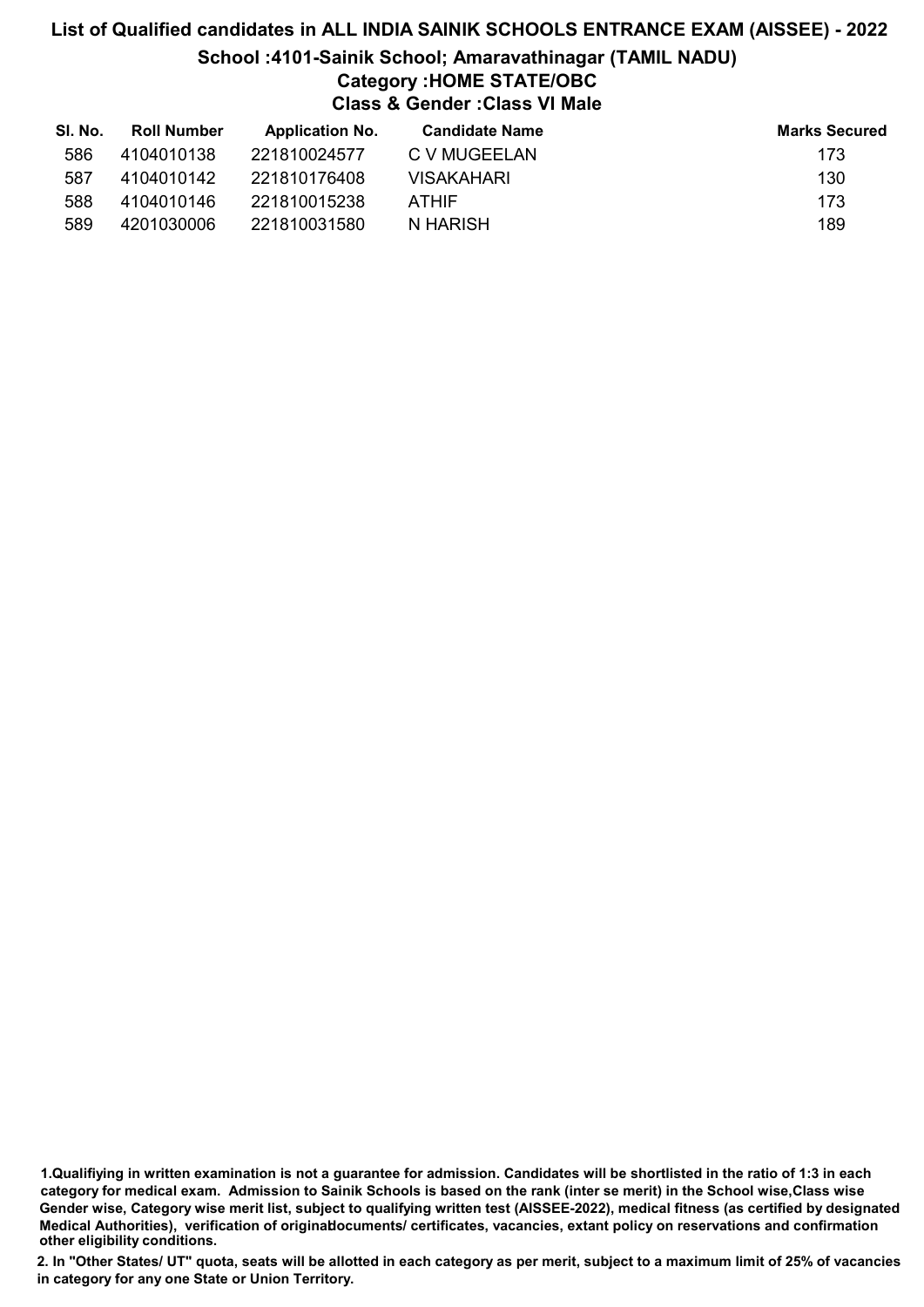# List of Qualified candidates in ALL INDIA SAINIK SCHOOLS ENTRANCE EXAM (AISSEE) - 2022

## School :4101-Sainik School; Amaravathinagar (TAMIL NADU)

### Category :HOME STATE/OBC

### Class & Gender :Class VI Male

| Sl. No. | Roll Number | Application No. | Candidate Name | Marks Secured |
|---|---|---|---|---|
| 586 | 4104010138 | 221810024577 | C V MUGEELAN | 173 |
| 587 | 4104010142 | 221810176408 | VISAKAHARI | 130 |
| 588 | 4104010146 | 221810015238 | ATHIF | 173 |
| 589 | 4201030006 | 221810031580 | N HARISH | 189 |

1.Qualifiying in written examination is not a guarantee for admission. Candidates will be shortlisted in the ratio of 1:3 in each category for medical exam. Admission to Sainik Schools is based on the rank (inter se merit) in the School wise,Class wise Gender wise, Category wise merit list, subject to qualifying written test (AISSEE-2022), medical fitness (as certified by designated Medical Authorities), verification of originaldocuments/ certificates, vacancies, extant policy on reservations and confirmation other eligibility conditions.

2. In "Other States/ UT" quota, seats will be allotted in each category as per merit, subject to a maximum limit of 25% of vacancies in category for any one State or Union Territory.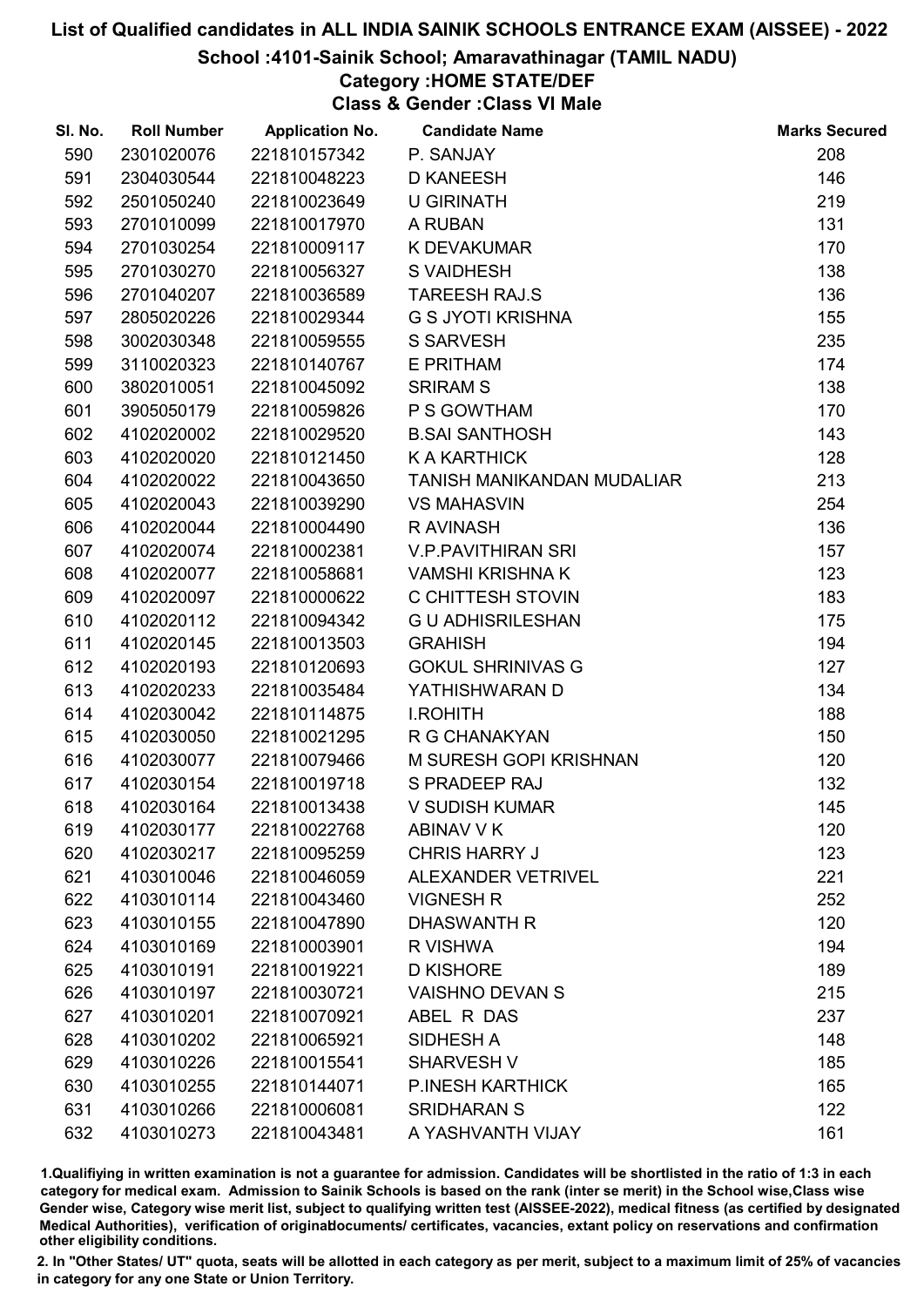# List of Qualified candidates in ALL INDIA SAINIK SCHOOLS ENTRANCE EXAM (AISSEE) - 2022

## School :4101-Sainik School; Amaravathinagar (TAMIL NADU)

### Category :HOME STATE/DEF

### Class & Gender :Class VI Male

| Sl. No. | Roll Number | Application No. | Candidate Name | Marks Secured |
|---|---|---|---|---|
| 590 | 2301020076 | 221810157342 | P. SANJAY | 208 |
| 591 | 2304030544 | 221810048223 | D KANEESH | 146 |
| 592 | 2501050240 | 221810023649 | U GIRINATH | 219 |
| 593 | 2701010099 | 221810017970 | A RUBAN | 131 |
| 594 | 2701030254 | 221810009117 | K DEVAKUMAR | 170 |
| 595 | 2701030270 | 221810056327 | S VAIDHESH | 138 |
| 596 | 2701040207 | 221810036589 | TAREESH RAJ.S | 136 |
| 597 | 2805020226 | 221810029344 | G S JYOTI KRISHNA | 155 |
| 598 | 3002030348 | 221810059555 | S SARVESH | 235 |
| 599 | 3110020323 | 221810140767 | E PRITHAM | 174 |
| 600 | 3802010051 | 221810045092 | SRIRAM S | 138 |
| 601 | 3905050179 | 221810059826 | P S GOWTHAM | 170 |
| 602 | 4102020002 | 221810029520 | B.SAI SANTHOSH | 143 |
| 603 | 4102020020 | 221810121450 | K A KARTHICK | 128 |
| 604 | 4102020022 | 221810043650 | TANISH MANIKANDAN MUDALIAR | 213 |
| 605 | 4102020043 | 221810039290 | VS MAHASVIN | 254 |
| 606 | 4102020044 | 221810004490 | R AVINASH | 136 |
| 607 | 4102020074 | 221810002381 | V.P.PAVITHIRAN SRI | 157 |
| 608 | 4102020077 | 221810058681 | VAMSHI KRISHNA K | 123 |
| 609 | 4102020097 | 221810000622 | C CHITTESH STOVIN | 183 |
| 610 | 4102020112 | 221810094342 | G U ADHISRILESHAN | 175 |
| 611 | 4102020145 | 221810013503 | GRAHISH | 194 |
| 612 | 4102020193 | 221810120693 | GOKUL SHRINIVAS G | 127 |
| 613 | 4102020233 | 221810035484 | YATHISHWARAN D | 134 |
| 614 | 4102030042 | 221810114875 | I.ROHITH | 188 |
| 615 | 4102030050 | 221810021295 | R G CHANAKYAN | 150 |
| 616 | 4102030077 | 221810079466 | M SURESH GOPI KRISHNAN | 120 |
| 617 | 4102030154 | 221810019718 | S PRADEEP RAJ | 132 |
| 618 | 4102030164 | 221810013438 | V SUDISH KUMAR | 145 |
| 619 | 4102030177 | 221810022768 | ABINAV V K | 120 |
| 620 | 4102030217 | 221810095259 | CHRIS HARRY J | 123 |
| 621 | 4103010046 | 221810046059 | ALEXANDER VETRIVEL | 221 |
| 622 | 4103010114 | 221810043460 | VIGNESH R | 252 |
| 623 | 4103010155 | 221810047890 | DHASWANTH R | 120 |
| 624 | 4103010169 | 221810003901 | R VISHWA | 194 |
| 625 | 4103010191 | 221810019221 | D KISHORE | 189 |
| 626 | 4103010197 | 221810030721 | VAISHNO DEVAN S | 215 |
| 627 | 4103010201 | 221810070921 | ABEL R DAS | 237 |
| 628 | 4103010202 | 221810065921 | SIDHESH A | 148 |
| 629 | 4103010226 | 221810015541 | SHARVESH V | 185 |
| 630 | 4103010255 | 221810144071 | P.INESH KARTHICK | 165 |
| 631 | 4103010266 | 221810006081 | SRIDHARAN S | 122 |
| 632 | 4103010273 | 221810043481 | A YASHVANTH VIJAY | 161 |

1.Qualifying in written examination is not a guarantee for admission. Candidates will be shortlisted in the ratio of 1:3 in each category for medical exam. Admission to Sainik Schools is based on the rank (inter se merit) in the School wise,Class wise Gender wise, Category wise merit list, subject to qualifying written test (AISSEE-2022), medical fitness (as certified by designated Medical Authorities), verification of originaldocuments/ certificates, vacancies, extant policy on reservations and confirmation other eligibility conditions.

2. In "Other States/ UT" quota, seats will be allotted in each category as per merit, subject to a maximum limit of 25% of vacancies in category for any one State or Union Territory.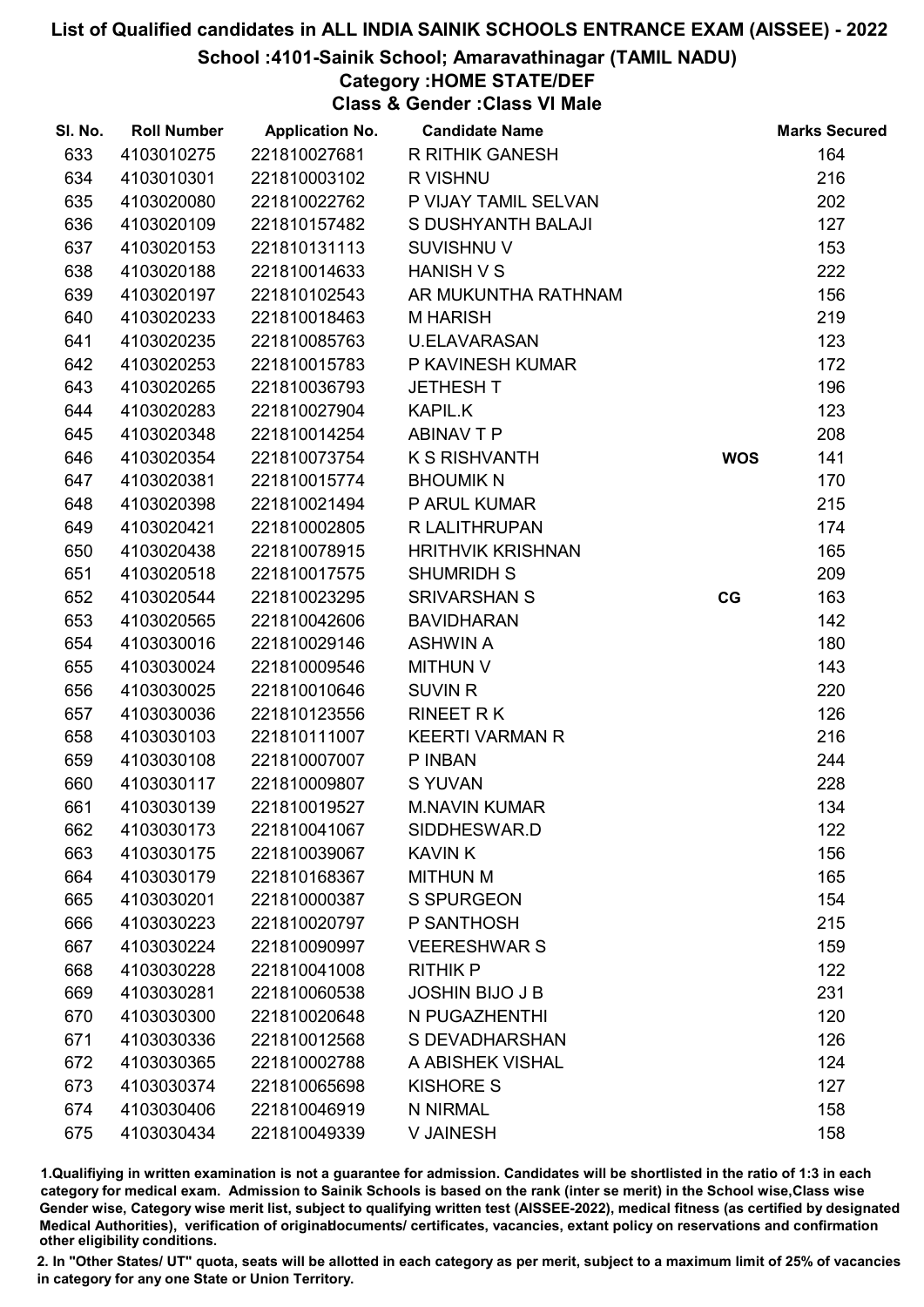# List of Qualified candidates in ALL INDIA SAINIK SCHOOLS ENTRANCE EXAM (AISSEE) - 2022

## School :4101-Sainik School; Amaravathinagar (TAMIL NADU)

### Category :HOME STATE/DEF

### Class & Gender :Class VI Male

| Sl. No. | Roll Number | Application No. | Candidate Name | | Marks Secured |
|---|---|---|---|---|---|
| 633 | 4103010275 | 221810027681 | R RITHIK GANESH | | 164 |
| 634 | 4103010301 | 221810003102 | R VISHNU | | 216 |
| 635 | 4103020080 | 221810022762 | P VIJAY TAMIL SELVAN | | 202 |
| 636 | 4103020109 | 221810157482 | S DUSHYANTH BALAJI | | 127 |
| 637 | 4103020153 | 221810131113 | SUVISHNU V | | 153 |
| 638 | 4103020188 | 221810014633 | HANISH V S | | 222 |
| 639 | 4103020197 | 221810102543 | AR MUKUNTHA RATHNAM | | 156 |
| 640 | 4103020233 | 221810018463 | M HARISH | | 219 |
| 641 | 4103020235 | 221810085763 | U.ELAVARASAN | | 123 |
| 642 | 4103020253 | 221810015783 | P KAVINESH KUMAR | | 172 |
| 643 | 4103020265 | 221810036793 | JETHESH T | | 196 |
| 644 | 4103020283 | 221810027904 | KAPIL.K | | 123 |
| 645 | 4103020348 | 221810014254 | ABINAV T P | | 208 |
| 646 | 4103020354 | 221810073754 | K S RISHVANTH | WOS | 141 |
| 647 | 4103020381 | 221810015774 | BHOUMIK N | | 170 |
| 648 | 4103020398 | 221810021494 | P ARUL KUMAR | | 215 |
| 649 | 4103020421 | 221810002805 | R LALITHRUPAN | | 174 |
| 650 | 4103020438 | 221810078915 | HRITHVIK KRISHNAN | | 165 |
| 651 | 4103020518 | 221810017575 | SHUMRIDH S | | 209 |
| 652 | 4103020544 | 221810023295 | SRIVARSHAN S | CG | 163 |
| 653 | 4103020565 | 221810042606 | BAVIDHARAN | | 142 |
| 654 | 4103030016 | 221810029146 | ASHWIN A | | 180 |
| 655 | 4103030024 | 221810009546 | MITHUN V | | 143 |
| 656 | 4103030025 | 221810010646 | SUVIN R | | 220 |
| 657 | 4103030036 | 221810123556 | RINEET R K | | 126 |
| 658 | 4103030103 | 221810111007 | KEERTI VARMAN R | | 216 |
| 659 | 4103030108 | 221810007007 | P INBAN | | 244 |
| 660 | 4103030117 | 221810009807 | S YUVAN | | 228 |
| 661 | 4103030139 | 221810019527 | M.NAVIN KUMAR | | 134 |
| 662 | 4103030173 | 221810041067 | SIDDHESWAR.D | | 122 |
| 663 | 4103030175 | 221810039067 | KAVIN K | | 156 |
| 664 | 4103030179 | 221810168367 | MITHUN M | | 165 |
| 665 | 4103030201 | 221810000387 | S SPURGEON | | 154 |
| 666 | 4103030223 | 221810020797 | P SANTHOSH | | 215 |
| 667 | 4103030224 | 221810090997 | VEERESHWAR S | | 159 |
| 668 | 4103030228 | 221810041008 | RITHIK P | | 122 |
| 669 | 4103030281 | 221810060538 | JOSHIN BIJO J B | | 231 |
| 670 | 4103030300 | 221810020648 | N PUGAZHENTHI | | 120 |
| 671 | 4103030336 | 221810012568 | S DEVADHARSHAN | | 126 |
| 672 | 4103030365 | 221810002788 | A ABISHEK VISHAL | | 124 |
| 673 | 4103030374 | 221810065698 | KISHORE S | | 127 |
| 674 | 4103030406 | 221810046919 | N NIRMAL | | 158 |
| 675 | 4103030434 | 221810049339 | V JAINESH | | 158 |

1.Qualifiying in written examination is not a guarantee for admission. Candidates will be shortlisted in the ratio of 1:3 in each category for medical exam. Admission to Sainik Schools is based on the rank (inter se merit) in the School wise,Class wise Gender wise, Category wise merit list, subject to qualifying written test (AISSEE-2022), medical fitness (as certified by designated Medical Authorities), verification of originaldocuments/ certificates, vacancies, extant policy on reservations and confirmation other eligibility conditions.

2. In "Other States/ UT" quota, seats will be allotted in each category as per merit, subject to a maximum limit of 25% of vacancies in category for any one State or Union Territory.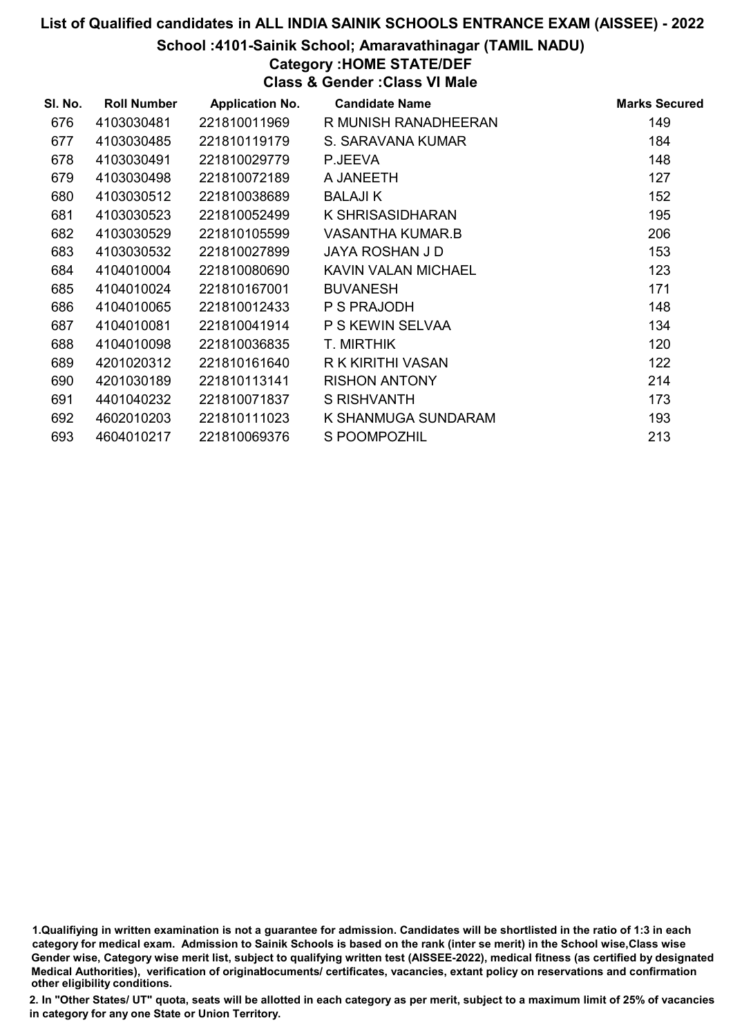# List of Qualified candidates in ALL INDIA SAINIK SCHOOLS ENTRANCE EXAM (AISSEE) - 2022

## School :4101-Sainik School; Amaravathinagar (TAMIL NADU)

### Category :HOME STATE/DEF

### Class & Gender :Class VI Male

| Sl. No. | Roll Number | Application No. | Candidate Name | Marks Secured |
|---|---|---|---|---|
| 676 | 4103030481 | 221810011969 | R MUNISH RANADHEERAN | 149 |
| 677 | 4103030485 | 221810119179 | S. SARAVANA KUMAR | 184 |
| 678 | 4103030491 | 221810029779 | P.JEEVA | 148 |
| 679 | 4103030498 | 221810072189 | A JANEETH | 127 |
| 680 | 4103030512 | 221810038689 | BALAJI K | 152 |
| 681 | 4103030523 | 221810052499 | K SHRISASIDHARAN | 195 |
| 682 | 4103030529 | 221810105599 | VASANTHA KUMAR.B | 206 |
| 683 | 4103030532 | 221810027899 | JAYA ROSHAN J D | 153 |
| 684 | 4104010004 | 221810080690 | KAVIN VALAN MICHAEL | 123 |
| 685 | 4104010024 | 221810167001 | BUVANESH | 171 |
| 686 | 4104010065 | 221810012433 | P S PRAJODH | 148 |
| 687 | 4104010081 | 221810041914 | P S KEWIN SELVAA | 134 |
| 688 | 4104010098 | 221810036835 | T. MIRTHIK | 120 |
| 689 | 4201020312 | 221810161640 | R K KIRITHI VASAN | 122 |
| 690 | 4201030189 | 221810113141 | RISHON ANTONY | 214 |
| 691 | 4401040232 | 221810071837 | S RISHVANTH | 173 |
| 692 | 4602010203 | 221810111023 | K SHANMUGA SUNDARAM | 193 |
| 693 | 4604010217 | 221810069376 | S POOMPOZHIL | 213 |

1.Qualifiying in written examination is not a guarantee for admission. Candidates will be shortlisted in the ratio of 1:3 in each category for medical exam. Admission to Sainik Schools is based on the rank (inter se merit) in the School wise,Class wise Gender wise, Category wise merit list, subject to qualifying written test (AISSEE-2022), medical fitness (as certified by designated Medical Authorities), verification of originaldocuments/ certificates, vacancies, extant policy on reservations and confirmation other eligibility conditions.

2. In "Other States/ UT" quota, seats will be allotted in each category as per merit, subject to a maximum limit of 25% of vacancies in category for any one State or Union Territory.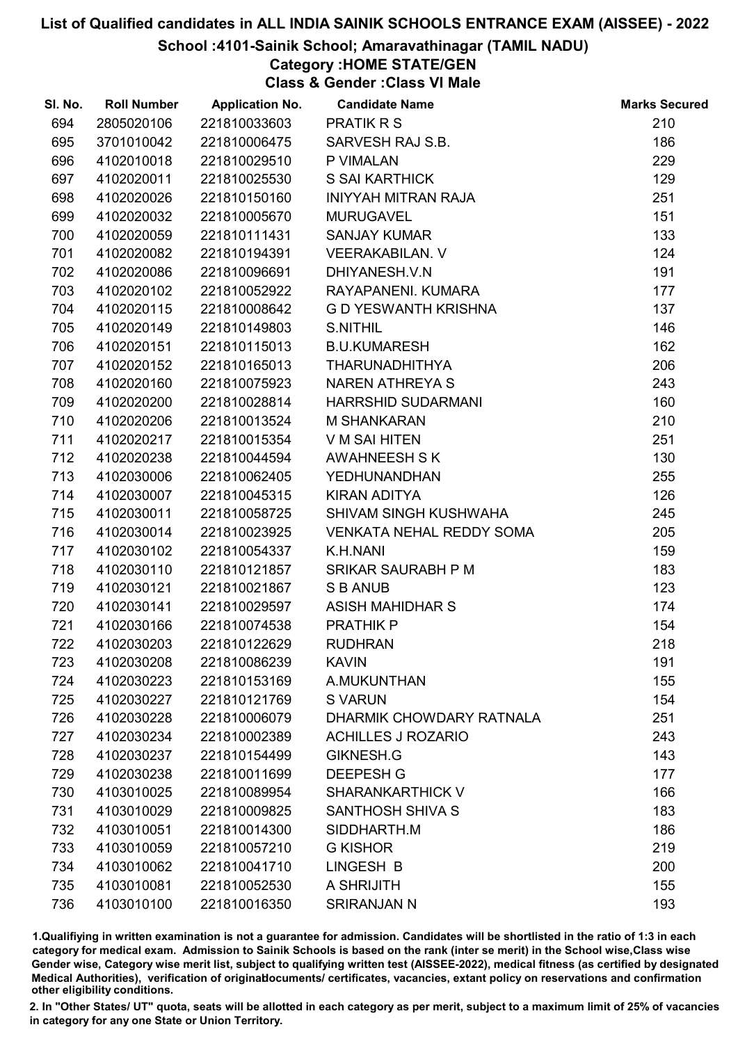# List of Qualified candidates in ALL INDIA SAINIK SCHOOLS ENTRANCE EXAM (AISSEE) - 2022

## School :4101-Sainik School; Amaravathinagar (TAMIL NADU)

### Category :HOME STATE/GEN

### Class & Gender :Class VI Male

| Sl. No. | Roll Number | Application No. | Candidate Name | Marks Secured |
|---|---|---|---|---|
| 694 | 2805020106 | 221810033603 | PRATIK R S | 210 |
| 695 | 3701010042 | 221810006475 | SARVESH RAJ S.B. | 186 |
| 696 | 4102010018 | 221810029510 | P VIMALAN | 229 |
| 697 | 4102020011 | 221810025530 | S SAI KARTHICK | 129 |
| 698 | 4102020026 | 221810150160 | INIYYAH MITRAN RAJA | 251 |
| 699 | 4102020032 | 221810005670 | MURUGAVEL | 151 |
| 700 | 4102020059 | 221810111431 | SANJAY KUMAR | 133 |
| 701 | 4102020082 | 221810194391 | VEERAKABILAN. V | 124 |
| 702 | 4102020086 | 221810096691 | DHIYANESH.V.N | 191 |
| 703 | 4102020102 | 221810052922 | RAYAPANENI. KUMARA | 177 |
| 704 | 4102020115 | 221810008642 | G D YESWANTH KRISHNA | 137 |
| 705 | 4102020149 | 221810149803 | S.NITHIL | 146 |
| 706 | 4102020151 | 221810115013 | B.U.KUMARESH | 162 |
| 707 | 4102020152 | 221810165013 | THARUNADHITHYA | 206 |
| 708 | 4102020160 | 221810075923 | NAREN ATHREYA S | 243 |
| 709 | 4102020200 | 221810028814 | HARRSHID SUDARMANI | 160 |
| 710 | 4102020206 | 221810013524 | M SHANKARAN | 210 |
| 711 | 4102020217 | 221810015354 | V M SAI HITEN | 251 |
| 712 | 4102020238 | 221810044594 | AWAHNEESH S K | 130 |
| 713 | 4102030006 | 221810062405 | YEDHUNANDHAN | 255 |
| 714 | 4102030007 | 221810045315 | KIRAN ADITYA | 126 |
| 715 | 4102030011 | 221810058725 | SHIVAM SINGH KUSHWAHA | 245 |
| 716 | 4102030014 | 221810023925 | VENKATA NEHAL REDDY SOMA | 205 |
| 717 | 4102030102 | 221810054337 | K.H.NANI | 159 |
| 718 | 4102030110 | 221810121857 | SRIKAR SAURABH P M | 183 |
| 719 | 4102030121 | 221810021867 | S B ANUB | 123 |
| 720 | 4102030141 | 221810029597 | ASISH MAHIDHAR S | 174 |
| 721 | 4102030166 | 221810074538 | PRATHIK P | 154 |
| 722 | 4102030203 | 221810122629 | RUDHRAN | 218 |
| 723 | 4102030208 | 221810086239 | KAVIN | 191 |
| 724 | 4102030223 | 221810153169 | A.MUKUNTHAN | 155 |
| 725 | 4102030227 | 221810121769 | S VARUN | 154 |
| 726 | 4102030228 | 221810006079 | DHARMIK CHOWDARY RATNALA | 251 |
| 727 | 4102030234 | 221810002389 | ACHILLES J ROZARIO | 243 |
| 728 | 4102030237 | 221810154499 | GIKNESH.G | 143 |
| 729 | 4102030238 | 221810011699 | DEEPESH G | 177 |
| 730 | 4103010025 | 221810089954 | SHARANKARTHICK V | 166 |
| 731 | 4103010029 | 221810009825 | SANTHOSH SHIVA S | 183 |
| 732 | 4103010051 | 221810014300 | SIDDHARTH.M | 186 |
| 733 | 4103010059 | 221810057210 | G KISHOR | 219 |
| 734 | 4103010062 | 221810041710 | LINGESH B | 200 |
| 735 | 4103010081 | 221810052530 | A SHRIJITH | 155 |
| 736 | 4103010100 | 221810016350 | SRIRANJAN N | 193 |

1.Qualifiying in written examination is not a guarantee for admission. Candidates will be shortlisted in the ratio of 1:3 in each category for medical exam. Admission to Sainik Schools is based on the rank (inter se merit) in the School wise,Class wise Gender wise, Category wise merit list, subject to qualifying written test (AISSEE-2022), medical fitness (as certified by designated Medical Authorities), verification of originaldocuments/ certificates, vacancies, extant policy on reservations and confirmation other eligibility conditions.

2. In "Other States/ UT" quota, seats will be allotted in each category as per merit, subject to a maximum limit of 25% of vacancies in category for any one State or Union Territory.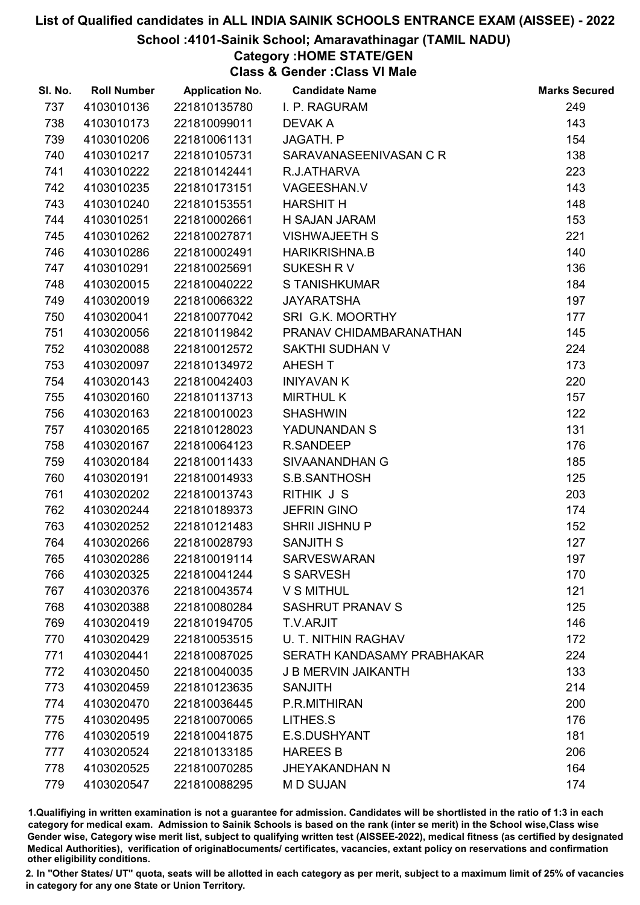# List of Qualified candidates in ALL INDIA SAINIK SCHOOLS ENTRANCE EXAM (AISSEE) - 2022

## School :4101-Sainik School; Amaravathinagar (TAMIL NADU)

### Category :HOME STATE/GEN

### Class & Gender :Class VI Male

| Sl. No. | Roll Number | Application No. | Candidate Name | Marks Secured |
|---|---|---|---|---|
| 737 | 4103010136 | 221810135780 | I. P. RAGURAM | 249 |
| 738 | 4103010173 | 221810099011 | DEVAK A | 143 |
| 739 | 4103010206 | 221810061131 | JAGATH. P | 154 |
| 740 | 4103010217 | 221810105731 | SARAVANASEENIVASAN C R | 138 |
| 741 | 4103010222 | 221810142441 | R.J.ATHARVA | 223 |
| 742 | 4103010235 | 221810173151 | VAGEESHAN.V | 143 |
| 743 | 4103010240 | 221810153551 | HARSHIT H | 148 |
| 744 | 4103010251 | 221810002661 | H SAJAN JARAM | 153 |
| 745 | 4103010262 | 221810027871 | VISHWAJEETH S | 221 |
| 746 | 4103010286 | 221810002491 | HARIKRISHNA.B | 140 |
| 747 | 4103010291 | 221810025691 | SUKESH R V | 136 |
| 748 | 4103020015 | 221810040222 | S TANISHKUMAR | 184 |
| 749 | 4103020019 | 221810066322 | JAYARATSHA | 197 |
| 750 | 4103020041 | 221810077042 | SRI G.K. MOORTHY | 177 |
| 751 | 4103020056 | 221810119842 | PRANAV CHIDAMBARANATHAN | 145 |
| 752 | 4103020088 | 221810012572 | SAKTHI SUDHAN V | 224 |
| 753 | 4103020097 | 221810134972 | AHESH T | 173 |
| 754 | 4103020143 | 221810042403 | INIYAVAN K | 220 |
| 755 | 4103020160 | 221810113713 | MIRTHUL K | 157 |
| 756 | 4103020163 | 221810010023 | SHASHWIN | 122 |
| 757 | 4103020165 | 221810128023 | YADUNANDAN S | 131 |
| 758 | 4103020167 | 221810064123 | R.SANDEEP | 176 |
| 759 | 4103020184 | 221810011433 | SIVAANANDHAN G | 185 |
| 760 | 4103020191 | 221810014933 | S.B.SANTHOSH | 125 |
| 761 | 4103020202 | 221810013743 | RITHIK J S | 203 |
| 762 | 4103020244 | 221810189373 | JEFRIN GINO | 174 |
| 763 | 4103020252 | 221810121483 | SHRII JISHNU P | 152 |
| 764 | 4103020266 | 221810028793 | SANJITH S | 127 |
| 765 | 4103020286 | 221810019114 | SARVESWARAN | 197 |
| 766 | 4103020325 | 221810041244 | S SARVESH | 170 |
| 767 | 4103020376 | 221810043574 | V S MITHUL | 121 |
| 768 | 4103020388 | 221810080284 | SASHRUT PRANAV S | 125 |
| 769 | 4103020419 | 221810194705 | T.V.ARJIT | 146 |
| 770 | 4103020429 | 221810053515 | U. T. NITHIN RAGHAV | 172 |
| 771 | 4103020441 | 221810087025 | SERATH KANDASAMY PRABHAKAR | 224 |
| 772 | 4103020450 | 221810040035 | J B MERVIN JAIKANTH | 133 |
| 773 | 4103020459 | 221810123635 | SANJITH | 214 |
| 774 | 4103020470 | 221810036445 | P.R.MITHIRAN | 200 |
| 775 | 4103020495 | 221810070065 | LITHES.S | 176 |
| 776 | 4103020519 | 221810041875 | E.S.DUSHYANT | 181 |
| 777 | 4103020524 | 221810133185 | HAREES B | 206 |
| 778 | 4103020525 | 221810070285 | JHEYAKANDHAN N | 164 |
| 779 | 4103020547 | 221810088295 | M D SUJAN | 174 |

1.Qualifiying in written examination is not a guarantee for admission. Candidates will be shortlisted in the ratio of 1:3 in each category for medical exam. Admission to Sainik Schools is based on the rank (inter se merit) in the School wise,Class wise Gender wise, Category wise merit list, subject to qualifying written test (AISSEE-2022), medical fitness (as certified by designated Medical Authorities), verification of originaldocuments/ certificates, vacancies, extant policy on reservations and confirmation other eligibility conditions.

2. In "Other States/ UT" quota, seats will be allotted in each category as per merit, subject to a maximum limit of 25% of vacancies in category for any one State or Union Territory.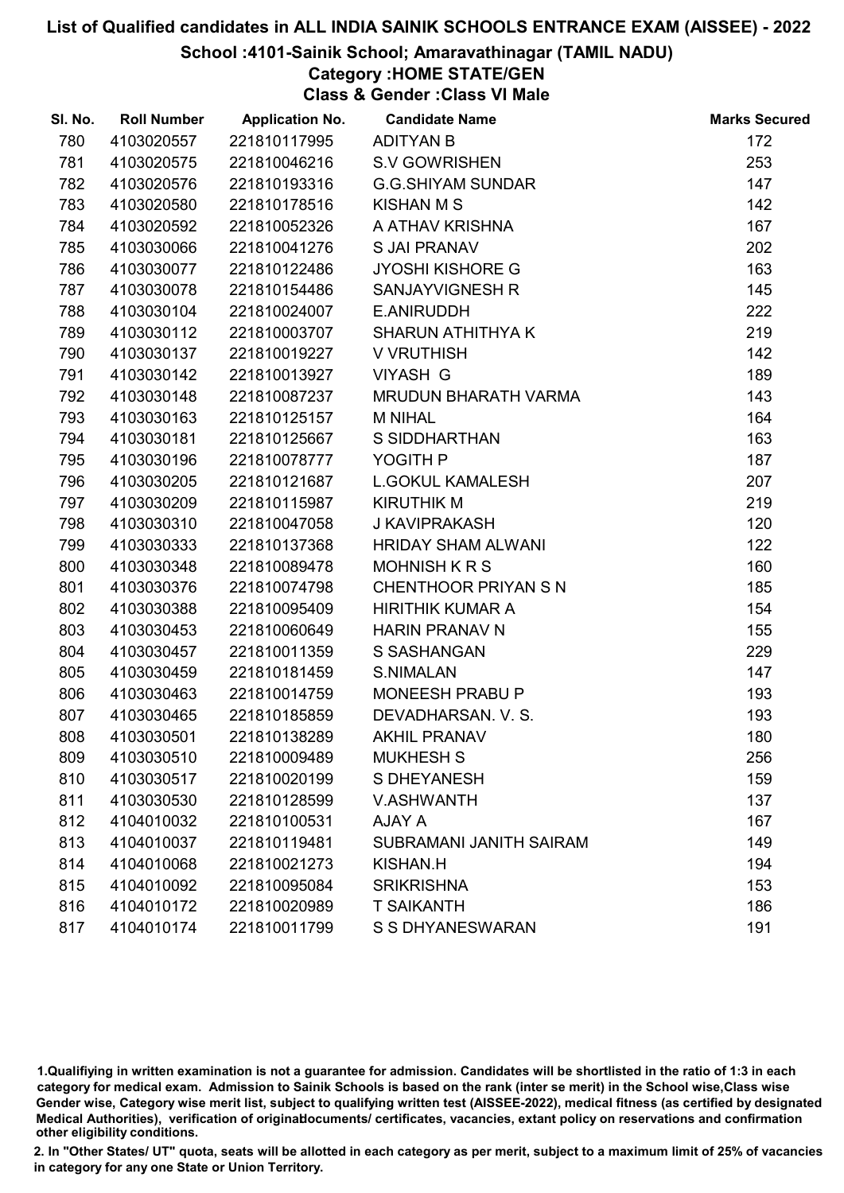# List of Qualified candidates in ALL INDIA SAINIK SCHOOLS ENTRANCE EXAM (AISSEE) - 2022

## School :4101-Sainik School; Amaravathinagar (TAMIL NADU)

### Category :HOME STATE/GEN

### Class & Gender :Class VI Male

| Sl. No. | Roll Number | Application No. | Candidate Name | Marks Secured |
|---|---|---|---|---|
| 780 | 4103020557 | 221810117995 | ADITYAN B | 172 |
| 781 | 4103020575 | 221810046216 | S.V GOWRISHEN | 253 |
| 782 | 4103020576 | 221810193316 | G.G.SHIYAM SUNDAR | 147 |
| 783 | 4103020580 | 221810178516 | KISHAN M S | 142 |
| 784 | 4103020592 | 221810052326 | A ATHAV KRISHNA | 167 |
| 785 | 4103030066 | 221810041276 | S JAI PRANAV | 202 |
| 786 | 4103030077 | 221810122486 | JYOSHI KISHORE G | 163 |
| 787 | 4103030078 | 221810154486 | SANJAYVIGNESH R | 145 |
| 788 | 4103030104 | 221810024007 | E.ANIRUDDH | 222 |
| 789 | 4103030112 | 221810003707 | SHARUN ATHITHYA K | 219 |
| 790 | 4103030137 | 221810019227 | V VRUTHISH | 142 |
| 791 | 4103030142 | 221810013927 | VIYASH G | 189 |
| 792 | 4103030148 | 221810087237 | MRUDUN BHARATH VARMA | 143 |
| 793 | 4103030163 | 221810125157 | M NIHAL | 164 |
| 794 | 4103030181 | 221810125667 | S SIDDHARTHAN | 163 |
| 795 | 4103030196 | 221810078777 | YOGITH P | 187 |
| 796 | 4103030205 | 221810121687 | L.GOKUL KAMALESH | 207 |
| 797 | 4103030209 | 221810115987 | KIRUTHIK M | 219 |
| 798 | 4103030310 | 221810047058 | J KAVIPRAKASH | 120 |
| 799 | 4103030333 | 221810137368 | HRIDAY SHAM ALWANI | 122 |
| 800 | 4103030348 | 221810089478 | MOHNISH K R S | 160 |
| 801 | 4103030376 | 221810074798 | CHENTHOOR PRIYAN S N | 185 |
| 802 | 4103030388 | 221810095409 | HIRITHIK KUMAR A | 154 |
| 803 | 4103030453 | 221810060649 | HARIN PRANAV N | 155 |
| 804 | 4103030457 | 221810011359 | S SASHANGAN | 229 |
| 805 | 4103030459 | 221810181459 | S.NIMALAN | 147 |
| 806 | 4103030463 | 221810014759 | MONEESH PRABU P | 193 |
| 807 | 4103030465 | 221810185859 | DEVADHARSAN. V. S. | 193 |
| 808 | 4103030501 | 221810138289 | AKHIL PRANAV | 180 |
| 809 | 4103030510 | 221810009489 | MUKHESH S | 256 |
| 810 | 4103030517 | 221810020199 | S DHEYANESH | 159 |
| 811 | 4103030530 | 221810128599 | V.ASHWANTH | 137 |
| 812 | 4104010032 | 221810100531 | AJAY A | 167 |
| 813 | 4104010037 | 221810119481 | SUBRAMANI JANITH SAIRAM | 149 |
| 814 | 4104010068 | 221810021273 | KISHAN.H | 194 |
| 815 | 4104010092 | 221810095084 | SRIKRISHNA | 153 |
| 816 | 4104010172 | 221810020989 | T SAIKANTH | 186 |
| 817 | 4104010174 | 221810011799 | S S DHYANESWARAN | 191 |

1.Qualifiying in written examination is not a guarantee for admission. Candidates will be shortlisted in the ratio of 1:3 in each category for medical exam. Admission to Sainik Schools is based on the rank (inter se merit) in the School wise,Class wise Gender wise, Category wise merit list, subject to qualifying written test (AISSEE-2022), medical fitness (as certified by designated Medical Authorities), verification of originaldocuments/ certificates, vacancies, extant policy on reservations and confirmation other eligibility conditions.

2. In "Other States/ UT" quota, seats will be allotted in each category as per merit, subject to a maximum limit of 25% of vacancies in category for any one State or Union Territory.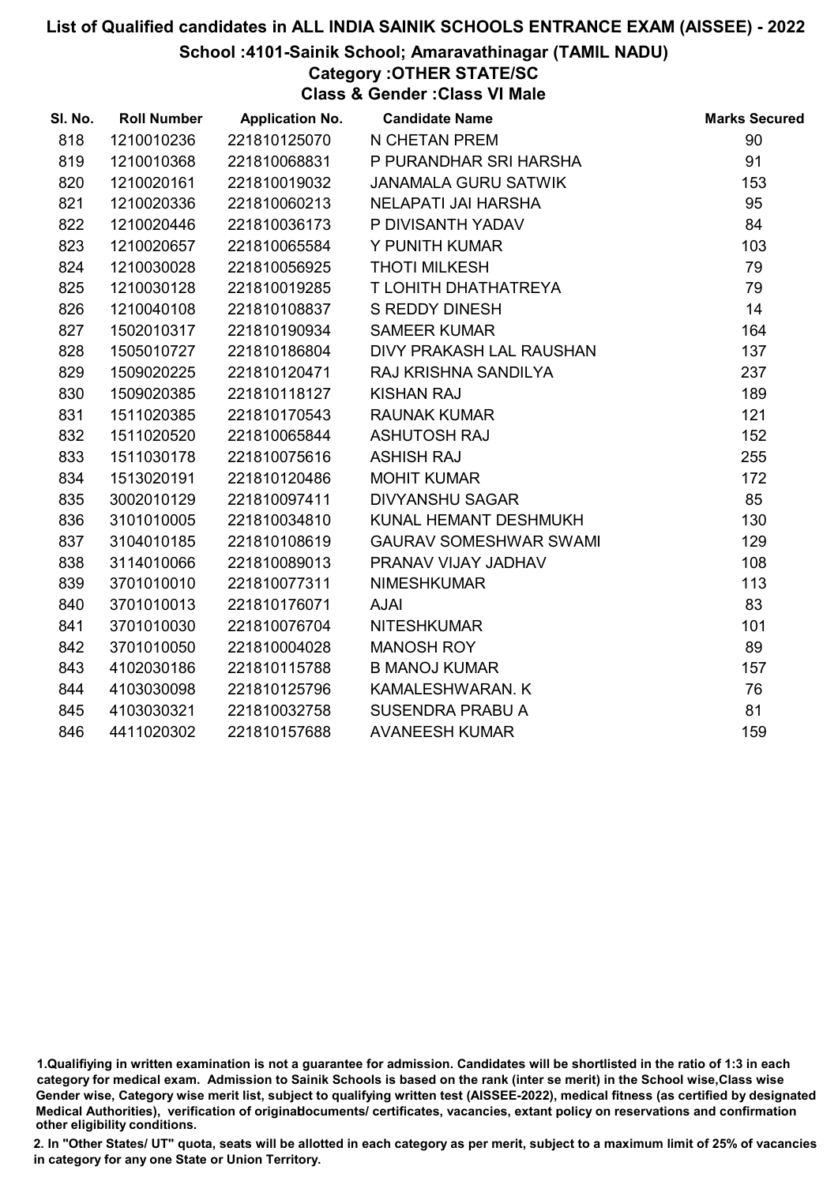# List of Qualified candidates in ALL INDIA SAINIK SCHOOLS ENTRANCE EXAM (AISSEE) - 2022

## School :4101-Sainik School; Amaravathinagar (TAMIL NADU)

### Category :OTHER STATE/SC

### Class & Gender :Class VI Male

| Sl. No. | Roll Number | Application No. | Candidate Name | Marks Secured |
|---|---|---|---|---|
| 818 | 1210010236 | 221810125070 | N CHETAN PREM | 90 |
| 819 | 1210010368 | 221810068831 | P PURANDHAR SRI HARSHA | 91 |
| 820 | 1210020161 | 221810019032 | JANAMALA GURU SATWIK | 153 |
| 821 | 1210020336 | 221810060213 | NELAPATI JAI HARSHA | 95 |
| 822 | 1210020446 | 221810036173 | P DIVISANTH YADAV | 84 |
| 823 | 1210020657 | 221810065584 | Y PUNITH KUMAR | 103 |
| 824 | 1210030028 | 221810056925 | THOTI MILKESH | 79 |
| 825 | 1210030128 | 221810019285 | T LOHITH DHATHATREYA | 79 |
| 826 | 1210040108 | 221810108837 | S REDDY DINESH | 14 |
| 827 | 1502010317 | 221810190934 | SAMEER KUMAR | 164 |
| 828 | 1505010727 | 221810186804 | DIVY PRAKASH LAL RAUSHAN | 137 |
| 829 | 1509020225 | 221810120471 | RAJ KRISHNA SANDILYA | 237 |
| 830 | 1509020385 | 221810118127 | KISHAN RAJ | 189 |
| 831 | 1511020385 | 221810170543 | RAUNAK KUMAR | 121 |
| 832 | 1511020520 | 221810065844 | ASHUTOSH RAJ | 152 |
| 833 | 1511030178 | 221810075616 | ASHISH RAJ | 255 |
| 834 | 1513020191 | 221810120486 | MOHIT KUMAR | 172 |
| 835 | 3002010129 | 221810097411 | DIVYANSHU SAGAR | 85 |
| 836 | 3101010005 | 221810034810 | KUNAL HEMANT DESHMUKH | 130 |
| 837 | 3104010185 | 221810108619 | GAURAV SOMESHWAR SWAMI | 129 |
| 838 | 3114010066 | 221810089013 | PRANAV VIJAY JADHAV | 108 |
| 839 | 3701010010 | 221810077311 | NIMESHKUMAR | 113 |
| 840 | 3701010013 | 221810176071 | AJAI | 83 |
| 841 | 3701010030 | 221810076704 | NITESHKUMAR | 101 |
| 842 | 3701010050 | 221810004028 | MANOSH ROY | 89 |
| 843 | 4102030186 | 221810115788 | B MANOJ KUMAR | 157 |
| 844 | 4103030098 | 221810125796 | KAMALESHWARAN. K | 76 |
| 845 | 4103030321 | 221810032758 | SUSENDRA PRABU A | 81 |
| 846 | 4411020302 | 221810157688 | AVANEESH KUMAR | 159 |

1.Qualifiying in written examination is not a guarantee for admission. Candidates will be shortlisted in the ratio of 1:3 in each category for medical exam. Admission to Sainik Schools is based on the rank (inter se merit) in the School wise,Class wise Gender wise, Category wise merit list, subject to qualifying written test (AISSEE-2022), medical fitness (as certified by designated Medical Authorities), verification of originaldocuments/ certificates, vacancies, extant policy on reservations and confirmation other eligibility conditions.

2. In "Other States/ UT" quota, seats will be allotted in each category as per merit, subject to a maximum limit of 25% of vacancies in category for any one State or Union Territory.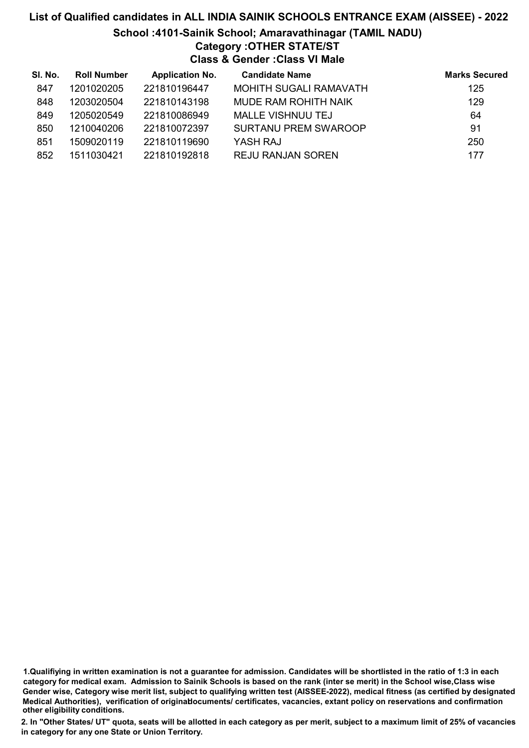# List of Qualified candidates in ALL INDIA SAINIK SCHOOLS ENTRANCE EXAM (AISSEE) - 2022

## School :4101-Sainik School; Amaravathinagar (TAMIL NADU)

### Category :OTHER STATE/ST

### Class & Gender :Class VI Male

| Sl. No. | Roll Number | Application No. | Candidate Name | Marks Secured |
|---|---|---|---|---|
| 847 | 1201020205 | 221810196447 | MOHITH SUGALI RAMAVATH | 125 |
| 848 | 1203020504 | 221810143198 | MUDE RAM ROHITH NAIK | 129 |
| 849 | 1205020549 | 221810086949 | MALLE VISHNUU TEJ | 64 |
| 850 | 1210040206 | 221810072397 | SURTANU PREM SWAROOP | 91 |
| 851 | 1509020119 | 221810119690 | YASH RAJ | 250 |
| 852 | 1511030421 | 221810192818 | REJU RANJAN SOREN | 177 |

1.Qualifiying in written examination is not a guarantee for admission. Candidates will be shortlisted in the ratio of 1:3 in each category for medical exam. Admission to Sainik Schools is based on the rank (inter se merit) in the School wise,Class wise Gender wise, Category wise merit list, subject to qualifying written test (AISSEE-2022), medical fitness (as certified by designated Medical Authorities), verification of originaldocuments/ certificates, vacancies, extant policy on reservations and confirmation other eligibility conditions.

2. In "Other States/ UT" quota, seats will be allotted in each category as per merit, subject to a maximum limit of 25% of vacancies in category for any one State or Union Territory.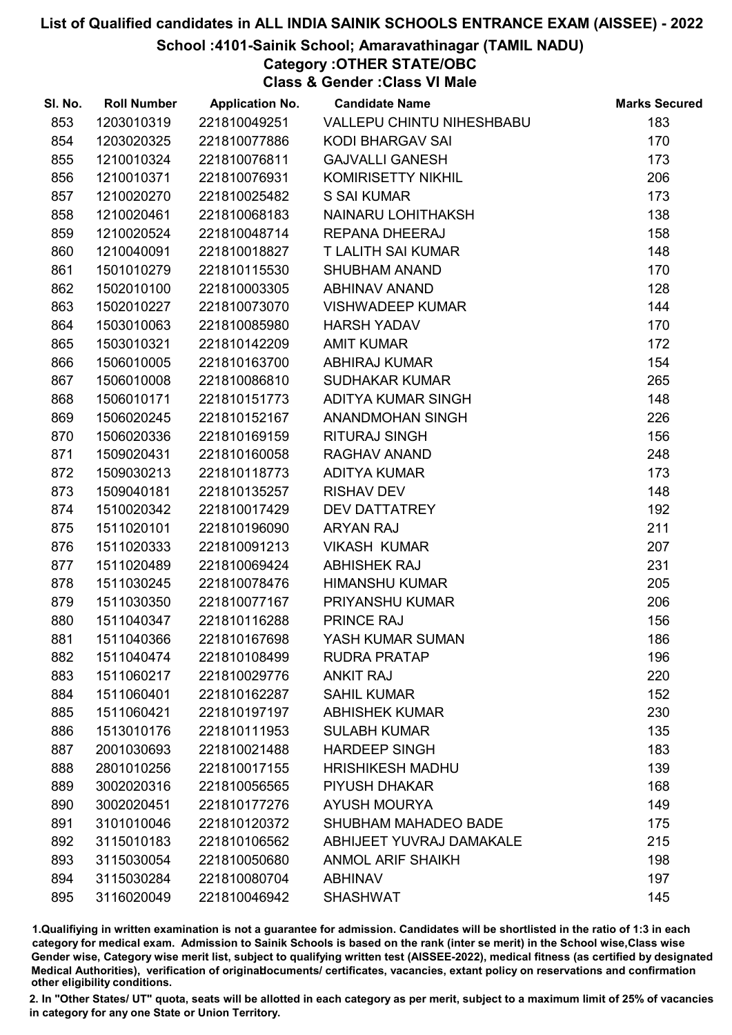# List of Qualified candidates in ALL INDIA SAINIK SCHOOLS ENTRANCE EXAM (AISSEE) - 2022

## School :4101-Sainik School; Amaravathinagar (TAMIL NADU)

### Category :OTHER STATE/OBC

### Class & Gender :Class VI Male

| Sl. No. | Roll Number | Application No. | Candidate Name | Marks Secured |
|---|---|---|---|---|
| 853 | 1203010319 | 221810049251 | VALLEPU CHINTU NIHESHBABU | 183 |
| 854 | 1203020325 | 221810077886 | KODI BHARGAV SAI | 170 |
| 855 | 1210010324 | 221810076811 | GAJVALLI GANESH | 173 |
| 856 | 1210010371 | 221810076931 | KOMIRISETTY NIKHIL | 206 |
| 857 | 1210020270 | 221810025482 | S SAI KUMAR | 173 |
| 858 | 1210020461 | 221810068183 | NAINARU LOHITHAKSH | 138 |
| 859 | 1210020524 | 221810048714 | REPANA DHEERAJ | 158 |
| 860 | 1210040091 | 221810018827 | T LALITH SAI KUMAR | 148 |
| 861 | 1501010279 | 221810115530 | SHUBHAM ANAND | 170 |
| 862 | 1502010100 | 221810003305 | ABHINAV ANAND | 128 |
| 863 | 1502010227 | 221810073070 | VISHWADEEP KUMAR | 144 |
| 864 | 1503010063 | 221810085980 | HARSH YADAV | 170 |
| 865 | 1503010321 | 221810142209 | AMIT KUMAR | 172 |
| 866 | 1506010005 | 221810163700 | ABHIRAJ KUMAR | 154 |
| 867 | 1506010008 | 221810086810 | SUDHAKAR KUMAR | 265 |
| 868 | 1506010171 | 221810151773 | ADITYA KUMAR SINGH | 148 |
| 869 | 1506020245 | 221810152167 | ANANDMOHAN SINGH | 226 |
| 870 | 1506020336 | 221810169159 | RITURAJ SINGH | 156 |
| 871 | 1509020431 | 221810160058 | RAGHAV ANAND | 248 |
| 872 | 1509030213 | 221810118773 | ADITYA KUMAR | 173 |
| 873 | 1509040181 | 221810135257 | RISHAV DEV | 148 |
| 874 | 1510020342 | 221810017429 | DEV DATTATREY | 192 |
| 875 | 1511020101 | 221810196090 | ARYAN RAJ | 211 |
| 876 | 1511020333 | 221810091213 | VIKASH KUMAR | 207 |
| 877 | 1511020489 | 221810069424 | ABHISHEK RAJ | 231 |
| 878 | 1511030245 | 221810078476 | HIMANSHU KUMAR | 205 |
| 879 | 1511030350 | 221810077167 | PRIYANSHU KUMAR | 206 |
| 880 | 1511040347 | 221810116288 | PRINCE RAJ | 156 |
| 881 | 1511040366 | 221810167698 | YASH KUMAR SUMAN | 186 |
| 882 | 1511040474 | 221810108499 | RUDRA PRATAP | 196 |
| 883 | 1511060217 | 221810029776 | ANKIT RAJ | 220 |
| 884 | 1511060401 | 221810162287 | SAHIL KUMAR | 152 |
| 885 | 1511060421 | 221810197197 | ABHISHEK KUMAR | 230 |
| 886 | 1513010176 | 221810111953 | SULABH KUMAR | 135 |
| 887 | 2001030693 | 221810021488 | HARDEEP SINGH | 183 |
| 888 | 2801010256 | 221810017155 | HRISHIKESH MADHU | 139 |
| 889 | 3002020316 | 221810056565 | PIYUSH DHAKAR | 168 |
| 890 | 3002020451 | 221810177276 | AYUSH MOURYA | 149 |
| 891 | 3101010046 | 221810120372 | SHUBHAM MAHADEO BADE | 175 |
| 892 | 3115010183 | 221810106562 | ABHIJEET YUVRAJ DAMAKALE | 215 |
| 893 | 3115030054 | 221810050680 | ANMOL ARIF SHAIKH | 198 |
| 894 | 3115030284 | 221810080704 | ABHINAV | 197 |
| 895 | 3116020049 | 221810046942 | SHASHWAT | 145 |

1.Qualifiying in written examination is not a guarantee for admission. Candidates will be shortlisted in the ratio of 1:3 in each category for medical exam. Admission to Sainik Schools is based on the rank (inter se merit) in the School wise,Class wise Gender wise, Category wise merit list, subject to qualifying written test (AISSEE-2022), medical fitness (as certified by designated Medical Authorities), verification of originaldocuments/ certificates, vacancies, extant policy on reservations and confirmation other eligibility conditions.

2. In "Other States/ UT" quota, seats will be allotted in each category as per merit, subject to a maximum limit of 25% of vacancies in category for any one State or Union Territory.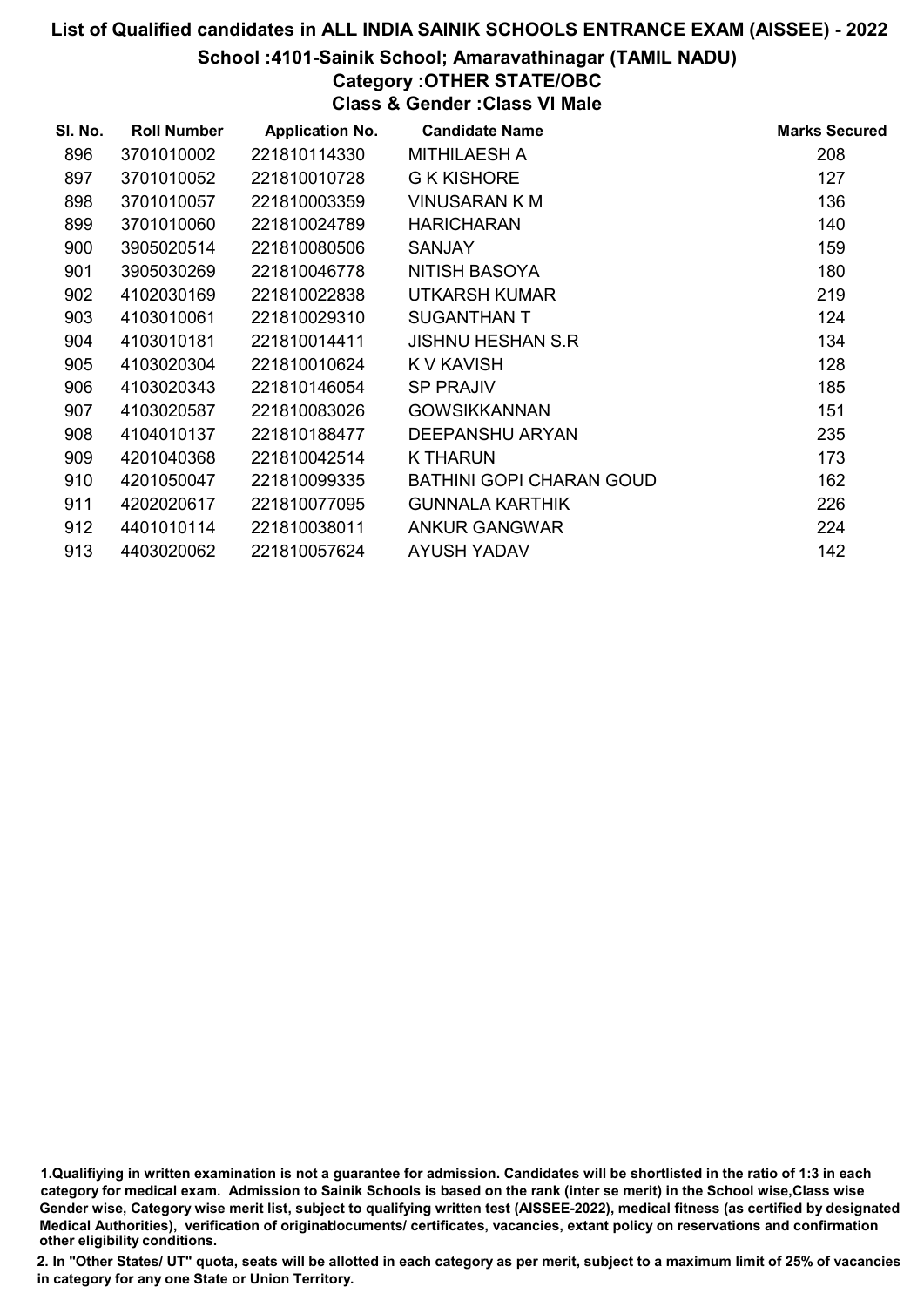# List of Qualified candidates in ALL INDIA SAINIK SCHOOLS ENTRANCE EXAM (AISSEE) - 2022

## School :4101-Sainik School; Amaravathinagar (TAMIL NADU)

### Category :OTHER STATE/OBC

### Class & Gender :Class VI Male

| Sl. No. | Roll Number | Application No. | Candidate Name | Marks Secured |
|---|---|---|---|---|
| 896 | 3701010002 | 221810114330 | MITHILAESH A | 208 |
| 897 | 3701010052 | 221810010728 | G K KISHORE | 127 |
| 898 | 3701010057 | 221810003359 | VINUSARAN K M | 136 |
| 899 | 3701010060 | 221810024789 | HARICHARAN | 140 |
| 900 | 3905020514 | 221810080506 | SANJAY | 159 |
| 901 | 3905030269 | 221810046778 | NITISH BASOYA | 180 |
| 902 | 4102030169 | 221810022838 | UTKARSH KUMAR | 219 |
| 903 | 4103010061 | 221810029310 | SUGANTHAN T | 124 |
| 904 | 4103010181 | 221810014411 | JISHNU HESHAN S.R | 134 |
| 905 | 4103020304 | 221810010624 | K V KAVISH | 128 |
| 906 | 4103020343 | 221810146054 | SP PRAJIV | 185 |
| 907 | 4103020587 | 221810083026 | GOWSIKKANNAN | 151 |
| 908 | 4104010137 | 221810188477 | DEEPANSHU ARYAN | 235 |
| 909 | 4201040368 | 221810042514 | K THARUN | 173 |
| 910 | 4201050047 | 221810099335 | BATHINI GOPI CHARAN GOUD | 162 |
| 911 | 4202020617 | 221810077095 | GUNNALA KARTHIK | 226 |
| 912 | 4401010114 | 221810038011 | ANKUR GANGWAR | 224 |
| 913 | 4403020062 | 221810057624 | AYUSH YADAV | 142 |

1.Qualifiying in written examination is not a guarantee for admission. Candidates will be shortlisted in the ratio of 1:3 in each category for medical exam. Admission to Sainik Schools is based on the rank (inter se merit) in the School wise,Class wise Gender wise, Category wise merit list, subject to qualifying written test (AISSEE-2022), medical fitness (as certified by designated Medical Authorities), verification of originaldocuments/ certificates, vacancies, extant policy on reservations and confirmation other eligibility conditions.

2. In "Other States/ UT" quota, seats will be allotted in each category as per merit, subject to a maximum limit of 25% of vacancies in category for any one State or Union Territory.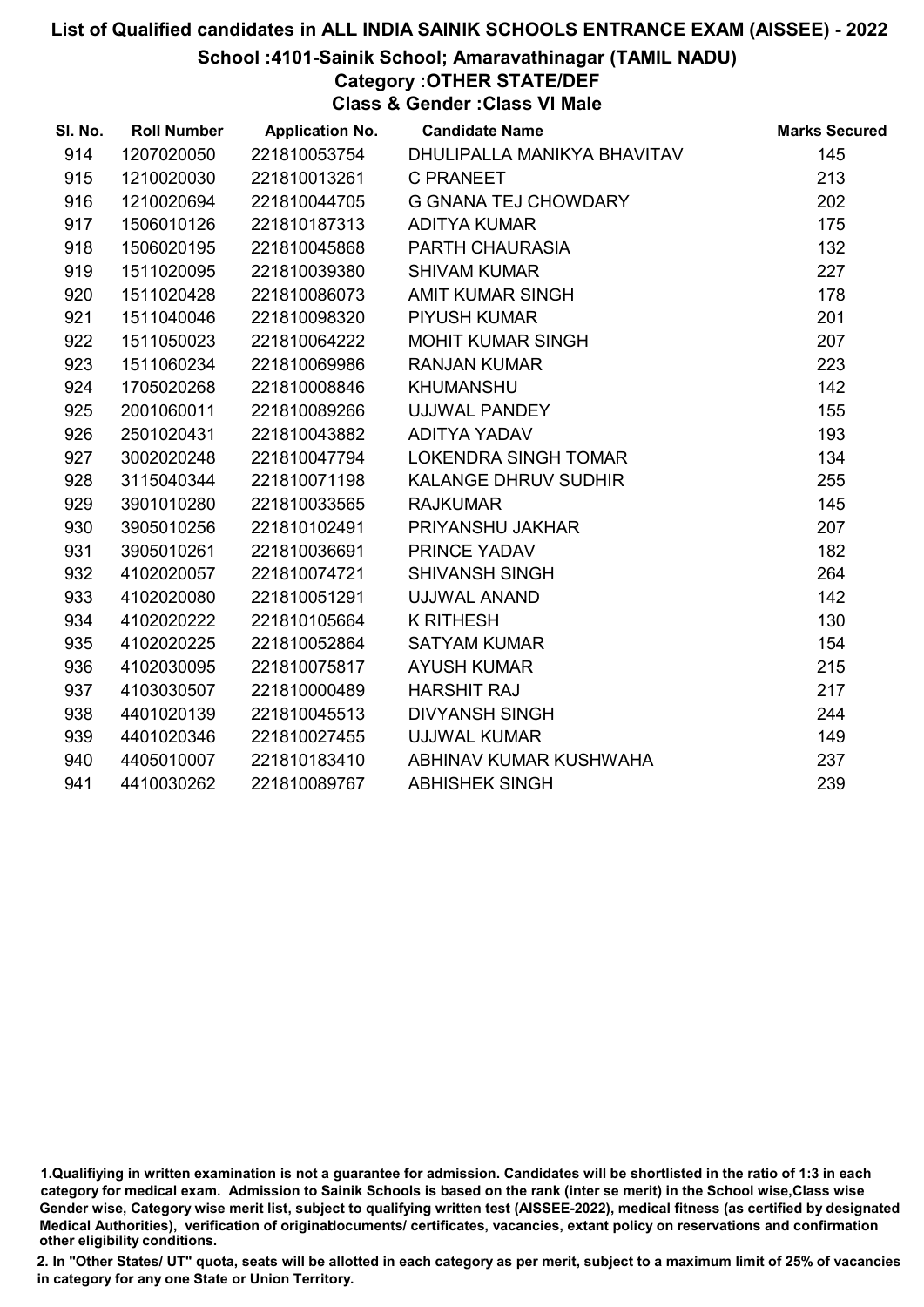# List of Qualified candidates in ALL INDIA SAINIK SCHOOLS ENTRANCE EXAM (AISSEE) - 2022

## School :4101-Sainik School; Amaravathinagar (TAMIL NADU)

### Category :OTHER STATE/DEF

### Class & Gender :Class VI Male

| Sl. No. | Roll Number | Application No. | Candidate Name | Marks Secured |
|---|---|---|---|---|
| 914 | 1207020050 | 221810053754 | DHULIPALLA MANIKYA BHAVITAV | 145 |
| 915 | 1210020030 | 221810013261 | C PRANEET | 213 |
| 916 | 1210020694 | 221810044705 | G GNANA TEJ CHOWDARY | 202 |
| 917 | 1506010126 | 221810187313 | ADITYA KUMAR | 175 |
| 918 | 1506020195 | 221810045868 | PARTH CHAURASIA | 132 |
| 919 | 1511020095 | 221810039380 | SHIVAM KUMAR | 227 |
| 920 | 1511020428 | 221810086073 | AMIT KUMAR SINGH | 178 |
| 921 | 1511040046 | 221810098320 | PIYUSH KUMAR | 201 |
| 922 | 1511050023 | 221810064222 | MOHIT KUMAR SINGH | 207 |
| 923 | 1511060234 | 221810069986 | RANJAN KUMAR | 223 |
| 924 | 1705020268 | 221810008846 | KHUMANSHU | 142 |
| 925 | 2001060011 | 221810089266 | UJJWAL PANDEY | 155 |
| 926 | 2501020431 | 221810043882 | ADITYA YADAV | 193 |
| 927 | 3002020248 | 221810047794 | LOKENDRA SINGH TOMAR | 134 |
| 928 | 3115040344 | 221810071198 | KALANGE DHRUV SUDHIR | 255 |
| 929 | 3901010280 | 221810033565 | RAJKUMAR | 145 |
| 930 | 3905010256 | 221810102491 | PRIYANSHU JAKHAR | 207 |
| 931 | 3905010261 | 221810036691 | PRINCE YADAV | 182 |
| 932 | 4102020057 | 221810074721 | SHIVANSH SINGH | 264 |
| 933 | 4102020080 | 221810051291 | UJJWAL ANAND | 142 |
| 934 | 4102020222 | 221810105664 | K RITHESH | 130 |
| 935 | 4102020225 | 221810052864 | SATYAM KUMAR | 154 |
| 936 | 4102030095 | 221810075817 | AYUSH KUMAR | 215 |
| 937 | 4103030507 | 221810000489 | HARSHIT RAJ | 217 |
| 938 | 4401020139 | 221810045513 | DIVYANSH SINGH | 244 |
| 939 | 4401020346 | 221810027455 | UJJWAL KUMAR | 149 |
| 940 | 4405010007 | 221810183410 | ABHINAV KUMAR KUSHWAHA | 237 |
| 941 | 4410030262 | 221810089767 | ABHISHEK SINGH | 239 |

1.Qualifiying in written examination is not a guarantee for admission. Candidates will be shortlisted in the ratio of 1:3 in each category for medical exam. Admission to Sainik Schools is based on the rank (inter se merit) in the School wise,Class wise Gender wise, Category wise merit list, subject to qualifying written test (AISSEE-2022), medical fitness (as certified by designated Medical Authorities), verification of originaldocuments/ certificates, vacancies, extant policy on reservations and confirmation other eligibility conditions.

2. In "Other States/ UT" quota, seats will be allotted in each category as per merit, subject to a maximum limit of 25% of vacancies in category for any one State or Union Territory.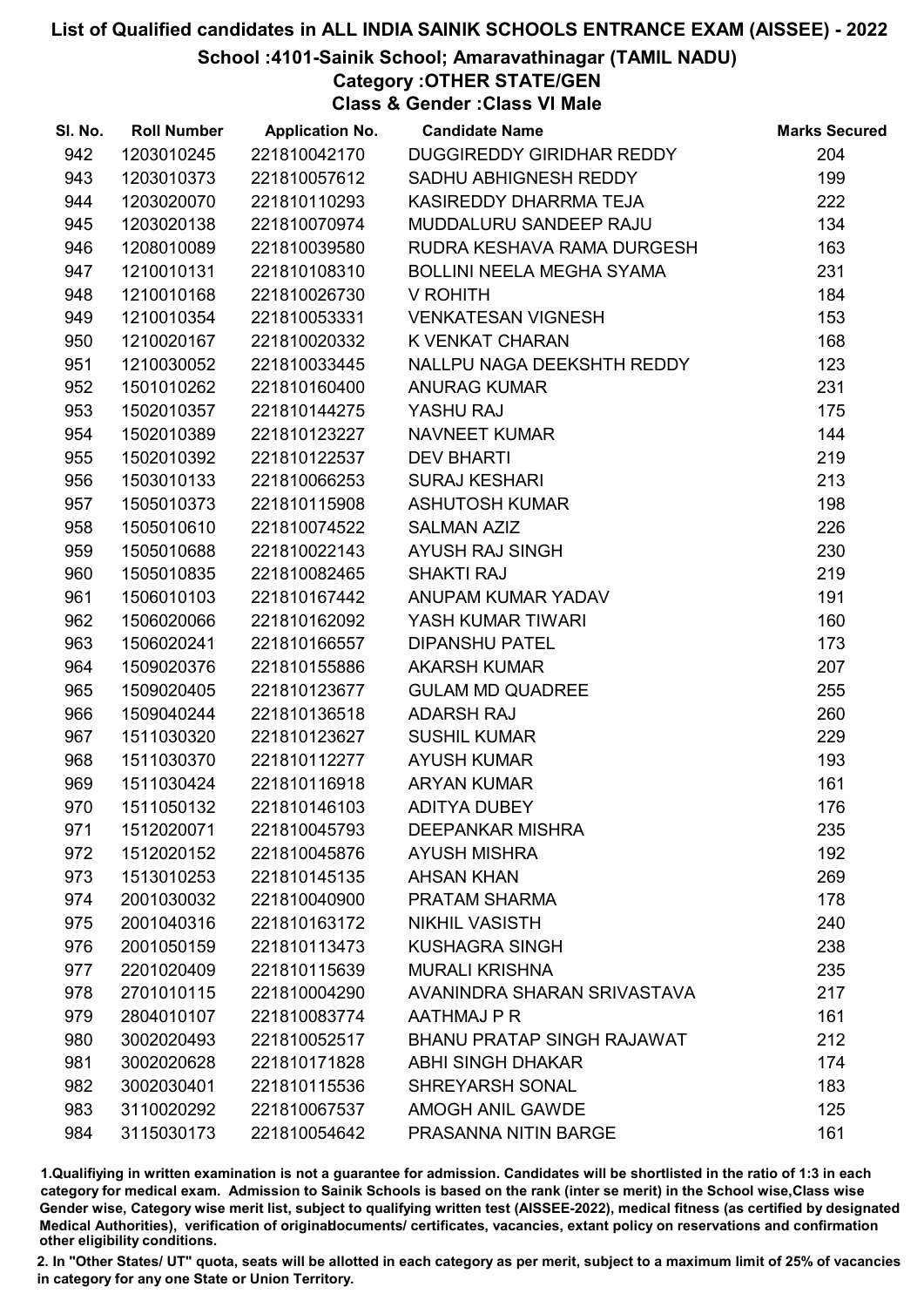# List of Qualified candidates in ALL INDIA SAINIK SCHOOLS ENTRANCE EXAM (AISSEE) - 2022

## School :4101-Sainik School; Amaravathinagar (TAMIL NADU)

### Category :OTHER STATE/GEN

### Class & Gender :Class VI Male

| Sl. No. | Roll Number | Application No. | Candidate Name | Marks Secured |
|---|---|---|---|---|
| 942 | 1203010245 | 221810042170 | DUGGIREDDY GIRIDHAR REDDY | 204 |
| 943 | 1203010373 | 221810057612 | SADHU ABHIGNESH REDDY | 199 |
| 944 | 1203020070 | 221810110293 | KASIREDDY DHARRMA TEJA | 222 |
| 945 | 1203020138 | 221810070974 | MUDDALURU SANDEEP RAJU | 134 |
| 946 | 1208010089 | 221810039580 | RUDRA KESHAVA RAMA DURGESH | 163 |
| 947 | 1210010131 | 221810108310 | BOLLINI NEELA MEGHA SYAMA | 231 |
| 948 | 1210010168 | 221810026730 | V ROHITH | 184 |
| 949 | 1210010354 | 221810053331 | VENKATESAN VIGNESH | 153 |
| 950 | 1210020167 | 221810020332 | K VENKAT CHARAN | 168 |
| 951 | 1210030052 | 221810033445 | NALLPU NAGA DEEKSHTH REDDY | 123 |
| 952 | 1501010262 | 221810160400 | ANURAG KUMAR | 231 |
| 953 | 1502010357 | 221810144275 | YASHU RAJ | 175 |
| 954 | 1502010389 | 221810123227 | NAVNEET KUMAR | 144 |
| 955 | 1502010392 | 221810122537 | DEV BHARTI | 219 |
| 956 | 1503010133 | 221810066253 | SURAJ KESHARI | 213 |
| 957 | 1505010373 | 221810115908 | ASHUTOSH KUMAR | 198 |
| 958 | 1505010610 | 221810074522 | SALMAN AZIZ | 226 |
| 959 | 1505010688 | 221810022143 | AYUSH RAJ SINGH | 230 |
| 960 | 1505010835 | 221810082465 | SHAKTI RAJ | 219 |
| 961 | 1506010103 | 221810167442 | ANUPAM KUMAR YADAV | 191 |
| 962 | 1506020066 | 221810162092 | YASH KUMAR TIWARI | 160 |
| 963 | 1506020241 | 221810166557 | DIPANSHU PATEL | 173 |
| 964 | 1509020376 | 221810155886 | AKARSH KUMAR | 207 |
| 965 | 1509020405 | 221810123677 | GULAM MD QUADREE | 255 |
| 966 | 1509040244 | 221810136518 | ADARSH RAJ | 260 |
| 967 | 1511030320 | 221810123627 | SUSHIL KUMAR | 229 |
| 968 | 1511030370 | 221810112277 | AYUSH KUMAR | 193 |
| 969 | 1511030424 | 221810116918 | ARYAN KUMAR | 161 |
| 970 | 1511050132 | 221810146103 | ADITYA DUBEY | 176 |
| 971 | 1512020071 | 221810045793 | DEEPANKAR MISHRA | 235 |
| 972 | 1512020152 | 221810045876 | AYUSH MISHRA | 192 |
| 973 | 1513010253 | 221810145135 | AHSAN KHAN | 269 |
| 974 | 2001030032 | 221810040900 | PRATAM SHARMA | 178 |
| 975 | 2001040316 | 221810163172 | NIKHIL VASISTH | 240 |
| 976 | 2001050159 | 221810113473 | KUSHAGRA SINGH | 238 |
| 977 | 2201020409 | 221810115639 | MURALI KRISHNA | 235 |
| 978 | 2701010115 | 221810004290 | AVANINDRA SHARAN SRIVASTAVA | 217 |
| 979 | 2804010107 | 221810083774 | AATHMAJ P R | 161 |
| 980 | 3002020493 | 221810052517 | BHANU PRATAP SINGH RAJAWAT | 212 |
| 981 | 3002020628 | 221810171828 | ABHI SINGH DHAKAR | 174 |
| 982 | 3002030401 | 221810115536 | SHREYARSH SONAL | 183 |
| 983 | 3110020292 | 221810067537 | AMOGH ANIL GAWDE | 125 |
| 984 | 3115030173 | 221810054642 | PRASANNA NITIN BARGE | 161 |

1.Qualifying in written examination is not a guarantee for admission. Candidates will be shortlisted in the ratio of 1:3 in each category for medical exam. Admission to Sainik Schools is based on the rank (inter se merit) in the School wise,Class wise Gender wise, Category wise merit list, subject to qualifying written test (AISSEE-2022), medical fitness (as certified by designated Medical Authorities), verification of originaldocuments/ certificates, vacancies, extant policy on reservations and confirmation other eligibility conditions.

2. In "Other States/ UT" quota, seats will be allotted in each category as per merit, subject to a maximum limit of 25% of vacancies in category for any one State or Union Territory.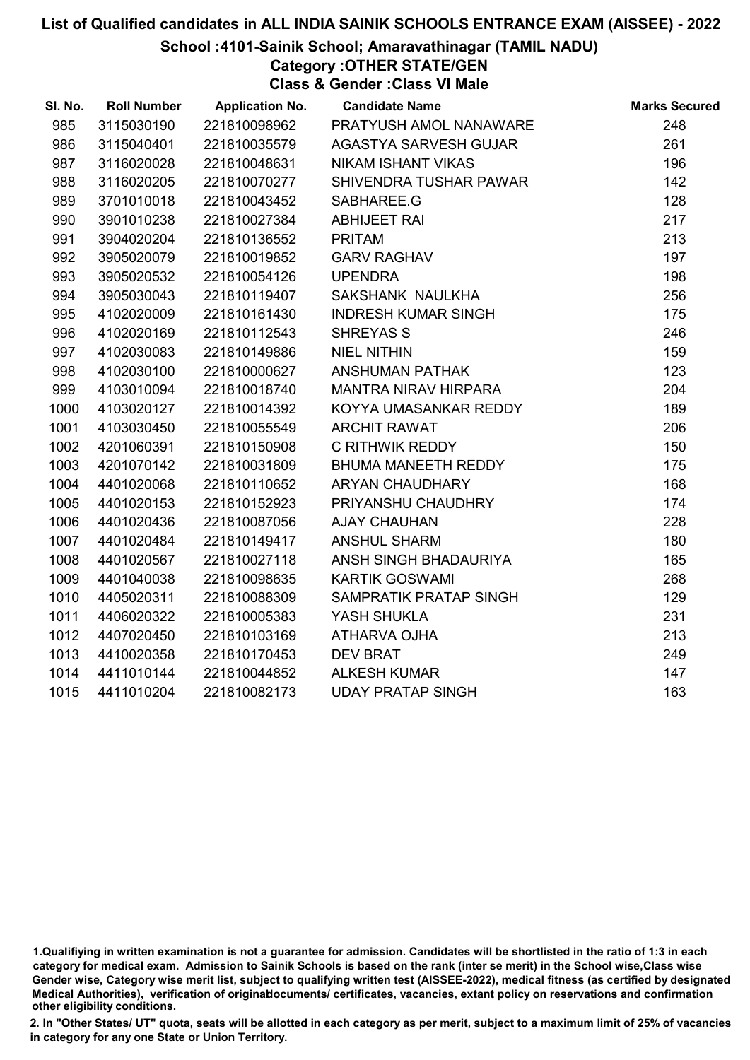# List of Qualified candidates in ALL INDIA SAINIK SCHOOLS ENTRANCE EXAM (AISSEE) - 2022

## School :4101-Sainik School; Amaravathinagar (TAMIL NADU)

### Category :OTHER STATE/GEN

### Class & Gender :Class VI Male

| Sl. No. | Roll Number | Application No. | Candidate Name | Marks Secured |
|---|---|---|---|---|
| 985 | 3115030190 | 221810098962 | PRATYUSH AMOL NANAWARE | 248 |
| 986 | 3115040401 | 221810035579 | AGASTYA SARVESH GUJAR | 261 |
| 987 | 3116020028 | 221810048631 | NIKAM ISHANT VIKAS | 196 |
| 988 | 3116020205 | 221810070277 | SHIVENDRA TUSHAR PAWAR | 142 |
| 989 | 3701010018 | 221810043452 | SABHAREE.G | 128 |
| 990 | 3901010238 | 221810027384 | ABHIJEET RAI | 217 |
| 991 | 3904020204 | 221810136552 | PRITAM | 213 |
| 992 | 3905020079 | 221810019852 | GARV RAGHAV | 197 |
| 993 | 3905020532 | 221810054126 | UPENDRA | 198 |
| 994 | 3905030043 | 221810119407 | SAKSHANK NAULKHA | 256 |
| 995 | 4102020009 | 221810161430 | INDRESH KUMAR SINGH | 175 |
| 996 | 4102020169 | 221810112543 | SHREYAS S | 246 |
| 997 | 4102030083 | 221810149886 | NIEL NITHIN | 159 |
| 998 | 4102030100 | 221810000627 | ANSHUMAN PATHAK | 123 |
| 999 | 4103010094 | 221810018740 | MANTRA NIRAV HIRPARA | 204 |
| 1000 | 4103020127 | 221810014392 | KOYYA UMASANKAR REDDY | 189 |
| 1001 | 4103030450 | 221810055549 | ARCHIT RAWAT | 206 |
| 1002 | 4201060391 | 221810150908 | C RITHWIK REDDY | 150 |
| 1003 | 4201070142 | 221810031809 | BHUMA MANEETH REDDY | 175 |
| 1004 | 4401020068 | 221810110652 | ARYAN CHAUDHARY | 168 |
| 1005 | 4401020153 | 221810152923 | PRIYANSHU CHAUDHRY | 174 |
| 1006 | 4401020436 | 221810087056 | AJAY CHAUHAN | 228 |
| 1007 | 4401020484 | 221810149417 | ANSHUL SHARM | 180 |
| 1008 | 4401020567 | 221810027118 | ANSH SINGH BHADAURIYA | 165 |
| 1009 | 4401040038 | 221810098635 | KARTIK GOSWAMI | 268 |
| 1010 | 4405020311 | 221810088309 | SAMPRATIK PRATAP SINGH | 129 |
| 1011 | 4406020322 | 221810005383 | YASH SHUKLA | 231 |
| 1012 | 4407020450 | 221810103169 | ATHARVA OJHA | 213 |
| 1013 | 4410020358 | 221810170453 | DEV BRAT | 249 |
| 1014 | 4411010144 | 221810044852 | ALKESH KUMAR | 147 |
| 1015 | 4411010204 | 221810082173 | UDAY PRATAP SINGH | 163 |

1.Qualifiying in written examination is not a guarantee for admission. Candidates will be shortlisted in the ratio of 1:3 in each category for medical exam. Admission to Sainik Schools is based on the rank (inter se merit) in the School wise,Class wise Gender wise, Category wise merit list, subject to qualifying written test (AISSEE-2022), medical fitness (as certified by designated Medical Authorities), verification of originaldocuments/ certificates, vacancies, extant policy on reservations and confirmation other eligibility conditions.

2. In "Other States/ UT" quota, seats will be allotted in each category as per merit, subject to a maximum limit of 25% of vacancies in category for any one State or Union Territory.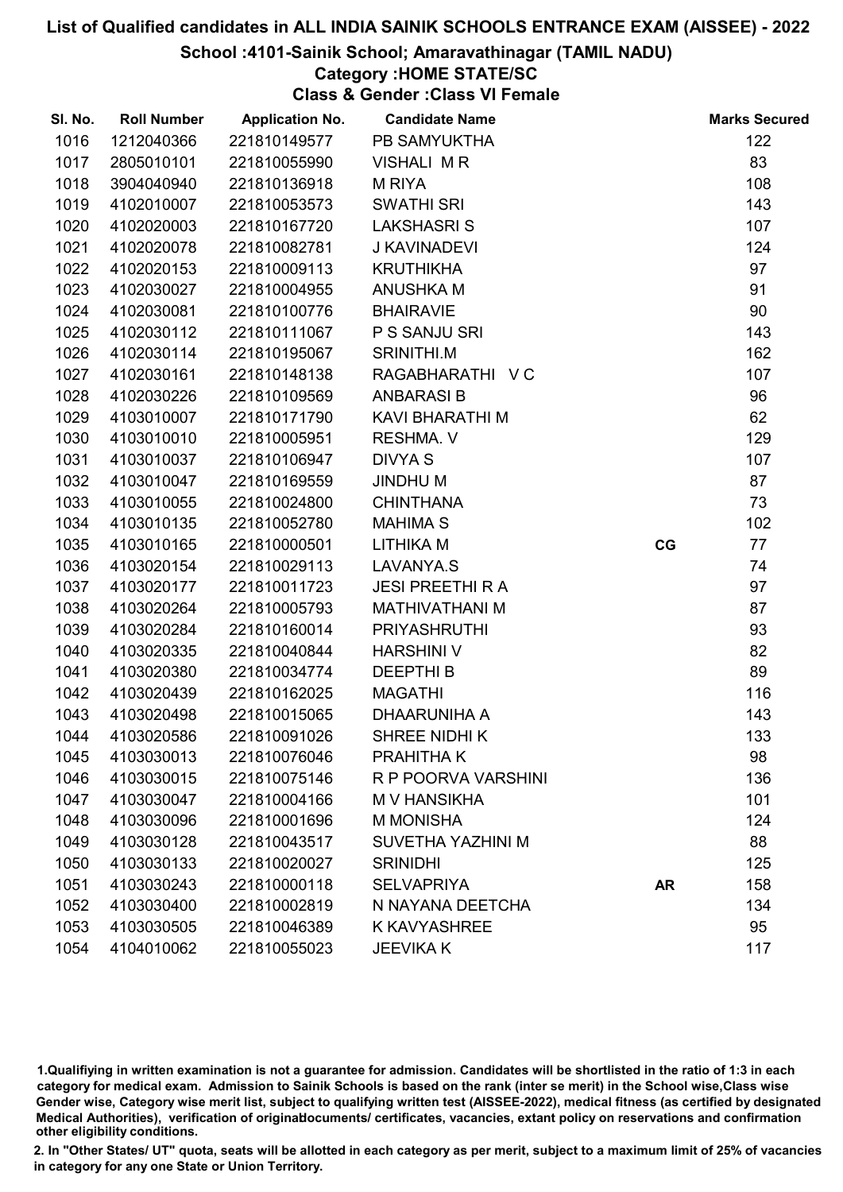# List of Qualified candidates in ALL INDIA SAINIK SCHOOLS ENTRANCE EXAM (AISSEE) - 2022

## School :4101-Sainik School; Amaravathinagar (TAMIL NADU)

### Category :HOME STATE/SC

### Class & Gender :Class VI Female

| Sl. No. | Roll Number | Application No. | Candidate Name | | Marks Secured |
|---|---|---|---|---|---|
| 1016 | 1212040366 | 221810149577 | PB SAMYUKTHA | | 122 |
| 1017 | 2805010101 | 221810055990 | VISHALI M R | | 83 |
| 1018 | 3904040940 | 221810136918 | M RIYA | | 108 |
| 1019 | 4102010007 | 221810053573 | SWATHI SRI | | 143 |
| 1020 | 4102020003 | 221810167720 | LAKSHASRI S | | 107 |
| 1021 | 4102020078 | 221810082781 | J KAVINADEVI | | 124 |
| 1022 | 4102020153 | 221810009113 | KRUTHIKHA | | 97 |
| 1023 | 4102030027 | 221810004955 | ANUSHKA M | | 91 |
| 1024 | 4102030081 | 221810100776 | BHAIRAVIE | | 90 |
| 1025 | 4102030112 | 221810111067 | P S SANJU SRI | | 143 |
| 1026 | 4102030114 | 221810195067 | SRINITHI.M | | 162 |
| 1027 | 4102030161 | 221810148138 | RAGABHARATHI V C | | 107 |
| 1028 | 4102030226 | 221810109569 | ANBARASI B | | 96 |
| 1029 | 4103010007 | 221810171790 | KAVI BHARATHI M | | 62 |
| 1030 | 4103010010 | 221810005951 | RESHMA. V | | 129 |
| 1031 | 4103010037 | 221810106947 | DIVYA S | | 107 |
| 1032 | 4103010047 | 221810169559 | JINDHU M | | 87 |
| 1033 | 4103010055 | 221810024800 | CHINTHANA | | 73 |
| 1034 | 4103010135 | 221810052780 | MAHIMA S | | 102 |
| 1035 | 4103010165 | 221810000501 | LITHIKA M | CG | 77 |
| 1036 | 4103020154 | 221810029113 | LAVANYA.S | | 74 |
| 1037 | 4103020177 | 221810011723 | JESI PREETHI R A | | 97 |
| 1038 | 4103020264 | 221810005793 | MATHIVATHANI M | | 87 |
| 1039 | 4103020284 | 221810160014 | PRIYASHRUTHI | | 93 |
| 1040 | 4103020335 | 221810040844 | HARSHINI V | | 82 |
| 1041 | 4103020380 | 221810034774 | DEEPTHI B | | 89 |
| 1042 | 4103020439 | 221810162025 | MAGATHI | | 116 |
| 1043 | 4103020498 | 221810015065 | DHAARUNIHA A | | 143 |
| 1044 | 4103020586 | 221810091026 | SHREE NIDHI K | | 133 |
| 1045 | 4103030013 | 221810076046 | PRAHITHA K | | 98 |
| 1046 | 4103030015 | 221810075146 | R P POORVA VARSHINI | | 136 |
| 1047 | 4103030047 | 221810004166 | M V HANSIKHA | | 101 |
| 1048 | 4103030096 | 221810001696 | M MONISHA | | 124 |
| 1049 | 4103030128 | 221810043517 | SUVETHA YAZHINI M | | 88 |
| 1050 | 4103030133 | 221810020027 | SRINIDHI | | 125 |
| 1051 | 4103030243 | 221810000118 | SELVAPRIYA | AR | 158 |
| 1052 | 4103030400 | 221810002819 | N NAYANA DEETCHA | | 134 |
| 1053 | 4103030505 | 221810046389 | K KAVYASHREE | | 95 |
| 1054 | 4104010062 | 221810055023 | JEEVIKA K | | 117 |

1.Qualifiying in written examination is not a guarantee for admission. Candidates will be shortlisted in the ratio of 1:3 in each category for medical exam. Admission to Sainik Schools is based on the rank (inter se merit) in the School wise,Class wise Gender wise, Category wise merit list, subject to qualifying written test (AISSEE-2022), medical fitness (as certified by designated Medical Authorities), verification of originaldocuments/ certificates, vacancies, extant policy on reservations and confirmation other eligibility conditions.

2. In "Other States/ UT" quota, seats will be allotted in each category as per merit, subject to a maximum limit of 25% of vacancies in category for any one State or Union Territory.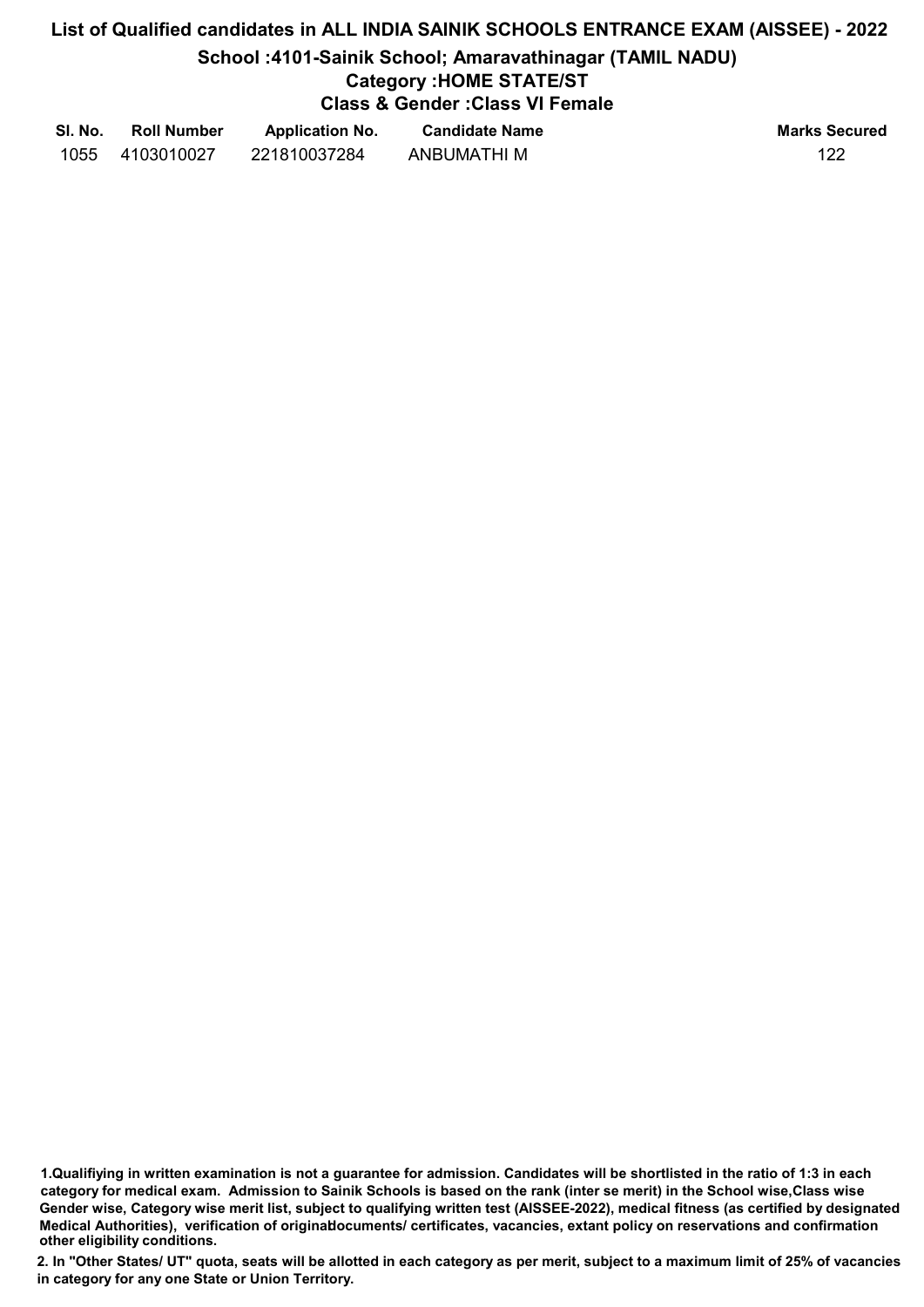# List of Qualified candidates in ALL INDIA SAINIK SCHOOLS ENTRANCE EXAM (AISSEE) - 2022

## School :4101-Sainik School; Amaravathinagar (TAMIL NADU)

### Category :HOME STATE/ST

### Class & Gender :Class VI Female

| Sl. No. | Roll Number | Application No. | Candidate Name | Marks Secured |
|---|---|---|---|---|
| 1055 | 4103010027 | 221810037284 | ANBUMATHI M | 122 |

1.Qualifiying in written examination is not a guarantee for admission. Candidates will be shortlisted in the ratio of 1:3 in each category for medical exam. Admission to Sainik Schools is based on the rank (inter se merit) in the School wise,Class wise Gender wise, Category wise merit list, subject to qualifying written test (AISSEE-2022), medical fitness (as certified by designated Medical Authorities), verification of originaldocuments/ certificates, vacancies, extant policy on reservations and confirmation other eligibility conditions.

2. In "Other States/ UT" quota, seats will be allotted in each category as per merit, subject to a maximum limit of 25% of vacancies in category for any one State or Union Territory.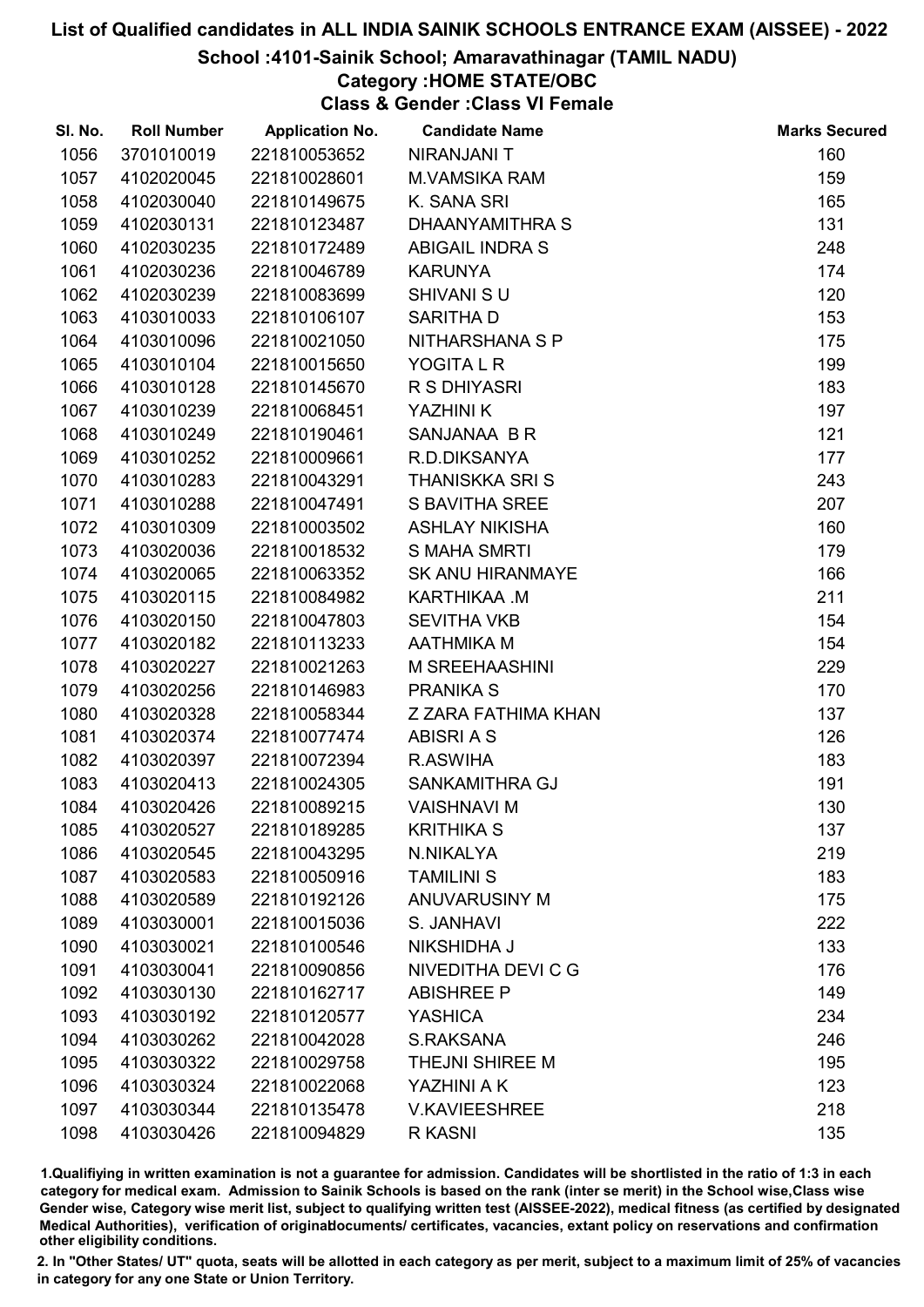# List of Qualified candidates in ALL INDIA SAINIK SCHOOLS ENTRANCE EXAM (AISSEE) - 2022

## School :4101-Sainik School; Amaravathinagar (TAMIL NADU)

### Category :HOME STATE/OBC

### Class & Gender :Class VI Female

| Sl. No. | Roll Number | Application No. | Candidate Name | Marks Secured |
|---|---|---|---|---|
| 1056 | 3701010019 | 221810053652 | NIRANJANI T | 160 |
| 1057 | 4102020045 | 221810028601 | M.VAMSIKA RAM | 159 |
| 1058 | 4102030040 | 221810149675 | K. SANA SRI | 165 |
| 1059 | 4102030131 | 221810123487 | DHAANYAMITHRA S | 131 |
| 1060 | 4102030235 | 221810172489 | ABIGAIL INDRA S | 248 |
| 1061 | 4102030236 | 221810046789 | KARUNYA | 174 |
| 1062 | 4102030239 | 221810083699 | SHIVANI S U | 120 |
| 1063 | 4103010033 | 221810106107 | SARITHA D | 153 |
| 1064 | 4103010096 | 221810021050 | NITHARSHANA S P | 175 |
| 1065 | 4103010104 | 221810015650 | YOGITA L R | 199 |
| 1066 | 4103010128 | 221810145670 | R S DHIYASRI | 183 |
| 1067 | 4103010239 | 221810068451 | YAZHINI K | 197 |
| 1068 | 4103010249 | 221810190461 | SANJANAA B R | 121 |
| 1069 | 4103010252 | 221810009661 | R.D.DIKSANYA | 177 |
| 1070 | 4103010283 | 221810043291 | THANISKKA SRI S | 243 |
| 1071 | 4103010288 | 221810047491 | S BAVITHA SREE | 207 |
| 1072 | 4103010309 | 221810003502 | ASHLAY NIKISHA | 160 |
| 1073 | 4103020036 | 221810018532 | S MAHA SMRTI | 179 |
| 1074 | 4103020065 | 221810063352 | SK ANU HIRANMAYE | 166 |
| 1075 | 4103020115 | 221810084982 | KARTHIKAA .M | 211 |
| 1076 | 4103020150 | 221810047803 | SEVITHA VKB | 154 |
| 1077 | 4103020182 | 221810113233 | AATHMIKA M | 154 |
| 1078 | 4103020227 | 221810021263 | M SREEHAASHINI | 229 |
| 1079 | 4103020256 | 221810146983 | PRANIKA S | 170 |
| 1080 | 4103020328 | 221810058344 | Z ZARA FATHIMA KHAN | 137 |
| 1081 | 4103020374 | 221810077474 | ABISRI A S | 126 |
| 1082 | 4103020397 | 221810072394 | R.ASWIHA | 183 |
| 1083 | 4103020413 | 221810024305 | SANKAMITHRA GJ | 191 |
| 1084 | 4103020426 | 221810089215 | VAISHNAVI M | 130 |
| 1085 | 4103020527 | 221810189285 | KRITHIKA S | 137 |
| 1086 | 4103020545 | 221810043295 | N.NIKALYA | 219 |
| 1087 | 4103020583 | 221810050916 | TAMILINI S | 183 |
| 1088 | 4103020589 | 221810192126 | ANUVARUSINY M | 175 |
| 1089 | 4103030001 | 221810015036 | S. JANHAVI | 222 |
| 1090 | 4103030021 | 221810100546 | NIKSHIDHA J | 133 |
| 1091 | 4103030041 | 221810090856 | NIVEDITHA DEVI C G | 176 |
| 1092 | 4103030130 | 221810162717 | ABISHREE P | 149 |
| 1093 | 4103030192 | 221810120577 | YASHICA | 234 |
| 1094 | 4103030262 | 221810042028 | S.RAKSANA | 246 |
| 1095 | 4103030322 | 221810029758 | THEJNI SHIREE M | 195 |
| 1096 | 4103030324 | 221810022068 | YAZHINI A K | 123 |
| 1097 | 4103030344 | 221810135478 | V.KAVIEESHREE | 218 |
| 1098 | 4103030426 | 221810094829 | R KASNI | 135 |

1.Qualifiying in written examination is not a guarantee for admission. Candidates will be shortlisted in the ratio of 1:3 in each category for medical exam. Admission to Sainik Schools is based on the rank (inter se merit) in the School wise,Class wise Gender wise, Category wise merit list, subject to qualifying written test (AISSEE-2022), medical fitness (as certified by designated Medical Authorities), verification of originaldocuments/ certificates, vacancies, extant policy on reservations and confirmation other eligibility conditions.

2. In "Other States/ UT" quota, seats will be allotted in each category as per merit, subject to a maximum limit of 25% of vacancies in category for any one State or Union Territory.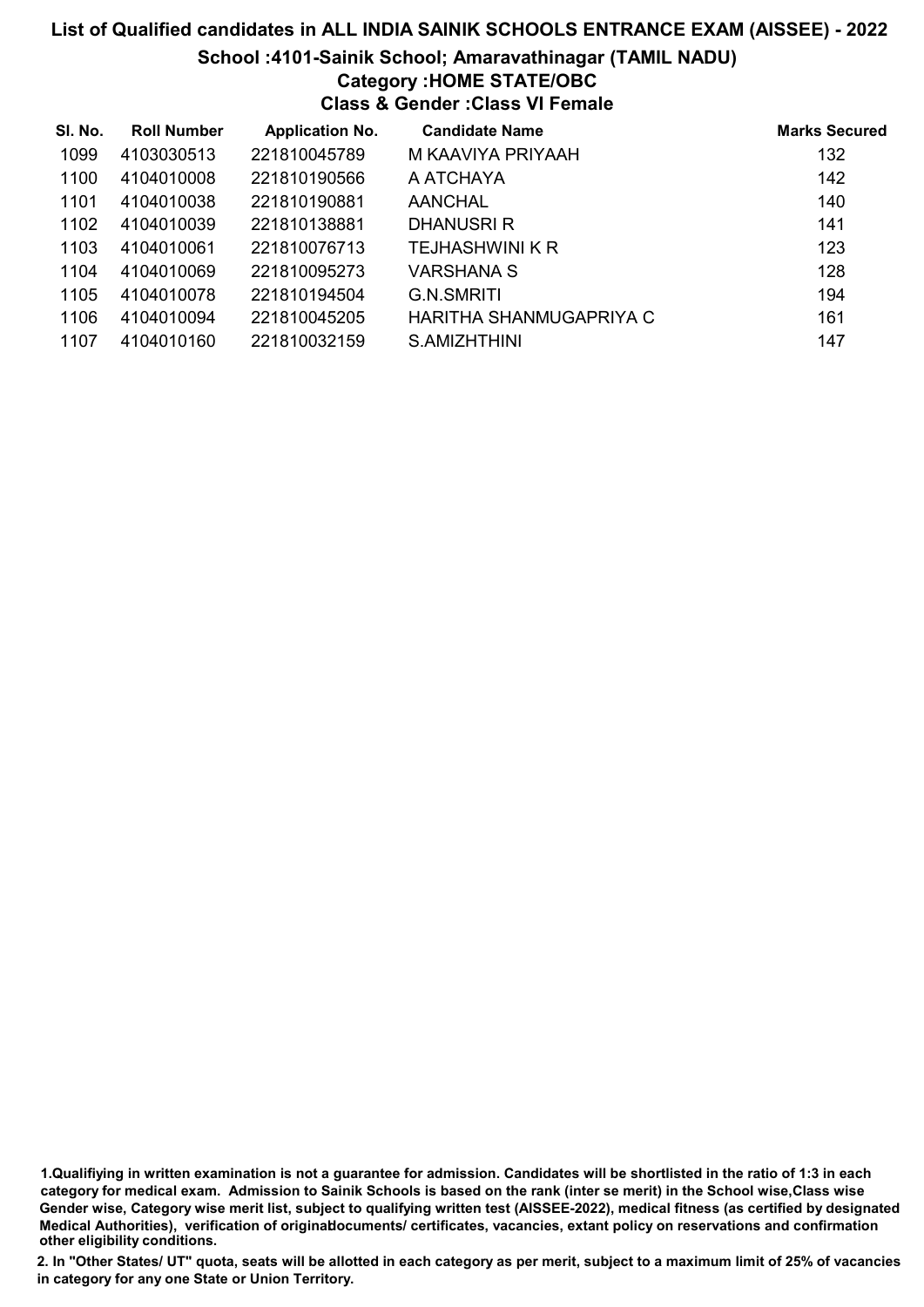# List of Qualified candidates in ALL INDIA SAINIK SCHOOLS ENTRANCE EXAM (AISSEE) - 2022

## School :4101-Sainik School; Amaravathinagar (TAMIL NADU)

### Category :HOME STATE/OBC

### Class & Gender :Class VI Female

| Sl. No. | Roll Number | Application No. | Candidate Name | Marks Secured |
|---|---|---|---|---|
| 1099 | 4103030513 | 221810045789 | M KAAVIYA PRIYAAH | 132 |
| 1100 | 4104010008 | 221810190566 | A ATCHAYA | 142 |
| 1101 | 4104010038 | 221810190881 | AANCHAL | 140 |
| 1102 | 4104010039 | 221810138881 | DHANUSRI R | 141 |
| 1103 | 4104010061 | 221810076713 | TEJHASHWINI K R | 123 |
| 1104 | 4104010069 | 221810095273 | VARSHANA S | 128 |
| 1105 | 4104010078 | 221810194504 | G.N.SMRITI | 194 |
| 1106 | 4104010094 | 221810045205 | HARITHA SHANMUGAPRIYA C | 161 |
| 1107 | 4104010160 | 221810032159 | S.AMIZHTHINI | 147 |

**1.Qualifiying in written examination is not a guarantee for admission. Candidates will be shortlisted in the ratio of 1:3 in each category for medical exam. Admission to Sainik Schools is based on the rank (inter se merit) in the School wise,Class wise Gender wise, Category wise merit list, subject to qualifying written test (AISSEE-2022), medical fitness (as certified by designated Medical Authorities), verification of originaldocuments/ certificates, vacancies, extant policy on reservations and confirmation other eligibility conditions.**

**2. In "Other States/ UT" quota, seats will be allotted in each category as per merit, subject to a maximum limit of 25% of vacancies in category for any one State or Union Territory.**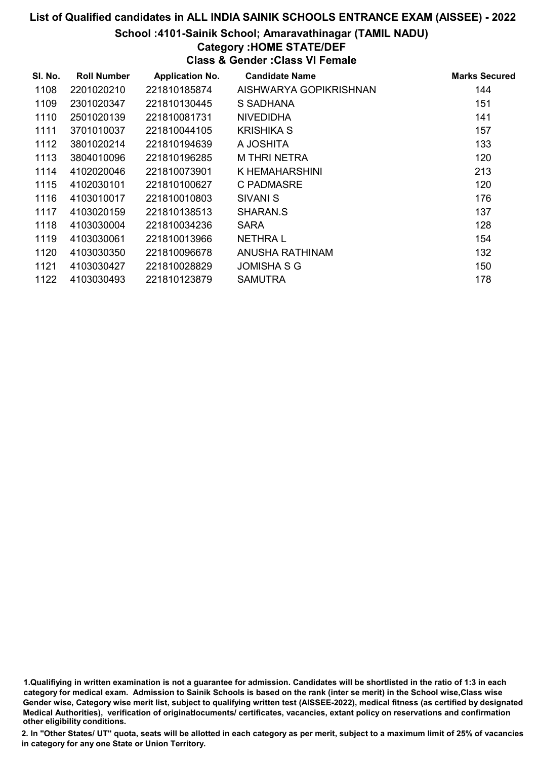# List of Qualified candidates in ALL INDIA SAINIK SCHOOLS ENTRANCE EXAM (AISSEE) - 2022

## School :4101-Sainik School; Amaravathinagar (TAMIL NADU)

### Category :HOME STATE/DEF

### Class & Gender :Class VI Female

| Sl. No. | Roll Number | Application No. | Candidate Name | Marks Secured |
|---|---|---|---|---|
| 1108 | 2201020210 | 221810185874 | AISHWARYA GOPIKRISHNAN | 144 |
| 1109 | 2301020347 | 221810130445 | S SADHANA | 151 |
| 1110 | 2501020139 | 221810081731 | NIVEDIDHA | 141 |
| 1111 | 3701010037 | 221810044105 | KRISHIKA S | 157 |
| 1112 | 3801020214 | 221810194639 | A JOSHITA | 133 |
| 1113 | 3804010096 | 221810196285 | M THRI NETRA | 120 |
| 1114 | 4102020046 | 221810073901 | K HEMAHARSHINI | 213 |
| 1115 | 4102030101 | 221810100627 | C PADMASRE | 120 |
| 1116 | 4103010017 | 221810010803 | SIVANI S | 176 |
| 1117 | 4103020159 | 221810138513 | SHARAN.S | 137 |
| 1118 | 4103030004 | 221810034236 | SARA | 128 |
| 1119 | 4103030061 | 221810013966 | NETHRA L | 154 |
| 1120 | 4103030350 | 221810096678 | ANUSHA RATHINAM | 132 |
| 1121 | 4103030427 | 221810028829 | JOMISHA S G | 150 |
| 1122 | 4103030493 | 221810123879 | SAMUTRA | 178 |

1.Qualifiying in written examination is not a guarantee for admission. Candidates will be shortlisted in the ratio of 1:3 in each category for medical exam. Admission to Sainik Schools is based on the rank (inter se merit) in the School wise,Class wise Gender wise, Category wise merit list, subject to qualifying written test (AISSEE-2022), medical fitness (as certified by designated Medical Authorities), verification of originaldocuments/ certificates, vacancies, extant policy on reservations and confirmation other eligibility conditions.

2. In "Other States/ UT" quota, seats will be allotted in each category as per merit, subject to a maximum limit of 25% of vacancies in category for any one State or Union Territory.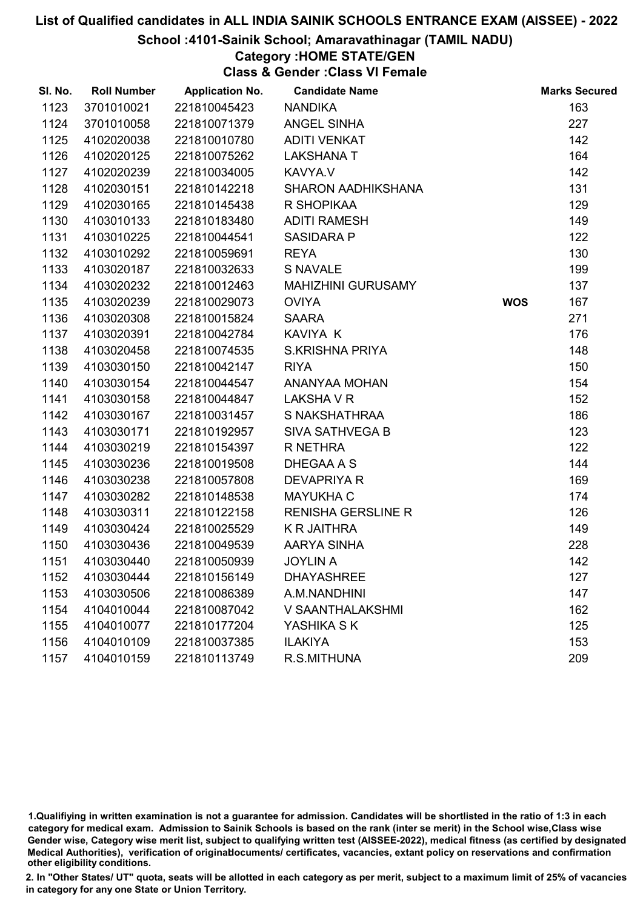# List of Qualified candidates in ALL INDIA SAINIK SCHOOLS ENTRANCE EXAM (AISSEE) - 2022

## School :4101-Sainik School; Amaravathinagar (TAMIL NADU)

### Category :HOME STATE/GEN

### Class & Gender :Class VI Female

| Sl. No. | Roll Number | Application No. | Candidate Name | | Marks Secured |
|---|---|---|---|---|---|
| 1123 | 3701010021 | 221810045423 | NANDIKA | | 163 |
| 1124 | 3701010058 | 221810071379 | ANGEL SINHA | | 227 |
| 1125 | 4102020038 | 221810010780 | ADITI VENKAT | | 142 |
| 1126 | 4102020125 | 221810075262 | LAKSHANA T | | 164 |
| 1127 | 4102020239 | 221810034005 | KAVYA.V | | 142 |
| 1128 | 4102030151 | 221810142218 | SHARON AADHIKSHANA | | 131 |
| 1129 | 4102030165 | 221810145438 | R SHOPIKAA | | 129 |
| 1130 | 4103010133 | 221810183480 | ADITI RAMESH | | 149 |
| 1131 | 4103010225 | 221810044541 | SASIDARA P | | 122 |
| 1132 | 4103010292 | 221810059691 | REYA | | 130 |
| 1133 | 4103020187 | 221810032633 | S NAVALE | | 199 |
| 1134 | 4103020232 | 221810012463 | MAHIZHINI GURUSAMY | | 137 |
| 1135 | 4103020239 | 221810029073 | OVIYA | WOS | 167 |
| 1136 | 4103020308 | 221810015824 | SAARA | | 271 |
| 1137 | 4103020391 | 221810042784 | KAVIYA K | | 176 |
| 1138 | 4103020458 | 221810074535 | S.KRISHNA PRIYA | | 148 |
| 1139 | 4103030150 | 221810042147 | RIYA | | 150 |
| 1140 | 4103030154 | 221810044547 | ANANYAA MOHAN | | 154 |
| 1141 | 4103030158 | 221810044847 | LAKSHA V R | | 152 |
| 1142 | 4103030167 | 221810031457 | S NAKSHATHRAA | | 186 |
| 1143 | 4103030171 | 221810192957 | SIVA SATHVEGA B | | 123 |
| 1144 | 4103030219 | 221810154397 | R NETHRA | | 122 |
| 1145 | 4103030236 | 221810019508 | DHEGAA A S | | 144 |
| 1146 | 4103030238 | 221810057808 | DEVAPRIYA R | | 169 |
| 1147 | 4103030282 | 221810148538 | MAYUKHA C | | 174 |
| 1148 | 4103030311 | 221810122158 | RENISHA GERSLINE R | | 126 |
| 1149 | 4103030424 | 221810025529 | K R JAITHRA | | 149 |
| 1150 | 4103030436 | 221810049539 | AARYA SINHA | | 228 |
| 1151 | 4103030440 | 221810050939 | JOYLIN A | | 142 |
| 1152 | 4103030444 | 221810156149 | DHAYASHREE | | 127 |
| 1153 | 4103030506 | 221810086389 | A.M.NANDHINI | | 147 |
| 1154 | 4104010044 | 221810087042 | V SAANTHALAKSHMI | | 162 |
| 1155 | 4104010077 | 221810177204 | YASHIKA S K | | 125 |
| 1156 | 4104010109 | 221810037385 | ILAKIYA | | 153 |
| 1157 | 4104010159 | 221810113749 | R.S.MITHUNA | | 209 |

1.Qualifiying in written examination is not a guarantee for admission. Candidates will be shortlisted in the ratio of 1:3 in each category for medical exam. Admission to Sainik Schools is based on the rank (inter se merit) in the School wise,Class wise Gender wise, Category wise merit list, subject to qualifying written test (AISSEE-2022), medical fitness (as certified by designated Medical Authorities), verification of originaldocuments/ certificates, vacancies, extant policy on reservations and confirmation other eligibility conditions.

2. In "Other States/ UT" quota, seats will be allotted in each category as per merit, subject to a maximum limit of 25% of vacancies in category for any one State or Union Territory.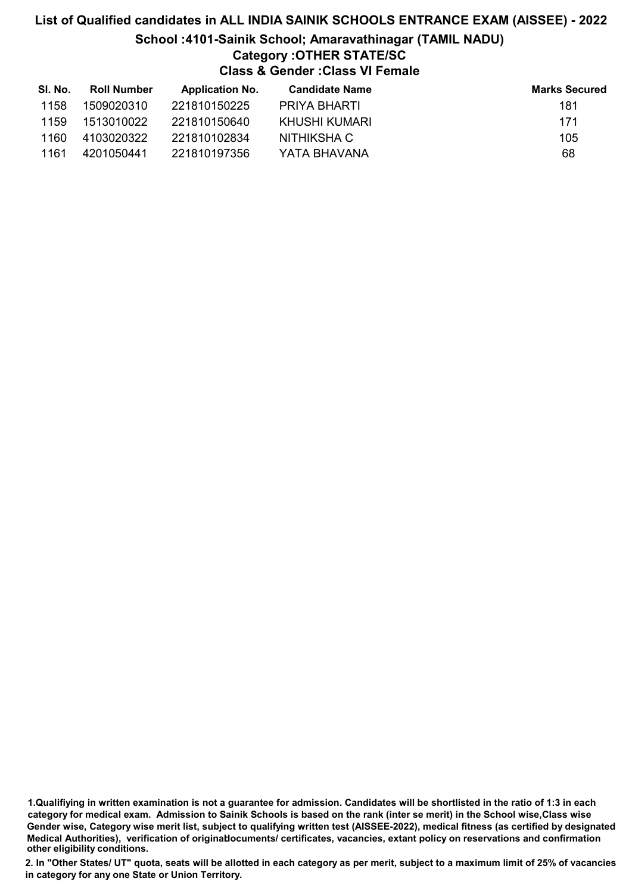# List of Qualified candidates in ALL INDIA SAINIK SCHOOLS ENTRANCE EXAM (AISSEE) - 2022

## School :4101-Sainik School; Amaravathinagar (TAMIL NADU)

### Category :OTHER STATE/SC

### Class & Gender :Class VI Female

| Sl. No. | Roll Number | Application No. | Candidate Name | Marks Secured |
|---|---|---|---|---|
| 1158 | 1509020310 | 221810150225 | PRIYA BHARTI | 181 |
| 1159 | 1513010022 | 221810150640 | KHUSHI KUMARI | 171 |
| 1160 | 4103020322 | 221810102834 | NITHIKSHA C | 105 |
| 1161 | 4201050441 | 221810197356 | YATA BHAVANA | 68 |

**1.Qualifiying in written examination is not a guarantee for admission. Candidates will be shortlisted in the ratio of 1:3 in each category for medical exam. Admission to Sainik Schools is based on the rank (inter se merit) in the School wise,Class wise Gender wise, Category wise merit list, subject to qualifying written test (AISSEE-2022), medical fitness (as certified by designated Medical Authorities), verification of originaldocuments/ certificates, vacancies, extant policy on reservations and confirmation other eligibility conditions.**

**2. In "Other States/ UT" quota, seats will be allotted in each category as per merit, subject to a maximum limit of 25% of vacancies in category for any one State or Union Territory.**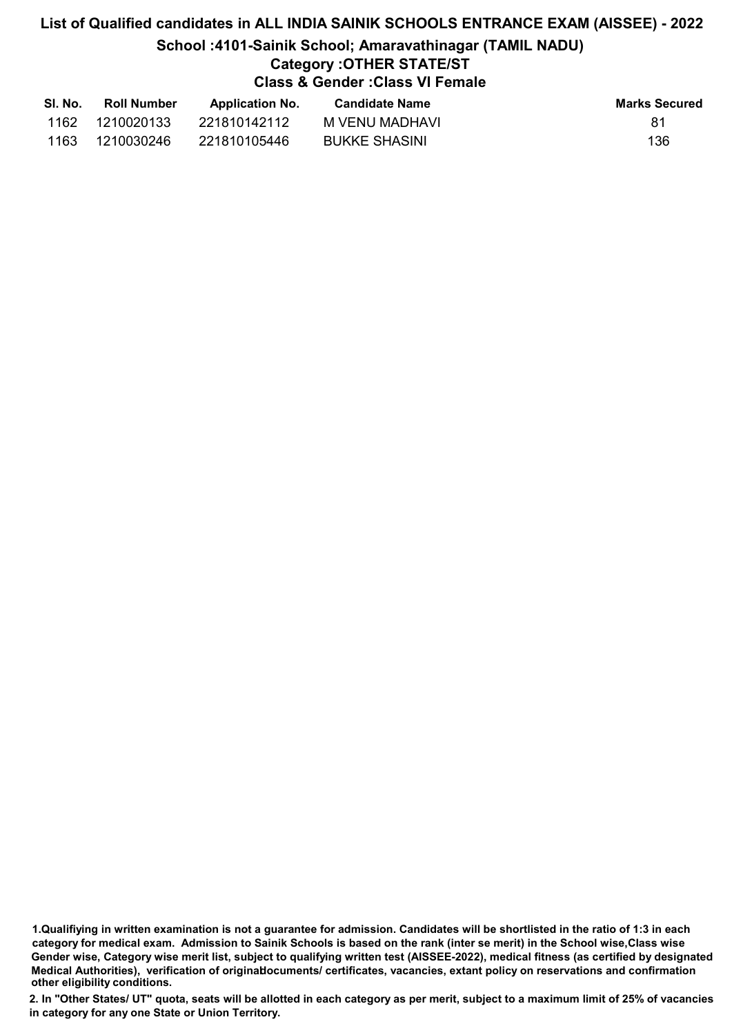# List of Qualified candidates in ALL INDIA SAINIK SCHOOLS ENTRANCE EXAM (AISSEE) - 2022

## School :4101-Sainik School; Amaravathinagar (TAMIL NADU)

### Category :OTHER STATE/ST

### Class & Gender :Class VI Female

| Sl. No. | Roll Number | Application No. | Candidate Name | Marks Secured |
|---|---|---|---|---|
| 1162 | 1210020133 | 221810142112 | M VENU MADHAVI | 81 |
| 1163 | 1210030246 | 221810105446 | BUKKE SHASINI | 136 |

1.Qualifiying in written examination is not a guarantee for admission. Candidates will be shortlisted in the ratio of 1:3 in each category for medical exam. Admission to Sainik Schools is based on the rank (inter se merit) in the School wise,Class wise Gender wise, Category wise merit list, subject to qualifying written test (AISSEE-2022), medical fitness (as certified by designated Medical Authorities), verification of originaldocuments/ certificates, vacancies, extant policy on reservations and confirmation other eligibility conditions.

2. In "Other States/ UT" quota, seats will be allotted in each category as per merit, subject to a maximum limit of 25% of vacancies in category for any one State or Union Territory.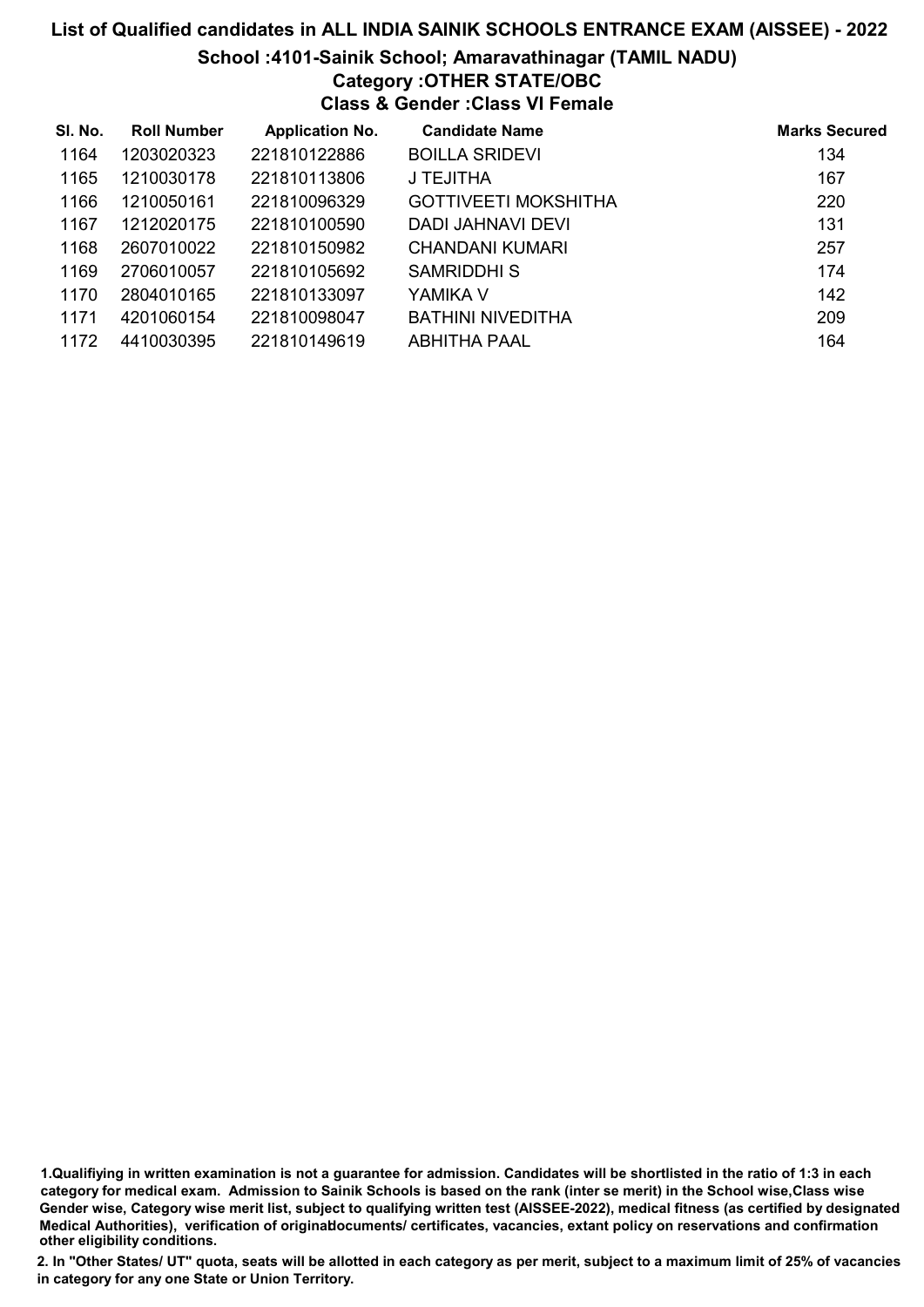# List of Qualified candidates in ALL INDIA SAINIK SCHOOLS ENTRANCE EXAM (AISSEE) - 2022

## School :4101-Sainik School; Amaravathinagar (TAMIL NADU)

### Category :OTHER STATE/OBC

### Class & Gender :Class VI Female

| Sl. No. | Roll Number | Application No. | Candidate Name | Marks Secured |
|---|---|---|---|---|
| 1164 | 1203020323 | 221810122886 | BOILLA SRIDEVI | 134 |
| 1165 | 1210030178 | 221810113806 | J TEJITHA | 167 |
| 1166 | 1210050161 | 221810096329 | GOTTIVEETI MOKSHITHA | 220 |
| 1167 | 1212020175 | 221810100590 | DADI JAHNAVI DEVI | 131 |
| 1168 | 2607010022 | 221810150982 | CHANDANI KUMARI | 257 |
| 1169 | 2706010057 | 221810105692 | SAMRIDDHI S | 174 |
| 1170 | 2804010165 | 221810133097 | YAMIKA V | 142 |
| 1171 | 4201060154 | 221810098047 | BATHINI NIVEDITHA | 209 |
| 1172 | 4410030395 | 221810149619 | ABHITHA PAAL | 164 |

1.Qualifiying in written examination is not a guarantee for admission. Candidates will be shortlisted in the ratio of 1:3 in each category for medical exam. Admission to Sainik Schools is based on the rank (inter se merit) in the School wise,Class wise Gender wise, Category wise merit list, subject to qualifying written test (AISSEE-2022), medical fitness (as certified by designated Medical Authorities), verification of originaldocuments/ certificates, vacancies, extant policy on reservations and confirmation other eligibility conditions.

2. In "Other States/ UT" quota, seats will be allotted in each category as per merit, subject to a maximum limit of 25% of vacancies in category for any one State or Union Territory.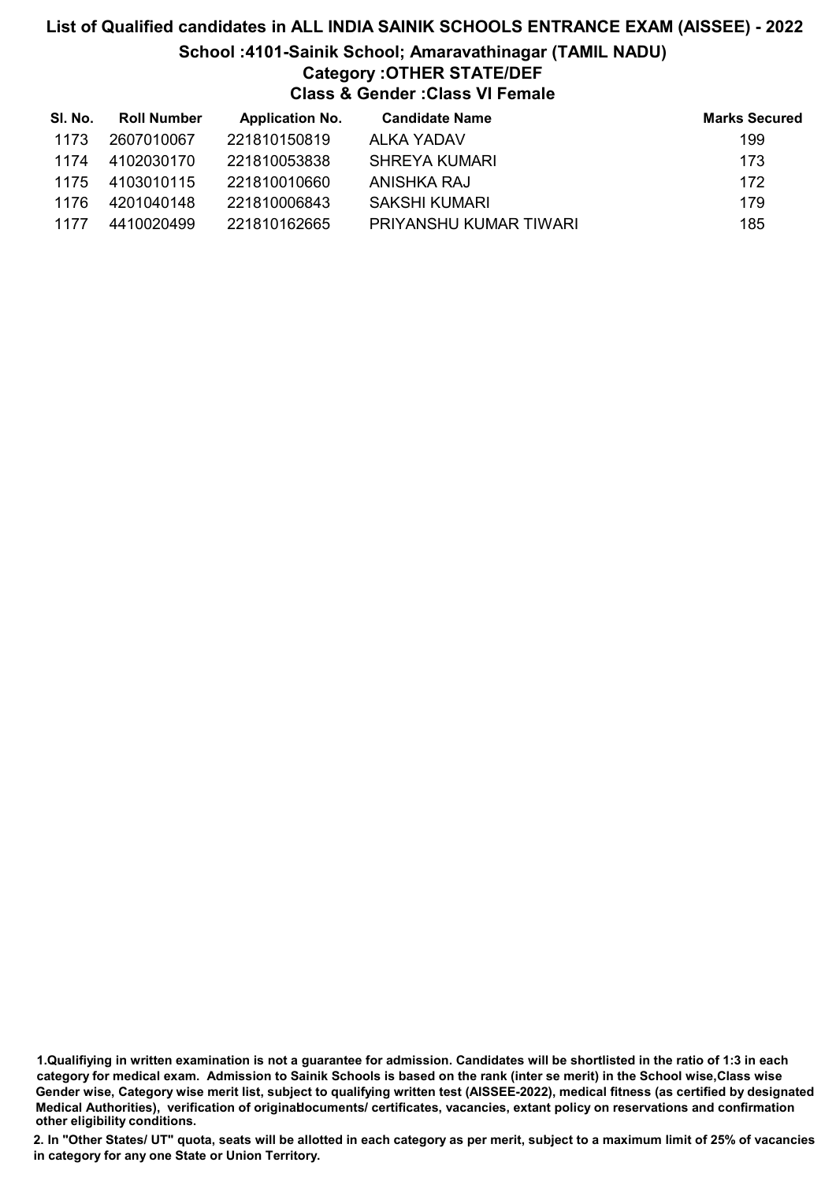# List of Qualified candidates in ALL INDIA SAINIK SCHOOLS ENTRANCE EXAM (AISSEE) - 2022

## School :4101-Sainik School; Amaravathinagar (TAMIL NADU)

## Category :OTHER STATE/DEF

## Class & Gender :Class VI Female

| Sl. No. | Roll Number | Application No. | Candidate Name | Marks Secured |
|---|---|---|---|---|
| 1173 | 2607010067 | 221810150819 | ALKA YADAV | 199 |
| 1174 | 4102030170 | 221810053838 | SHREYA KUMARI | 173 |
| 1175 | 4103010115 | 221810010660 | ANISHKA RAJ | 172 |
| 1176 | 4201040148 | 221810006843 | SAKSHI KUMARI | 179 |
| 1177 | 4410020499 | 221810162665 | PRIYANSHU KUMAR TIWARI | 185 |

**1.Qualifiying in written examination is not a guarantee for admission. Candidates will be shortlisted in the ratio of 1:3 in each category for medical exam. Admission to Sainik Schools is based on the rank (inter se merit) in the School wise,Class wise Gender wise, Category wise merit list, subject to qualifying written test (AISSEE-2022), medical fitness (as certified by designated Medical Authorities), verification of originaldocuments/ certificates, vacancies, extant policy on reservations and confirmation other eligibility conditions.**

**2. In "Other States/ UT" quota, seats will be allotted in each category as per merit, subject to a maximum limit of 25% of vacancies in category for any one State or Union Territory.**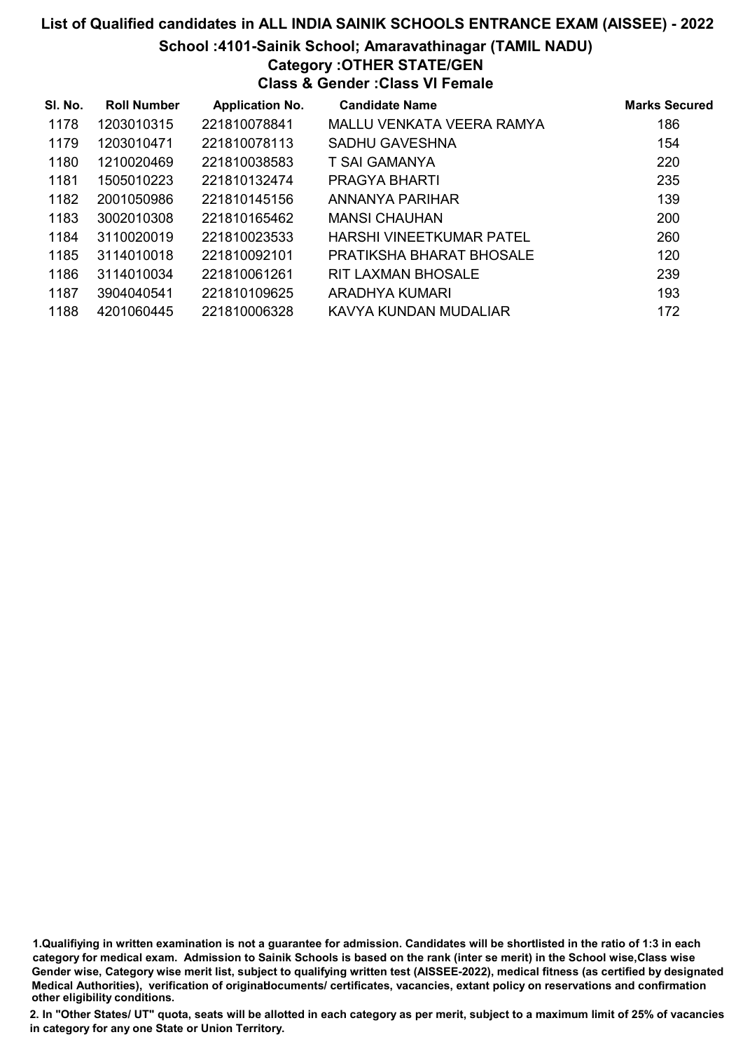# List of Qualified candidates in ALL INDIA SAINIK SCHOOLS ENTRANCE EXAM (AISSEE) - 2022

## School :4101-Sainik School; Amaravathinagar (TAMIL NADU)

### Category :OTHER STATE/GEN

### Class & Gender :Class VI Female

| Sl. No. | Roll Number | Application No. | Candidate Name | Marks Secured |
|---|---|---|---|---|
| 1178 | 1203010315 | 221810078841 | MALLU VENKATA VEERA RAMYA | 186 |
| 1179 | 1203010471 | 221810078113 | SADHU GAVESHNA | 154 |
| 1180 | 1210020469 | 221810038583 | T SAI GAMANYA | 220 |
| 1181 | 1505010223 | 221810132474 | PRAGYA BHARTI | 235 |
| 1182 | 2001050986 | 221810145156 | ANNANYA PARIHAR | 139 |
| 1183 | 3002010308 | 221810165462 | MANSI CHAUHAN | 200 |
| 1184 | 3110020019 | 221810023533 | HARSHI VINEETKUMAR PATEL | 260 |
| 1185 | 3114010018 | 221810092101 | PRATIKSHA BHARAT BHOSALE | 120 |
| 1186 | 3114010034 | 221810061261 | RIT LAXMAN BHOSALE | 239 |
| 1187 | 3904040541 | 221810109625 | ARADHYA KUMARI | 193 |
| 1188 | 4201060445 | 221810006328 | KAVYA KUNDAN MUDALIAR | 172 |

1.Qualifiying in written examination is not a guarantee for admission. Candidates will be shortlisted in the ratio of 1:3 in each category for medical exam. Admission to Sainik Schools is based on the rank (inter se merit) in the School wise,Class wise Gender wise, Category wise merit list, subject to qualifying written test (AISSEE-2022), medical fitness (as certified by designated Medical Authorities), verification of originaldocuments/ certificates, vacancies, extant policy on reservations and confirmation other eligibility conditions.

2. In "Other States/ UT" quota, seats will be allotted in each category as per merit, subject to a maximum limit of 25% of vacancies in category for any one State or Union Territory.